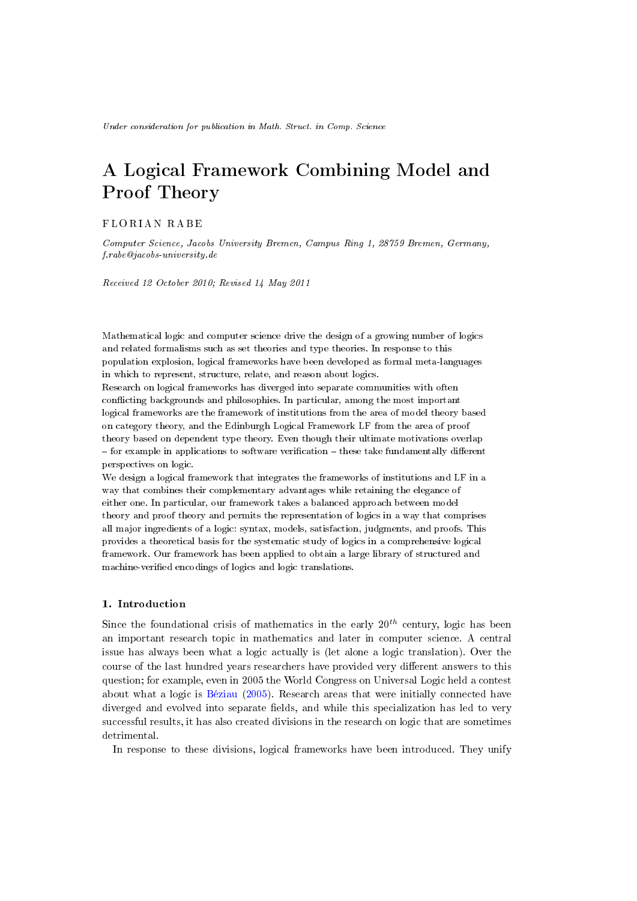*Under consideration for publication in Math. Struct. in Comp. Science*

# A Logical Framework Combining Model and Proof Theory

FLORIAN RABE

*Computer Science, Jacobs University Bremen, Campus Ring 1, 28759 Bremen, Germany, f.rabe@jacobs-university.de*

*Received 12 October 2010; Revised 14 May 2011*

Mathematical logic and computer science drive the design of a growing number of logics and related formalisms such as set theories and type theories. In response to this population explosion, logical frameworks have been developed as formal meta-languages in which to represent, structure, relate, and reason about logics.

Research on logical frameworks has diverged into separate communities with often conflicting backgrounds and philosophies. In particular, among the most important logical frameworks are the framework of institutions from the area of model theory based on category theory, and the Edinburgh Logical Framework LF from the area of proof theory based on dependent type theory. Even though their ultimate motivations overlap – for example in applications to software verification – these take fundamentally different perspectives on logic.

We design a logical framework that integrates the frameworks of institutions and LF in a way that combines their complementary advantages while retaining the elegance of either one. In particular, our framework takes a balanced approach between model theory and proof theory and permits the representation of logics in a way that comprises all major ingredients of a logic: syntax, models, satisfaction, judgments, and proofs. This provides a theoretical basis for the systematic study of logics in a comprehensive logical framework. Our framework has been applied to obtain a large library of structured and machine-verified encodings of logics and logic translations.

## 1. Introduction

Since the foundational crisis of mathematics in the early $20^{th}$ century, logic has been an important research topic in mathematics and later in computer science. A central issue has always been what a logic actually is (let alone a logic translation). Over the course of the last hundred years researchers have provided very different answers to this question; for example, even in 2005 the World Congress on Universal Logic held a contest about what a logic is Béziau (2005). Research areas that were initially connected have diverged and evolved into separate fields, and while this specialization has led to very successful results, it has also created divisions in the research on logic that are sometimes detrimental.

In response to these divisions, logical frameworks have been introduced. They unify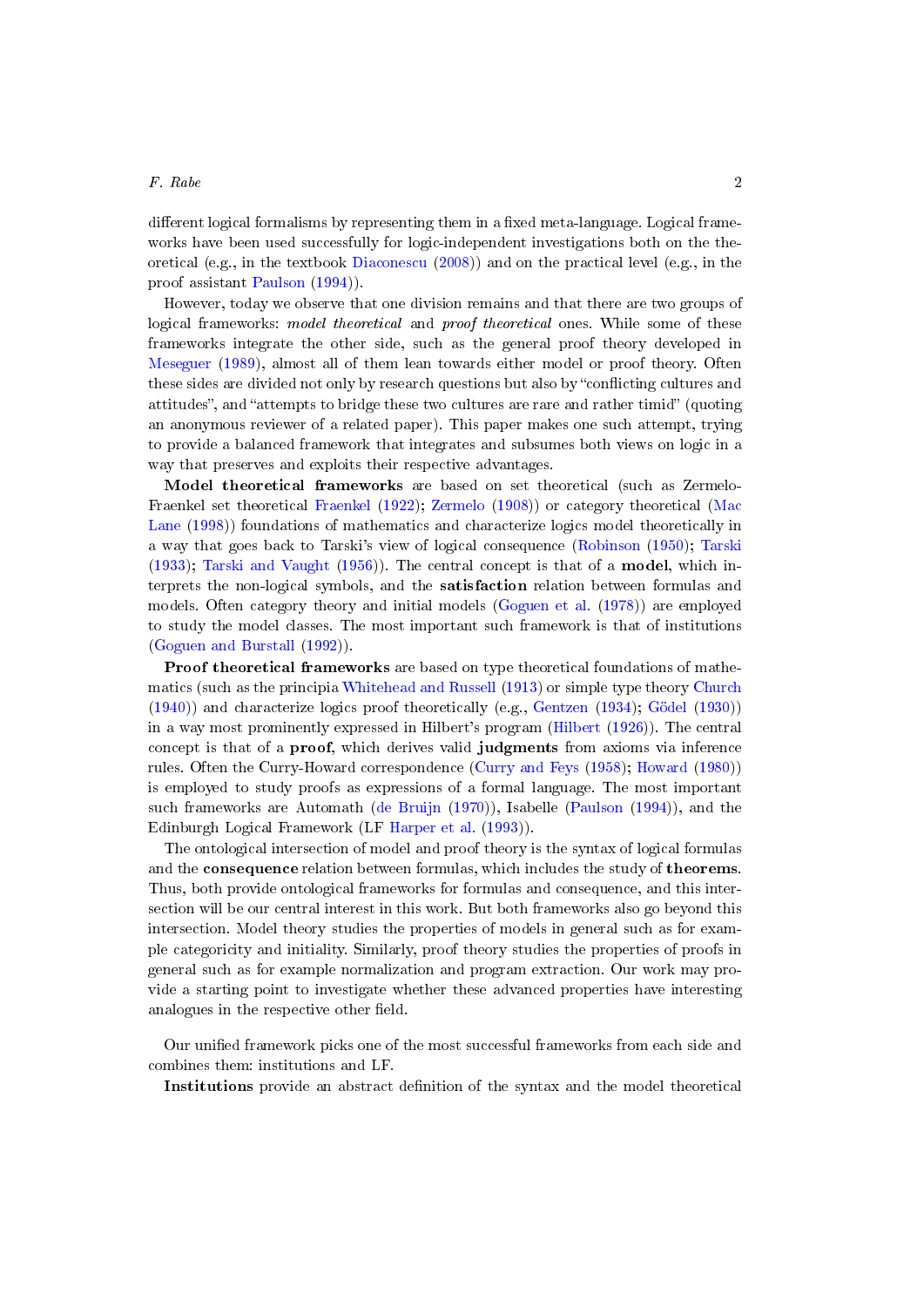different logical formalisms by representing them in a fixed meta-language. Logical frameworks have been used successfully for logic-independent investigations both on the theoretical (e.g., in the textbook Diaconescu (2008)) and on the practical level (e.g., in the proof assistant Paulson (1994)).

However, today we observe that one division remains and that there are two groups of logical frameworks: *model theoretical* and *proof theoretical* ones. While some of these frameworks integrate the other side, such as the general proof theory developed in Meseguer (1989), almost all of them lean towards either model or proof theory. Often these sides are divided not only by research questions but also by "conflicting cultures and attitudes", and "attempts to bridge these two cultures are rare and rather timid" (quoting an anonymous reviewer of a related paper). This paper makes one such attempt, trying to provide a balanced framework that integrates and subsumes both views on logic in a way that preserves and exploits their respective advantages.

**Model theoretical frameworks** are based on set theoretical (such as Zermelo-Fraenkel set theoretical Fraenkel (1922); Zermelo (1908)) or category theoretical (Mac Lane (1998)) foundations of mathematics and characterize logics model theoretically in a way that goes back to Tarski's view of logical consequence (Robinson (1950); Tarski (1933); Tarski and Vaught (1956)). The central concept is that of a **model**, which interprets the non-logical symbols, and the **satisfaction** relation between formulas and models. Often category theory and initial models (Goguen et al. (1978)) are employed to study the model classes. The most important such framework is that of institutions (Goguen and Burstall (1992)).

**Proof theoretical frameworks** are based on type theoretical foundations of mathematics (such as the principia Whitehead and Russell (1913) or simple type theory Church (1940)) and characterize logics proof theoretically (e.g., Gentzen (1934); Gödel (1930)) in a way most prominently expressed in Hilbert's program (Hilbert (1926)). The central concept is that of a **proof**, which derives valid **judgments** from axioms via inference rules. Often the Curry-Howard correspondence (Curry and Feys (1958); Howard (1980)) is employed to study proofs as expressions of a formal language. The most important such frameworks are Automath (de Bruijn (1970)), Isabelle (Paulson (1994)), and the Edinburgh Logical Framework (LF Harper et al. (1993)).

The ontological intersection of model and proof theory is the syntax of logical formulas and the **consequence** relation between formulas, which includes the study of **theorems**. Thus, both provide ontological frameworks for formulas and consequence, and this intersection will be our central interest in this work. But both frameworks also go beyond this intersection. Model theory studies the properties of models in general such as for example categoricity and initiality. Similarly, proof theory studies the properties of proofs in general such as for example normalization and program extraction. Our work may provide a starting point to investigate whether these advanced properties have interesting analogues in the respective other field.

Our unified framework picks one of the most successful frameworks from each side and combines them: institutions and LF.

**Institutions** provide an abstract definition of the syntax and the model theoretical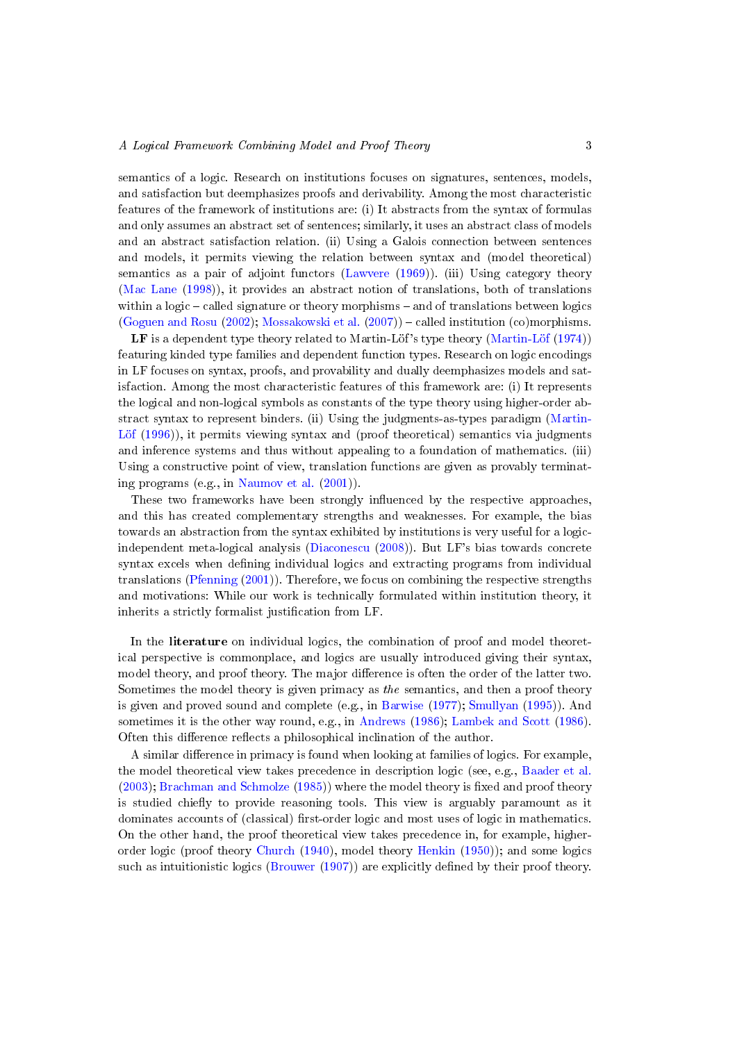semantics of a logic. Research on institutions focuses on signatures, sentences, models, and satisfaction but deemphasizes proofs and derivability. Among the most characteristic features of the framework of institutions are: (i) It abstracts from the syntax of formulas and only assumes an abstract set of sentences; similarly, it uses an abstract class of models and an abstract satisfaction relation. (ii) Using a Galois connection between sentences and models, it permits viewing the relation between syntax and (model theoretical) semantics as a pair of adjoint functors (Lawvere (1969)). (iii) Using category theory (Mac Lane (1998)), it provides an abstract notion of translations, both of translations within a logic – called signature or theory morphisms – and of translations between logics (Goguen and Rosu (2002); Mossakowski et al. (2007)) – called institution (co)morphisms.

**LF** is a dependent type theory related to Martin-Löf's type theory (Martin-Löf (1974)) featuring kinded type families and dependent function types. Research on logic encodings in LF focuses on syntax, proofs, and provability and dually deemphasizes models and satisfaction. Among the most characteristic features of this framework are: (i) It represents the logical and non-logical symbols as constants of the type theory using higher-order abstract syntax to represent binders. (ii) Using the judgments-as-types paradigm (Martin-Löf (1996)), it permits viewing syntax and (proof theoretical) semantics via judgments and inference systems and thus without appealing to a foundation of mathematics. (iii) Using a constructive point of view, translation functions are given as provably terminating programs (e.g., in Naumov et al. (2001)).

These two frameworks have been strongly influenced by the respective approaches, and this has created complementary strengths and weaknesses. For example, the bias towards an abstraction from the syntax exhibited by institutions is very useful for a logic-independent meta-logical analysis (Diaconescu (2008)). But LF's bias towards concrete syntax excels when defining individual logics and extracting programs from individual translations (Pfenning (2001)). Therefore, we focus on combining the respective strengths and motivations: While our work is technically formulated within institution theory, it inherits a strictly formalist justification from LF.

In the **literature** on individual logics, the combination of proof and model theoretical perspective is commonplace, and logics are usually introduced giving their syntax, model theory, and proof theory. The major difference is often the order of the latter two. Sometimes the model theory is given primacy as *the* semantics, and then a proof theory is given and proved sound and complete (e.g., in Barwise (1977); Smullyan (1995)). And sometimes it is the other way round, e.g., in Andrews (1986); Lambek and Scott (1986). Often this difference reflects a philosophical inclination of the author.

A similar difference in primacy is found when looking at families of logics. For example, the model theoretical view takes precedence in description logic (see, e.g., Baader et al. (2003); Brachman and Schmolze (1985)) where the model theory is fixed and proof theory is studied chiefly to provide reasoning tools. This view is arguably paramount as it dominates accounts of (classical) first-order logic and most uses of logic in mathematics. On the other hand, the proof theoretical view takes precedence in, for example, higher-order logic (proof theory Church (1940), model theory Henkin (1950)); and some logics such as intuitionistic logics (Brouwer (1907)) are explicitly defined by their proof theory.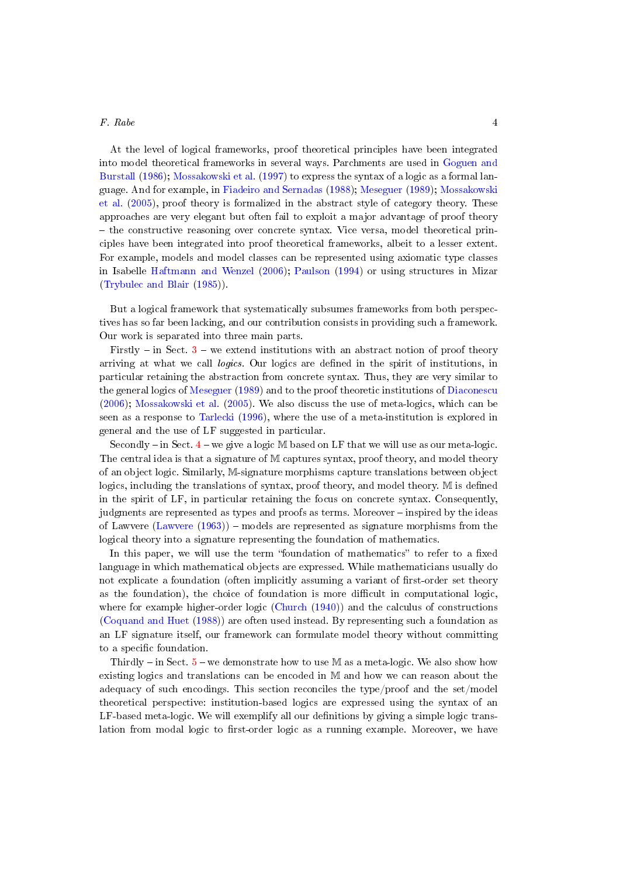At the level of logical frameworks, proof theoretical principles have been integrated into model theoretical frameworks in several ways. Parchments are used in Goguen and Burstall (1986); Mossakowski et al. (1997) to express the syntax of a logic as a formal language. And for example, in Fiadeiro and Sernadas (1988); Meseguer (1989); Mossakowski et al. (2005), proof theory is formalized in the abstract style of category theory. These approaches are very elegant but often fail to exploit a major advantage of proof theory – the constructive reasoning over concrete syntax. Vice versa, model theoretical principles have been integrated into proof theoretical frameworks, albeit to a lesser extent. For example, models and model classes can be represented using axiomatic type classes in Isabelle Haftmann and Wenzel (2006); Paulson (1994) or using structures in Mizar (Trybulec and Blair (1985)).

But a logical framework that systematically subsumes frameworks from both perspectives has so far been lacking, and our contribution consists in providing such a framework. Our work is separated into three main parts.

Firstly – in Sect. 3 – we extend institutions with an abstract notion of proof theory arriving at what we call *logics*. Our logics are defined in the spirit of institutions, in particular retaining the abstraction from concrete syntax. Thus, they are very similar to the general logics of Meseguer (1989) and to the proof theoretic institutions of Diaconescu (2006); Mossakowski et al. (2005). We also discuss the use of meta-logics, which can be seen as a response to Tarlecki (1996), where the use of a meta-institution is explored in general and the use of LF suggested in particular.

Secondly – in Sect. 4 – we give a logic $\mathbb{M}$ based on LF that we will use as our meta-logic. The central idea is that a signature of $\mathbb{M}$ captures syntax, proof theory, and model theory of an object logic. Similarly, $\mathbb{M}$-signature morphisms capture translations between object logics, including the translations of syntax, proof theory, and model theory. $\mathbb{M}$ is defined in the spirit of LF, in particular retaining the focus on concrete syntax. Consequently, judgments are represented as types and proofs as terms. Moreover – inspired by the ideas of Lawvere (Lawvere (1963)) – models are represented as signature morphisms from the logical theory into a signature representing the foundation of mathematics.

In this paper, we will use the term "foundation of mathematics" to refer to a fixed language in which mathematical objects are expressed. While mathematicians usually do not explicate a foundation (often implicitly assuming a variant of first-order set theory as the foundation), the choice of foundation is more difficult in computational logic, where for example higher-order logic (Church (1940)) and the calculus of constructions (Coquand and Huet (1988)) are often used instead. By representing such a foundation as an LF signature itself, our framework can formulate model theory without committing to a specific foundation.

Thirdly – in Sect. 5 – we demonstrate how to use $\mathbb{M}$ as a meta-logic. We also show how existing logics and translations can be encoded in $\mathbb{M}$ and how we can reason about the adequacy of such encodings. This section reconciles the type/proof and the set/model theoretical perspective: institution-based logics are expressed using the syntax of an LF-based meta-logic. We will exemplify all our definitions by giving a simple logic translation from modal logic to first-order logic as a running example. Moreover, we have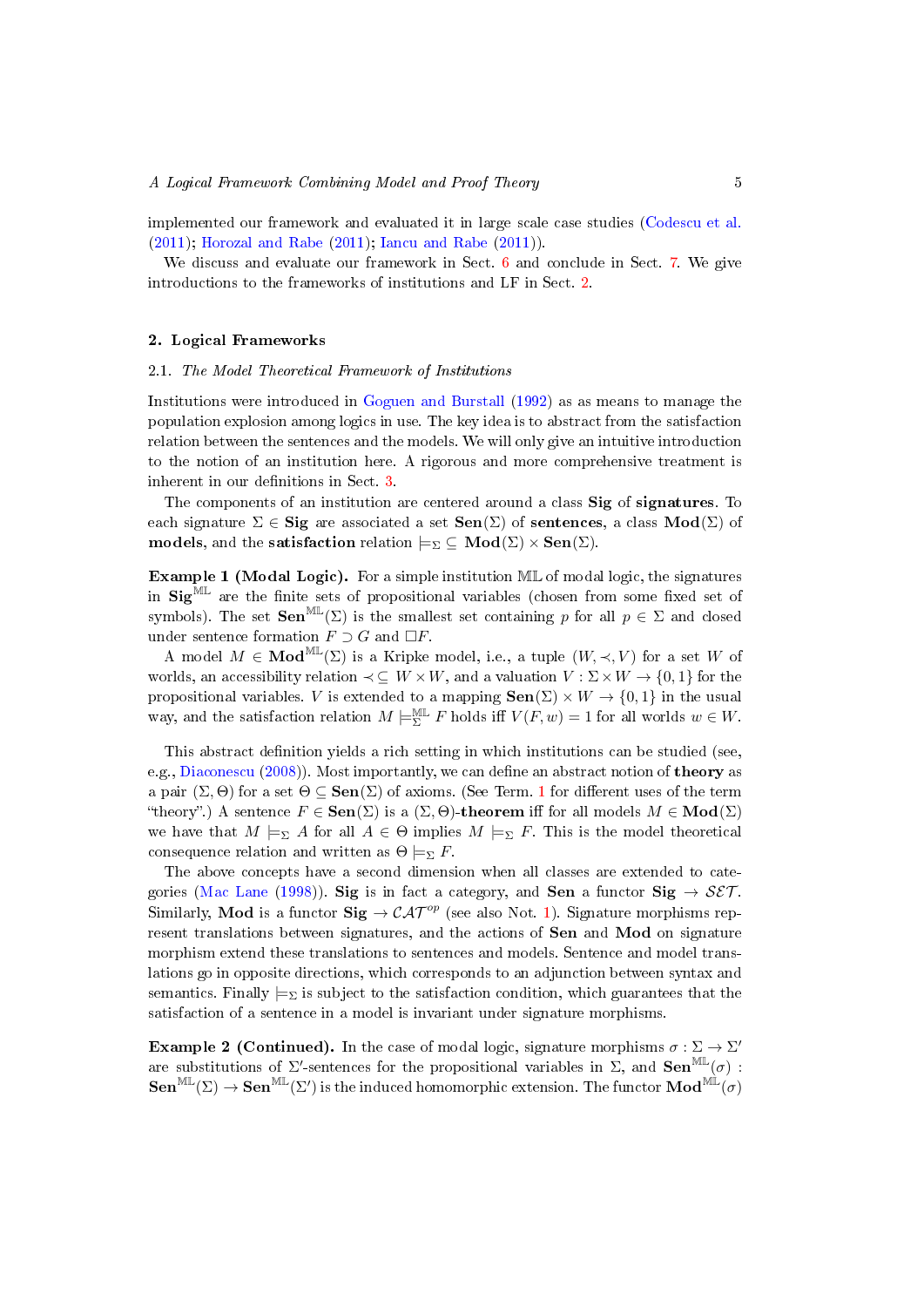implemented our framework and evaluated it in large scale case studies (Codescu et al. (2011); Horozal and Rabe (2011); Iancu and Rabe (2011)).

We discuss and evaluate our framework in Sect. 6 and conclude in Sect. 7. We give introductions to the frameworks of institutions and LF in Sect. 2.

## 2. Logical Frameworks

### 2.1. *The Model Theoretical Framework of Institutions*

Institutions were introduced in Goguen and Burstall (1992) as as means to manage the population explosion among logics in use. The key idea is to abstract from the satisfaction relation between the sentences and the models. We will only give an intuitive introduction to the notion of an institution here. A rigorous and more comprehensive treatment is inherent in our definitions in Sect. 3.

The components of an institution are centered around a class **Sig** of **signatures**. To each signature $\Sigma \in \mathbf{Sig}$ are associated a set $\mathbf{Sen}(\Sigma)$ of **sentences**, a class $\mathbf{Mod}(\Sigma)$ of **models**, and the **satisfaction** relation $\models_\Sigma \subseteq \mathbf{Mod}(\Sigma) \times \mathbf{Sen}(\Sigma)$.

**Example 1 (Modal Logic).** For a simple institution $\mathbb{ML}$ of modal logic, the signatures in $\mathbf{Sig}^{\mathbb{ML}}$ are the finite sets of propositional variables (chosen from some fixed set of symbols). The set $\mathbf{Sen}^{\mathbb{ML}}(\Sigma)$ is the smallest set containing $p$ for all $p \in \Sigma$ and closed under sentence formation $F \supset G$ and $\Box F$.

A model $M \in \mathbf{Mod}^{\mathbb{ML}}(\Sigma)$ is a Kripke model, i.e., a tuple $(W, \prec, V)$ for a set $W$ of worlds, an accessibility relation $\prec \subseteq W \times W$, and a valuation $V : \Sigma \times W \to \{0, 1\}$ for the propositional variables. $V$ is extended to a mapping $\mathbf{Sen}(\Sigma) \times W \to \{0, 1\}$ in the usual way, and the satisfaction relation $M \models^{\mathbb{ML}}_\Sigma F$ holds iff $V(F, w) = 1$ for all worlds $w \in W$.

This abstract definition yields a rich setting in which institutions can be studied (see, e.g., Diaconescu (2008)). Most importantly, we can define an abstract notion of **theory** as a pair $(\Sigma, \Theta)$ for a set $\Theta \subseteq \mathbf{Sen}(\Sigma)$ of axioms. (See Term. 1 for different uses of the term "theory".) A sentence $F \in \mathbf{Sen}(\Sigma)$ is a $(\Sigma, \Theta)$-**theorem** iff for all models $M \in \mathbf{Mod}(\Sigma)$ we have that $M \models_\Sigma A$ for all $A \in \Theta$ implies $M \models_\Sigma F$. This is the model theoretical consequence relation and written as $\Theta \models_\Sigma F$.

The above concepts have a second dimension when all classes are extended to categories (Mac Lane (1998)). **Sig** is in fact a category, and **Sen** a functor $\mathbf{Sig} \to \mathcal{SET}$. Similarly, **Mod** is a functor $\mathbf{Sig} \to \mathcal{CAT}^{op}$ (see also Not. 1). Signature morphisms represent translations between signatures, and the actions of **Sen** and **Mod** on signature morphism extend these translations to sentences and models. Sentence and model translations go in opposite directions, which corresponds to an adjunction between syntax and semantics. Finally $\models_\Sigma$ is subject to the satisfaction condition, which guarantees that the satisfaction of a sentence in a model is invariant under signature morphisms.

**Example 2 (Continued).** In the case of modal logic, signature morphisms $\sigma : \Sigma \to \Sigma'$ are substitutions of $\Sigma'$-sentences for the propositional variables in $\Sigma$, and $\mathbf{Sen}^{\mathbb{ML}}(\sigma) : \mathbf{Sen}^{\mathbb{ML}}(\Sigma) \to \mathbf{Sen}^{\mathbb{ML}}(\Sigma')$ is the induced homomorphic extension. The functor $\mathbf{Mod}^{\mathbb{ML}}(\sigma)$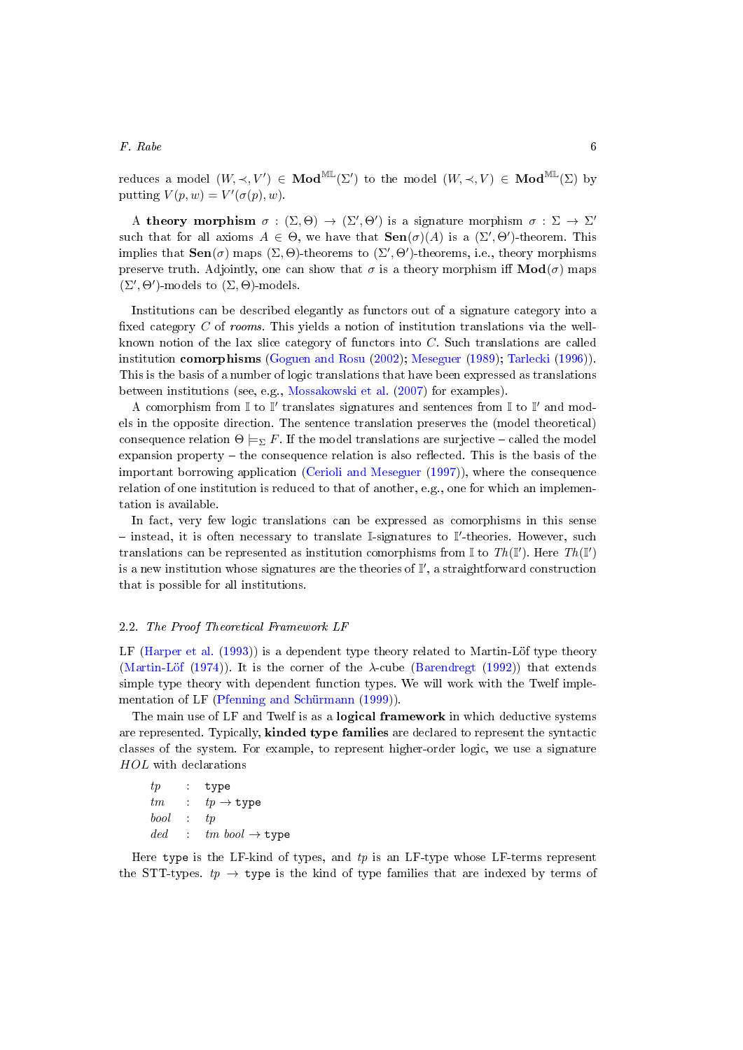reduces a model $(W, \prec, V') \in \mathbf{Mod}^{\mathbb{ML}}(\Sigma')$ to the model $(W, \prec, V) \in \mathbf{Mod}^{\mathbb{ML}}(\Sigma)$ by putting $V(p, w) = V'(\sigma(p), w)$.

A **theory morphism** $\sigma : (\Sigma, \Theta) \to (\Sigma', \Theta')$ is a signature morphism $\sigma : \Sigma \to \Sigma'$ such that for all axioms $A \in \Theta$, we have that $\mathbf{Sen}(\sigma)(A)$ is a $(\Sigma', \Theta')$-theorem. This implies that $\mathbf{Sen}(\sigma)$ maps $(\Sigma, \Theta)$-theorems to $(\Sigma', \Theta')$-theorems, i.e., theory morphisms preserve truth. Adjointly, one can show that $\sigma$ is a theory morphism iff $\mathbf{Mod}(\sigma)$ maps $(\Sigma', \Theta')$-models to $(\Sigma, \Theta)$-models.

Institutions can be described elegantly as functors out of a signature category into a fixed category $C$ of *rooms*. This yields a notion of institution translations via the well-known notion of the lax slice category of functors into $C$. Such translations are called institution **comorphisms** (Goguen and Rosu (2002); Meseguer (1989); Tarlecki (1996)). This is the basis of a number of logic translations that have been expressed as translations between institutions (see, e.g., Mossakowski et al. (2007) for examples).

A comorphism from $\mathbb{I}$ to $\mathbb{I}'$ translates signatures and sentences from $\mathbb{I}$ to $\mathbb{I}'$ and models in the opposite direction. The sentence translation preserves the (model theoretical) consequence relation $\Theta \models_\Sigma F$. If the model translations are surjective – called the model expansion property – the consequence relation is also reflected. This is the basis of the important borrowing application (Cerioli and Meseguer (1997)), where the consequence relation of one institution is reduced to that of another, e.g., one for which an implementation is available.

In fact, very few logic translations can be expressed as comorphisms in this sense – instead, it is often necessary to translate $\mathbb{I}$-signatures to $\mathbb{I}'$-theories. However, such translations can be represented as institution comorphisms from $\mathbb{I}$ to $Th(\mathbb{I}')$. Here $Th(\mathbb{I}')$ is a new institution whose signatures are the theories of $\mathbb{I}'$, a straightforward construction that is possible for all institutions.

### 2.2. *The Proof Theoretical Framework LF*

LF (Harper et al. (1993)) is a dependent type theory related to Martin-Löf type theory (Martin-Löf (1974)). It is the corner of the $\lambda$-cube (Barendregt (1992)) that extends simple type theory with dependent function types. We will work with the Twelf implementation of LF (Pfenning and Schürmann (1999)).

The main use of LF and Twelf is as a **logical framework** in which deductive systems are represented. Typically, **kinded type families** are declared to represent the syntactic classes of the system. For example, to represent higher-order logic, we use a signature $HOL$ with declarations

$$
\begin{array}{lll}
tp & : & \texttt{type} \\
tm & : & tp \to \texttt{type} \\
bool & : & tp \\
ded & : & tm\ bool \to \texttt{type}
\end{array}
$$

Here `type` is the LF-kind of types, and $tp$ is an LF-type whose LF-terms represent the STT-types. $tp \to \texttt{type}$ is the kind of type families that are indexed by terms of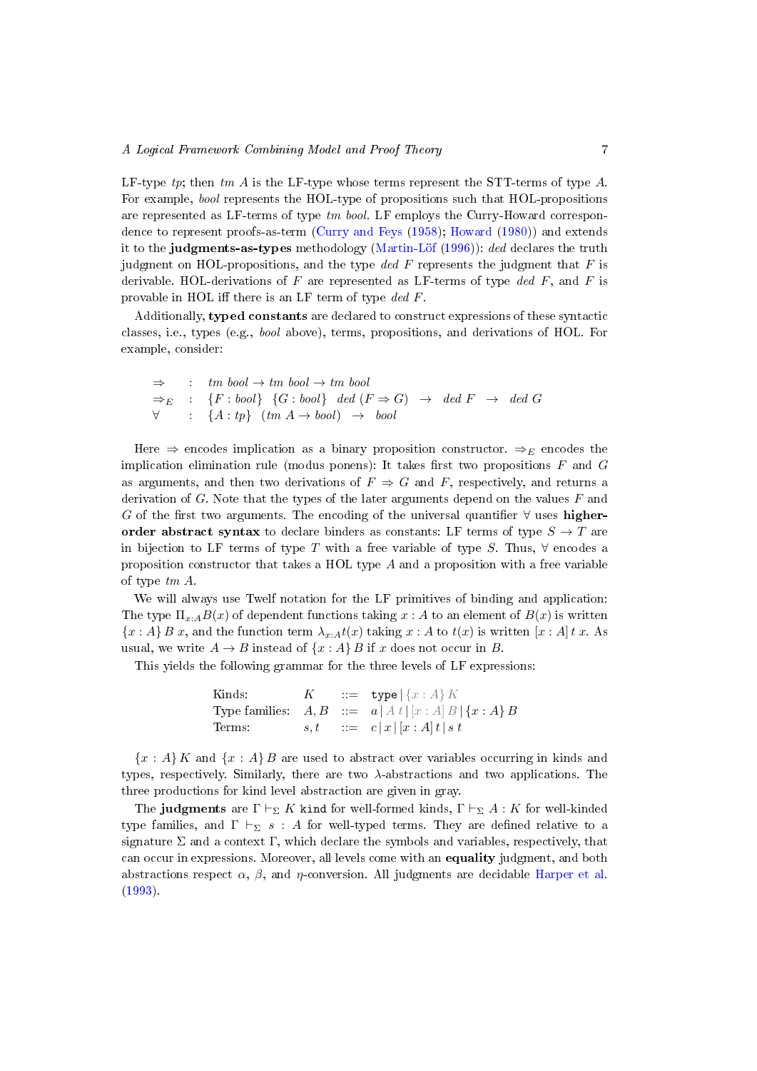LF-type *tp*; then *tm A* is the LF-type whose terms represent the STT-terms of type $A$. For example, *bool* represents the HOL-type of propositions such that HOL-propositions are represented as LF-terms of type *tm bool*. LF employs the Curry-Howard correspondence to represent proofs-as-term (Curry and Feys (1958); Howard (1980)) and extends it to the **judgments-as-types** methodology (Martin-Löf (1996)): *ded* declares the truth judgment on HOL-propositions, and the type *ded F* represents the judgment that $F$ is derivable. HOL-derivations of $F$ are represented as LF-terms of type *ded F*, and $F$ is provable in HOL iff there is an LF term of type *ded F*.

Additionally, **typed constants** are declared to construct expressions of these syntactic classes, i.e., types (e.g., *bool* above), terms, propositions, and derivations of HOL. For example, consider:

$$
\begin{array}{lll}
\Rightarrow & : & \mathit{tm\ bool} \to \mathit{tm\ bool} \to \mathit{tm\ bool} \\
\Rightarrow_E & : & \{F : \mathit{bool}\}\ \{G : \mathit{bool}\}\ \ \mathit{ded}\ (F \Rightarrow G)\ \ \to\ \ \mathit{ded}\ F\ \ \to\ \ \mathit{ded}\ G \\
\forall & : & \{A : \mathit{tp}\}\ \ (\mathit{tm}\ A \to \mathit{bool})\ \ \to\ \ \mathit{bool}
\end{array}
$$

Here $\Rightarrow$ encodes implication as a binary proposition constructor. $\Rightarrow_E$ encodes the implication elimination rule (modus ponens): It takes first two propositions $F$ and $G$ as arguments, and then two derivations of $F \Rightarrow G$ and $F$, respectively, and returns a derivation of $G$. Note that the types of the later arguments depend on the values $F$ and $G$ of the first two arguments. The encoding of the universal quantifier $\forall$ uses **higher-order abstract syntax** to declare binders as constants: LF terms of type $S \to T$ are in bijection to LF terms of type $T$ with a free variable of type $S$. Thus, $\forall$ encodes a proposition constructor that takes a HOL type $A$ and a proposition with a free variable of type *tm A*.

We will always use Twelf notation for the LF primitives of binding and application: The type $\Pi_{x:A}B(x)$ of dependent functions taking $x : A$ to an element of $B(x)$ is written $\{x : A\}\, B\ x$, and the function term $\lambda_{x:A}t(x)$ taking $x : A$ to $t(x)$ is written $[x : A]\, t\ x$. As usual, we write $A \to B$ instead of $\{x : A\}\, B$ if $x$ does not occur in $B$.

This yields the following grammar for the three levels of LF expressions:

$$
\begin{array}{llcl}
\text{Kinds:} & K & ::= & \mathtt{type} \mid \{x : A\}\, K \\
\text{Type families:} & A, B & ::= & a \mid A\ t \mid [x : A]\, B \mid \{x : A\}\, B \\
\text{Terms:} & s, t & ::= & c \mid x \mid [x : A]\, t \mid s\ t
\end{array}
$$

$\{x : A\}\, K$ and $\{x : A\}\, B$ are used to abstract over variables occurring in kinds and types, respectively. Similarly, there are two $\lambda$-abstractions and two applications. The three productions for kind level abstraction are given in gray.

The **judgments** are $\Gamma \vdash_\Sigma K\ \mathtt{kind}$ for well-formed kinds, $\Gamma \vdash_\Sigma A : K$ for well-kinded type families, and $\Gamma \vdash_\Sigma s : A$ for well-typed terms. They are defined relative to a signature $\Sigma$ and a context $\Gamma$, which declare the symbols and variables, respectively, that can occur in expressions. Moreover, all levels come with an **equality** judgment, and both abstractions respect $\alpha$, $\beta$, and $\eta$-conversion. All judgments are decidable Harper et al. (1993).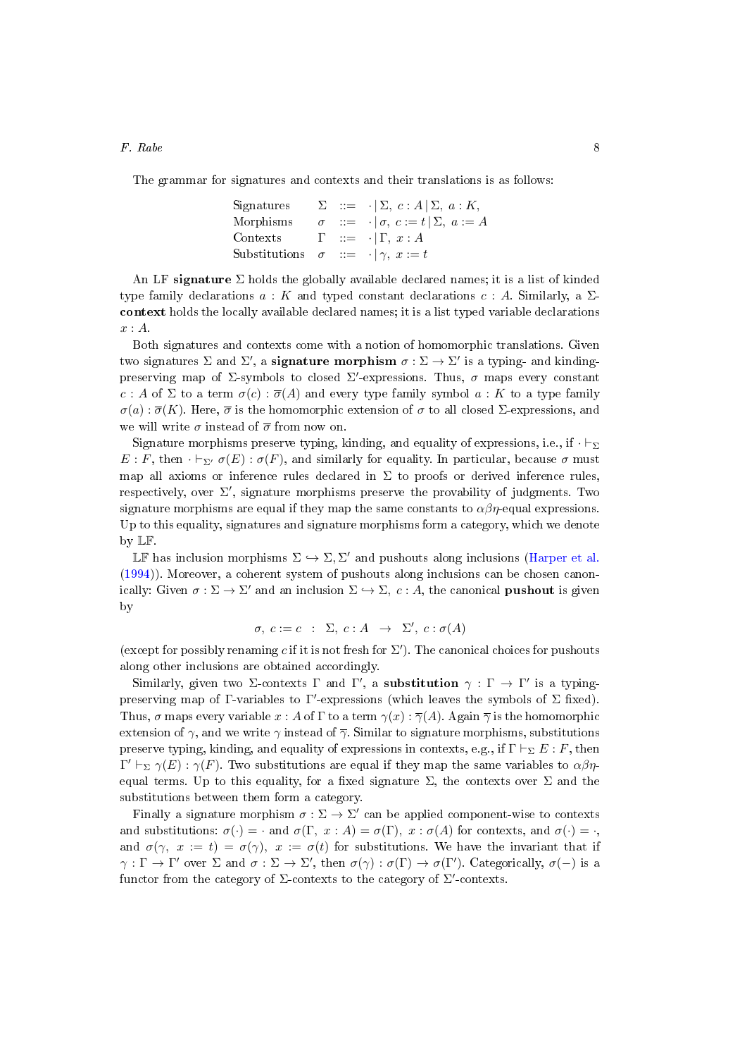The grammar for signatures and contexts and their translations is as follows:

$$
\begin{array}{llll}
\text{Signatures} & \Sigma & ::= & \cdot \mid \Sigma,\ c : A \mid \Sigma,\ a : K, \\
\text{Morphisms} & \sigma & ::= & \cdot \mid \sigma,\ c := t \mid \Sigma,\ a := A \\
\text{Contexts} & \Gamma & ::= & \cdot \mid \Gamma,\ x : A \\
\text{Substitutions} & \sigma & ::= & \cdot \mid \gamma,\ x := t
\end{array}
$$

An LF **signature** $\Sigma$ holds the globally available declared names; it is a list of kinded type family declarations $a : K$ and typed constant declarations $c : A$. Similarly, a $\Sigma$-**context** holds the locally available declared names; it is a list typed variable declarations $x : A$.

Both signatures and contexts come with a notion of homomorphic translations. Given two signatures $\Sigma$ and $\Sigma'$, a **signature morphism** $\sigma : \Sigma \to \Sigma'$ is a typing- and kinding-preserving map of $\Sigma$-symbols to closed $\Sigma'$-expressions. Thus, $\sigma$ maps every constant $c : A$ of $\Sigma$ to a term $\sigma(c) : \overline{\sigma}(A)$ and every type family symbol $a : K$ to a type family $\sigma(a) : \overline{\sigma}(K)$. Here, $\overline{\sigma}$ is the homomorphic extension of $\sigma$ to all closed $\Sigma$-expressions, and we will write $\sigma$ instead of $\overline{\sigma}$ from now on.

Signature morphisms preserve typing, kinding, and equality of expressions, i.e., if $\cdot \vdash_\Sigma E : F$, then $\cdot \vdash_{\Sigma'} \sigma(E) : \sigma(F)$, and similarly for equality. In particular, because $\sigma$ must map all axioms or inference rules declared in $\Sigma$ to proofs or derived inference rules, respectively, over $\Sigma'$, signature morphisms preserve the provability of judgments. Two signature morphisms are equal if they map the same constants to $\alpha\beta\eta$-equal expressions. Up to this equality, signatures and signature morphisms form a category, which we denote by $\mathbb{LF}$.

$\mathbb{LF}$ has inclusion morphisms $\Sigma \hookrightarrow \Sigma, \Sigma'$ and pushouts along inclusions (Harper et al. (1994)). Moreover, a coherent system of pushouts along inclusions can be chosen canonically: Given $\sigma : \Sigma \to \Sigma'$ and an inclusion $\Sigma \hookrightarrow \Sigma,\ c : A$, the canonical **pushout** is given by

$$\sigma,\ c := c \quad : \quad \Sigma,\ c : A \quad \to \quad \Sigma',\ c : \sigma(A)$$

(except for possibly renaming $c$ if it is not fresh for $\Sigma'$). The canonical choices for pushouts along other inclusions are obtained accordingly.

Similarly, given two $\Sigma$-contexts $\Gamma$ and $\Gamma'$, a **substitution** $\gamma : \Gamma \to \Gamma'$ is a typing-preserving map of $\Gamma$-variables to $\Gamma'$-expressions (which leaves the symbols of $\Sigma$ fixed). Thus, $\sigma$ maps every variable $x : A$ of $\Gamma$ to a term $\gamma(x) : \overline{\gamma}(A)$. Again $\overline{\gamma}$ is the homomorphic extension of $\gamma$, and we write $\gamma$ instead of $\overline{\gamma}$. Similar to signature morphisms, substitutions preserve typing, kinding, and equality of expressions in contexts, e.g., if $\Gamma \vdash_\Sigma E : F$, then $\Gamma' \vdash_\Sigma \gamma(E) : \gamma(F)$. Two substitutions are equal if they map the same variables to $\alpha\beta\eta$-equal terms. Up to this equality, for a fixed signature $\Sigma$, the contexts over $\Sigma$ and the substitutions between them form a category.

Finally a signature morphism $\sigma : \Sigma \to \Sigma'$ can be applied component-wise to contexts and substitutions: $\sigma(\cdot) = \cdot$ and $\sigma(\Gamma,\ x : A) = \sigma(\Gamma),\ x : \sigma(A)$ for contexts, and $\sigma(\cdot) = \cdot$, and $\sigma(\gamma,\ x := t) = \sigma(\gamma),\ x := \sigma(t)$ for substitutions. We have the invariant that if $\gamma : \Gamma \to \Gamma'$ over $\Sigma$ and $\sigma : \Sigma \to \Sigma'$, then $\sigma(\gamma) : \sigma(\Gamma) \to \sigma(\Gamma')$. Categorically, $\sigma(-)$ is a functor from the category of $\Sigma$-contexts to the category of $\Sigma'$-contexts.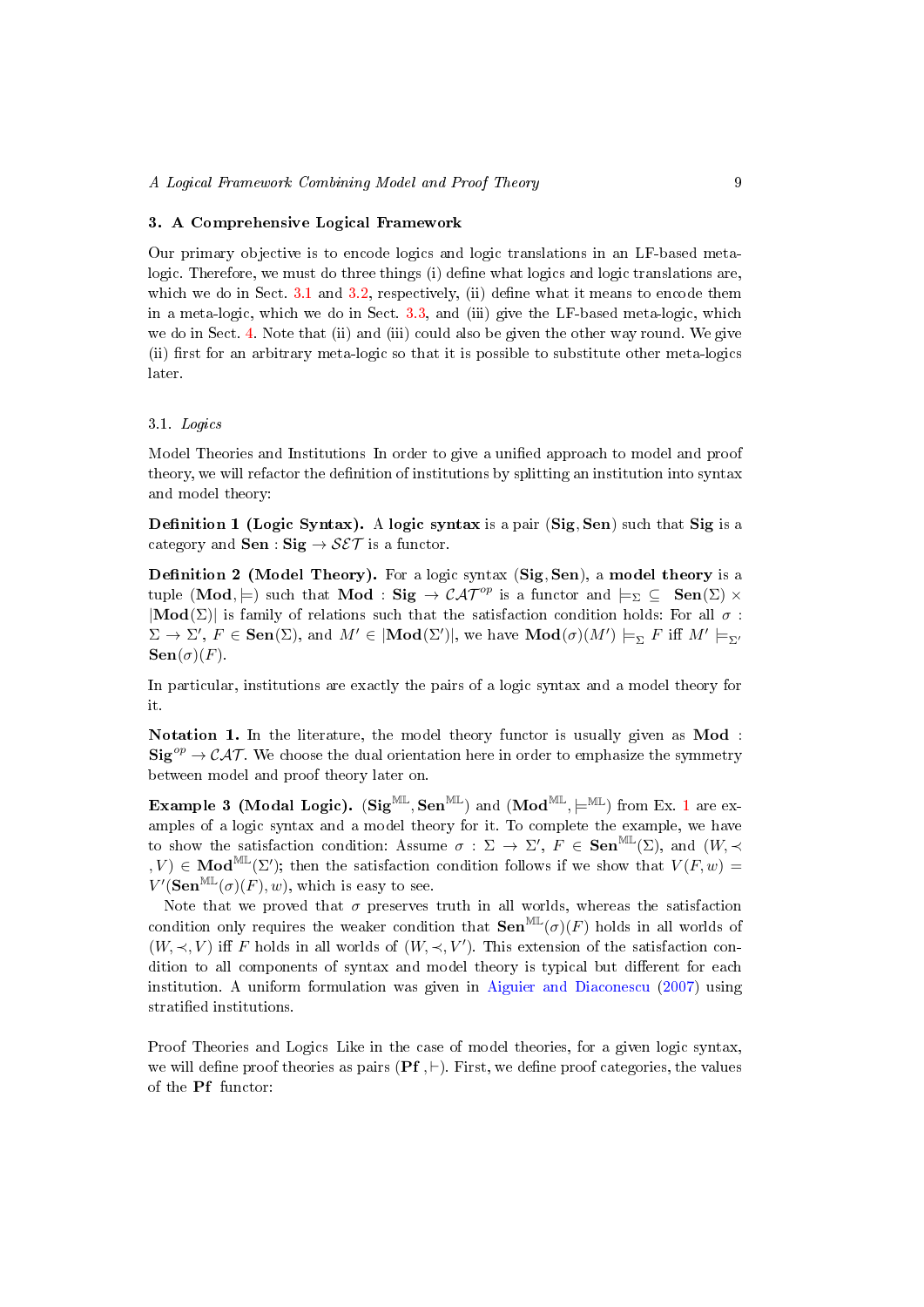## 3. A Comprehensive Logical Framework

Our primary objective is to encode logics and logic translations in an LF-based meta-logic. Therefore, we must do three things (i) define what logics and logic translations are, which we do in Sect. 3.1 and 3.2, respectively, (ii) define what it means to encode them in a meta-logic, which we do in Sect. 3.3, and (iii) give the LF-based meta-logic, which we do in Sect. 4. Note that (ii) and (iii) could also be given the other way round. We give (ii) first for an arbitrary meta-logic so that it is possible to substitute other meta-logics later.

### 3.1. *Logics*

Model Theories and Institutions In order to give a unified approach to model and proof theory, we will refactor the definition of institutions by splitting an institution into syntax and model theory:

**Definition 1 (Logic Syntax).** A **logic syntax** is a pair $(\mathbf{Sig}, \mathbf{Sen})$ such that $\mathbf{Sig}$ is a category and $\mathbf{Sen} : \mathbf{Sig} \to \mathcal{SET}$ is a functor.

**Definition 2 (Model Theory).** For a logic syntax $(\mathbf{Sig}, \mathbf{Sen})$, a **model theory** is a tuple $(\mathbf{Mod}, \models)$ such that $\mathbf{Mod} : \mathbf{Sig} \to \mathcal{CAT}^{op}$ is a functor and $\models_\Sigma \subseteq \mathbf{Sen}(\Sigma) \times |\mathbf{Mod}(\Sigma)|$ is family of relations such that the satisfaction condition holds: For all $\sigma : \Sigma \to \Sigma'$, $F \in \mathbf{Sen}(\Sigma)$, and $M' \in |\mathbf{Mod}(\Sigma')|$, we have $\mathbf{Mod}(\sigma)(M') \models_\Sigma F$ iff $M' \models_{\Sigma'} \mathbf{Sen}(\sigma)(F)$.

In particular, institutions are exactly the pairs of a logic syntax and a model theory for it.

**Notation 1.** In the literature, the model theory functor is usually given as $\mathbf{Mod} : \mathbf{Sig}^{op} \to \mathcal{CAT}$. We choose the dual orientation here in order to emphasize the symmetry between model and proof theory later on.

**Example 3 (Modal Logic).** $(\mathbf{Sig}^{\mathbb{ML}}, \mathbf{Sen}^{\mathbb{ML}})$ and $(\mathbf{Mod}^{\mathbb{ML}}, \models^{\mathbb{ML}})$ from Ex. 1 are examples of a logic syntax and a model theory for it. To complete the example, we have to show the satisfaction condition: Assume $\sigma : \Sigma \to \Sigma'$, $F \in \mathbf{Sen}^{\mathbb{ML}}(\Sigma)$, and $(W, \prec, V) \in \mathbf{Mod}^{\mathbb{ML}}(\Sigma')$; then the satisfaction condition follows if we show that $V(F, w) = V'(\mathbf{Sen}^{\mathbb{ML}}(\sigma)(F), w)$, which is easy to see.

Note that we proved that $\sigma$ preserves truth in all worlds, whereas the satisfaction condition only requires the weaker condition that $\mathbf{Sen}^{\mathbb{ML}}(\sigma)(F)$ holds in all worlds of $(W, \prec, V)$ iff $F$ holds in all worlds of $(W, \prec, V')$. This extension of the satisfaction condition to all components of syntax and model theory is typical but different for each institution. A uniform formulation was given in Aiguier and Diaconescu (2007) using stratified institutions.

Proof Theories and Logics Like in the case of model theories, for a given logic syntax, we will define proof theories as pairs $(\mathbf{Pf}, \vdash)$. First, we define proof categories, the values of the $\mathbf{Pf}$ functor: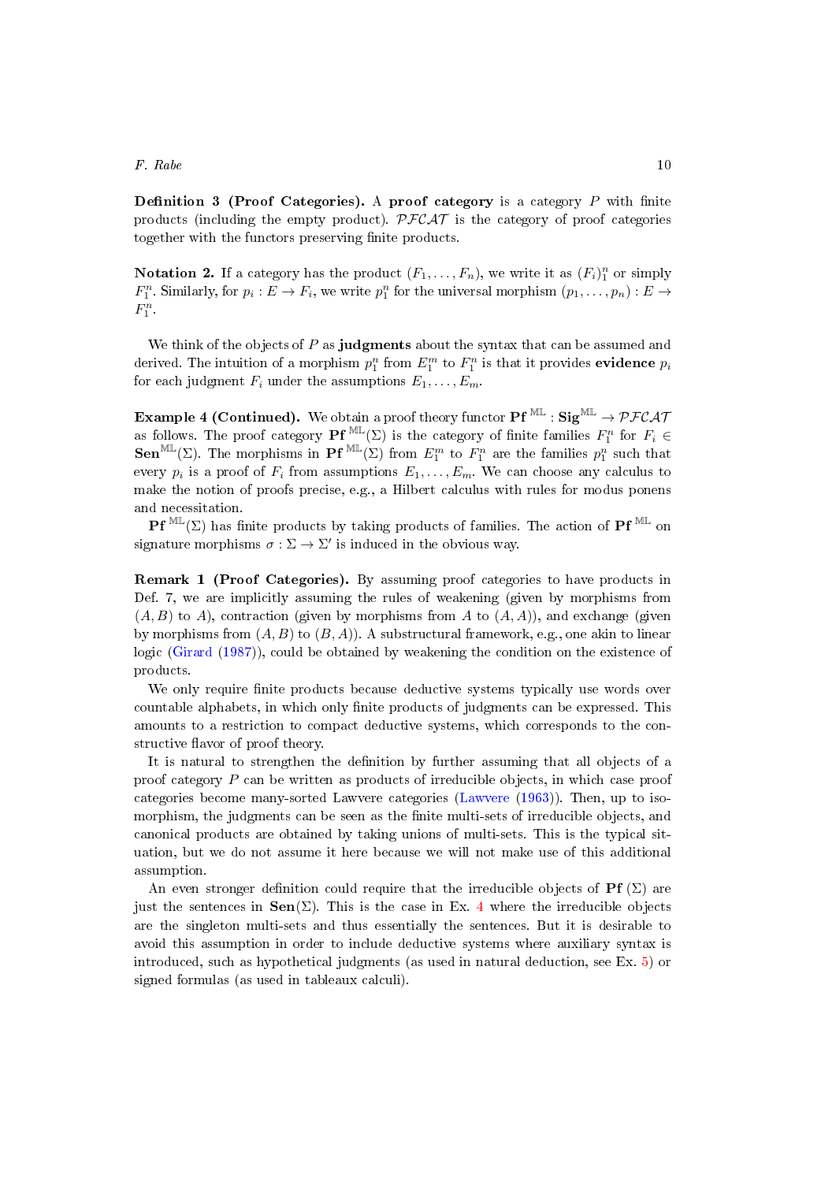**Definition 3 (Proof Categories).** A **proof category** is a category $P$ with finite products (including the empty product). $\mathcal{PFCAT}$ is the category of proof categories together with the functors preserving finite products.

**Notation 2.** If a category has the product $(F_1, \ldots, F_n)$, we write it as $(F_i)_1^n$ or simply $F_1^n$. Similarly, for $p_i : E \to F_i$, we write $p_1^n$ for the universal morphism $(p_1, \ldots, p_n) : E \to F_1^n$.

We think of the objects of $P$ as **judgments** about the syntax that can be assumed and derived. The intuition of a morphism $p_1^n$ from $E_1^m$ to $F_1^n$ is that it provides **evidence** $p_i$ for each judgment $F_i$ under the assumptions $E_1, \ldots, E_m$.

**Example 4 (Continued).** We obtain a proof theory functor $\mathbf{Pf}^{\mathbb{ML}} : \mathbf{Sig}^{\mathbb{ML}} \to \mathcal{PFCAT}$ as follows. The proof category $\mathbf{Pf}^{\mathbb{ML}}(\Sigma)$ is the category of finite families $F_1^n$ for $F_i \in \mathbf{Sen}^{\mathbb{ML}}(\Sigma)$. The morphisms in $\mathbf{Pf}^{\mathbb{ML}}(\Sigma)$ from $E_1^m$ to $F_1^n$ are the families $p_1^n$ such that every $p_i$ is a proof of $F_i$ from assumptions $E_1, \ldots, E_m$. We can choose any calculus to make the notion of proofs precise, e.g., a Hilbert calculus with rules for modus ponens and necessitation.

$\mathbf{Pf}^{\mathbb{ML}}(\Sigma)$ has finite products by taking products of families. The action of $\mathbf{Pf}^{\mathbb{ML}}$ on signature morphisms $\sigma : \Sigma \to \Sigma'$ is induced in the obvious way.

**Remark 1 (Proof Categories).** By assuming proof categories to have products in Def. 7, we are implicitly assuming the rules of weakening (given by morphisms from $(A, B)$ to $A$), contraction (given by morphisms from $A$ to $(A, A)$), and exchange (given by morphisms from $(A, B)$ to $(B, A)$). A substructural framework, e.g., one akin to linear logic (Girard (1987)), could be obtained by weakening the condition on the existence of products.

We only require finite products because deductive systems typically use words over countable alphabets, in which only finite products of judgments can be expressed. This amounts to a restriction to compact deductive systems, which corresponds to the constructive flavor of proof theory.

It is natural to strengthen the definition by further assuming that all objects of a proof category $P$ can be written as products of irreducible objects, in which case proof categories become many-sorted Lawvere categories (Lawvere (1963)). Then, up to isomorphism, the judgments can be seen as the finite multi-sets of irreducible objects, and canonical products are obtained by taking unions of multi-sets. This is the typical situation, but we do not assume it here because we will not make use of this additional assumption.

An even stronger definition could require that the irreducible objects of $\mathbf{Pf}(\Sigma)$ are just the sentences in $\mathbf{Sen}(\Sigma)$. This is the case in Ex. 4 where the irreducible objects are the singleton multi-sets and thus essentially the sentences. But it is desirable to avoid this assumption in order to include deductive systems where auxiliary syntax is introduced, such as hypothetical judgments (as used in natural deduction, see Ex. 5) or signed formulas (as used in tableaux calculi).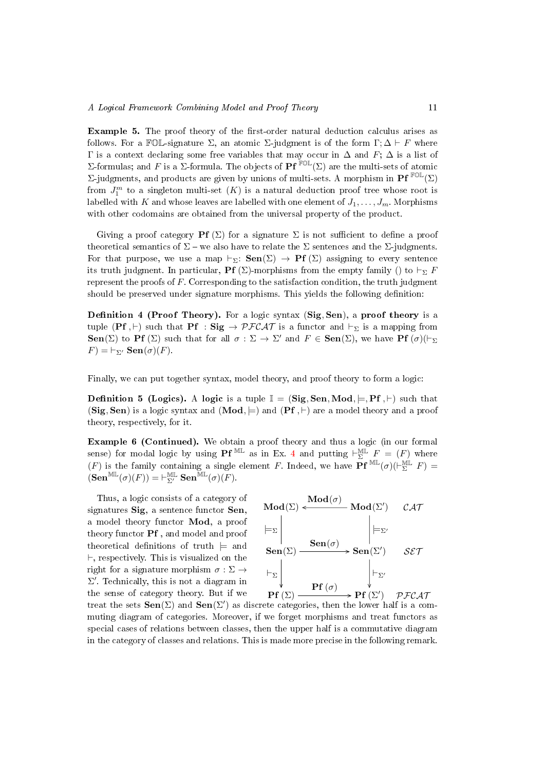**Example 5.** The proof theory of the first-order natural deduction calculus arises as follows. For a $\mathbb{FOL}$-signature $\Sigma$, an atomic $\Sigma$-judgment is of the form $\Gamma; \Delta \vdash F$ where $\Gamma$ is a context declaring some free variables that may occur in $\Delta$ and $F$; $\Delta$ is a list of $\Sigma$-formulas; and $F$ is a $\Sigma$-formula. The objects of $\mathbf{Pf}^{\mathbb{FOL}}(\Sigma)$ are the multi-sets of atomic $\Sigma$-judgments, and products are given by unions of multi-sets. A morphism in $\mathbf{Pf}^{\mathbb{FOL}}(\Sigma)$ from $J_1^m$ to a singleton multi-set $(K)$ is a natural deduction proof tree whose root is labelled with $K$ and whose leaves are labelled with one element of $J_1, \ldots, J_m$. Morphisms with other codomains are obtained from the universal property of the product.

Giving a proof category $\mathbf{Pf}(\Sigma)$ for a signature $\Sigma$ is not sufficient to define a proof theoretical semantics of $\Sigma$ – we also have to relate the $\Sigma$ sentences and the $\Sigma$-judgments. For that purpose, we use a map $\vdash_\Sigma : \mathbf{Sen}(\Sigma) \to \mathbf{Pf}(\Sigma)$ assigning to every sentence its truth judgment. In particular, $\mathbf{Pf}(\Sigma)$-morphisms from the empty family $()$ to $\vdash_\Sigma F$ represent the proofs of $F$. Corresponding to the satisfaction condition, the truth judgment should be preserved under signature morphisms. This yields the following definition:

**Definition 4 (Proof Theory).** For a logic syntax $(\mathbf{Sig}, \mathbf{Sen})$, a **proof theory** is a tuple $(\mathbf{Pf}, \vdash)$ such that $\mathbf{Pf} : \mathbf{Sig} \to \mathcal{PFCAT}$ is a functor and $\vdash_\Sigma$ is a mapping from $\mathbf{Sen}(\Sigma)$ to $\mathbf{Pf}(\Sigma)$ such that for all $\sigma : \Sigma \to \Sigma'$ and $F \in \mathbf{Sen}(\Sigma)$, we have $\mathbf{Pf}(\sigma)(\vdash_\Sigma F) = \vdash_{\Sigma'} \mathbf{Sen}(\sigma)(F)$.

Finally, we can put together syntax, model theory, and proof theory to form a logic:

**Definition 5 (Logics).** A **logic** is a tuple $\mathbb{I} = (\mathbf{Sig}, \mathbf{Sen}, \mathbf{Mod}, \models, \mathbf{Pf}, \vdash)$ such that $(\mathbf{Sig}, \mathbf{Sen})$ is a logic syntax and $(\mathbf{Mod}, \models)$ and $(\mathbf{Pf}, \vdash)$ are a model theory and a proof theory, respectively, for it.

**Example 6 (Continued).** We obtain a proof theory and thus a logic (in our formal sense) for modal logic by using $\mathbf{Pf}^{\mathbb{ML}}$ as in Ex. 4 and putting $\vdash_\Sigma^{\mathbb{ML}} F = (F)$ where $(F)$ is the family containing a single element $F$. Indeed, we have $\mathbf{Pf}^{\mathbb{ML}}(\sigma)(\vdash_\Sigma^{\mathbb{ML}} F) = (\mathbf{Sen}^{\mathbb{ML}}(\sigma)(F)) = \vdash_{\Sigma'}^{\mathbb{ML}} \mathbf{Sen}^{\mathbb{ML}}(\sigma)(F)$.

$$
\begin{array}{ccccc}
\mathbf{Mod}(\Sigma) & \xleftarrow{\mathbf{Mod}(\sigma)} & \mathbf{Mod}(\Sigma') & & \mathcal{CAT} \\
\big| \models_\Sigma & & \big| \models_{\Sigma'} & & \\
\mathbf{Sen}(\Sigma) & \xrightarrow{\mathbf{Sen}(\sigma)} & \mathbf{Sen}(\Sigma') & & \mathcal{SET} \\
\downarrow \vdash_\Sigma & & \downarrow \vdash_{\Sigma'} & & \\
\mathbf{Pf}(\Sigma) & \xrightarrow{\mathbf{Pf}(\sigma)} & \mathbf{Pf}(\Sigma') & & \mathcal{PFCAT}
\end{array}
$$

Thus, a logic consists of a category of signatures $\mathbf{Sig}$, a sentence functor $\mathbf{Sen}$, a model theory functor $\mathbf{Mod}$, a proof theory functor $\mathbf{Pf}$, and model and proof theoretical definitions of truth $\models$ and $\vdash$, respectively. This is visualized on the right for a signature morphism $\sigma : \Sigma \to \Sigma'$. Technically, this is not a diagram in the sense of category theory. But if we treat the sets $\mathbf{Sen}(\Sigma)$ and $\mathbf{Sen}(\Sigma')$ as discrete categories, then the lower half is a commuting diagram of categories. Moreover, if we forget morphisms and treat functors as special cases of relations between classes, then the upper half is a commutative diagram in the category of classes and relations. This is made more precise in the following remark.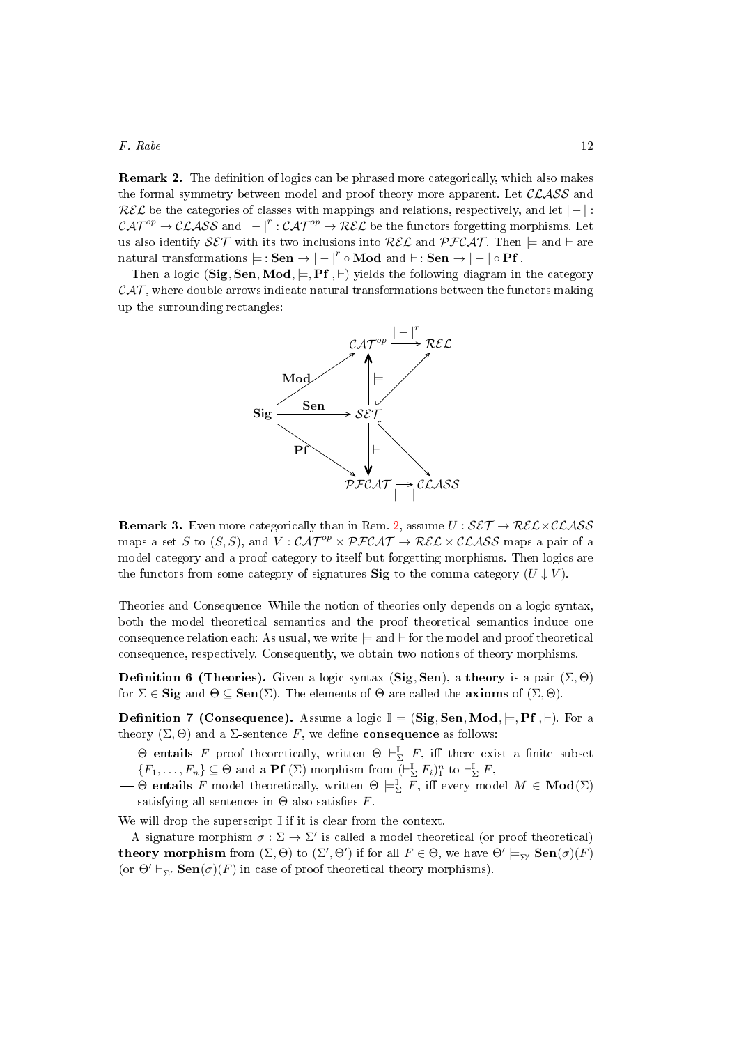**Remark 2.** The definition of logics can be phrased more categorically, which also makes the formal symmetry between model and proof theory more apparent. Let $\mathcal{CLASS}$ and $\mathcal{REL}$ be the categories of classes with mappings and relations, respectively, and let $|-| : \mathcal{CAT}^{op} \to \mathcal{CLASS}$ and $|-|^r : \mathcal{CAT}^{op} \to \mathcal{REL}$ be the functors forgetting morphisms. Let us also identify $\mathcal{SET}$ with its two inclusions into $\mathcal{REL}$ and $\mathcal{PFCAT}$. Then $\models$ and $\vdash$ are natural transformations $\models : \mathbf{Sen} \to |-|^r \circ \mathbf{Mod}$ and $\vdash : \mathbf{Sen} \to |-| \circ \mathbf{Pf}$.

Then a logic $(\mathbf{Sig}, \mathbf{Sen}, \mathbf{Mod}, \models, \mathbf{Pf}, \vdash)$ yields the following diagram in the category $\mathcal{CAT}$, where double arrows indicate natural transformations between the functors making up the surrounding rectangles:

$$
\begin{array}{ccccc}
 & & \mathcal{CAT}^{op} & \xrightarrow{|-|^r} & \mathcal{REL} \\
 & \nearrow^{\mathbf{Mod}} & \Uparrow \models & \nearrow & \\
\mathbf{Sig} & \xrightarrow{\mathbf{Sen}} & \mathcal{SET} & & \\
 & \searrow_{\mathbf{Pf}} & \Downarrow \vdash & \searrow & \\
 & & \mathcal{PFCAT} & \xrightarrow[|-|]{} & \mathcal{CLASS}
\end{array}
$$

**Remark 3.** Even more categorically than in Rem. 2, assume $U : \mathcal{SET} \to \mathcal{REL} \times \mathcal{CLASS}$ maps a set $S$ to $(S, S)$, and $V : \mathcal{CAT}^{op} \times \mathcal{PFCAT} \to \mathcal{REL} \times \mathcal{CLASS}$ maps a pair of a model category and a proof category to itself but forgetting morphisms. Then logics are the functors from some category of signatures $\mathbf{Sig}$ to the comma category $(U \downarrow V)$.

Theories and Consequence While the notion of theories only depends on a logic syntax, both the model theoretical semantics and the proof theoretical semantics induce one consequence relation each: As usual, we write $\models$ and $\vdash$ for the model and proof theoretical consequence, respectively. Consequently, we obtain two notions of theory morphisms.

**Definition 6 (Theories).** Given a logic syntax $(\mathbf{Sig}, \mathbf{Sen})$, a **theory** is a pair $(\Sigma, \Theta)$ for $\Sigma \in \mathbf{Sig}$ and $\Theta \subseteq \mathbf{Sen}(\Sigma)$. The elements of $\Theta$ are called the **axioms** of $(\Sigma, \Theta)$.

**Definition 7 (Consequence).** Assume a logic $\mathbb{I} = (\mathbf{Sig}, \mathbf{Sen}, \mathbf{Mod}, \models, \mathbf{Pf}, \vdash)$. For a theory $(\Sigma, \Theta)$ and a $\Sigma$-sentence $F$, we define **consequence** as follows:

— $\Theta$ **entails** $F$ proof theoretically, written $\Theta \vdash^{\mathbb{I}}_{\Sigma} F$, iff there exist a finite subset $\{F_1, \ldots, F_n\} \subseteq \Theta$ and a $\mathbf{Pf}(\Sigma)$-morphism from $(\vdash^{\mathbb{I}}_{\Sigma} F_i)_1^n$ to $\vdash^{\mathbb{I}}_{\Sigma} F$,

— $\Theta$ **entails** $F$ model theoretically, written $\Theta \models^{\mathbb{I}}_{\Sigma} F$, iff every model $M \in \mathbf{Mod}(\Sigma)$ satisfying all sentences in $\Theta$ also satisfies $F$.

We will drop the superscript $\mathbb{I}$ if it is clear from the context.

A signature morphism $\sigma : \Sigma \to \Sigma'$ is called a model theoretical (or proof theoretical) **theory morphism** from $(\Sigma, \Theta)$ to $(\Sigma', \Theta')$ if for all $F \in \Theta$, we have $\Theta' \models_{\Sigma'} \mathbf{Sen}(\sigma)(F)$ (or $\Theta' \vdash_{\Sigma'} \mathbf{Sen}(\sigma)(F)$ in case of proof theoretical theory morphisms).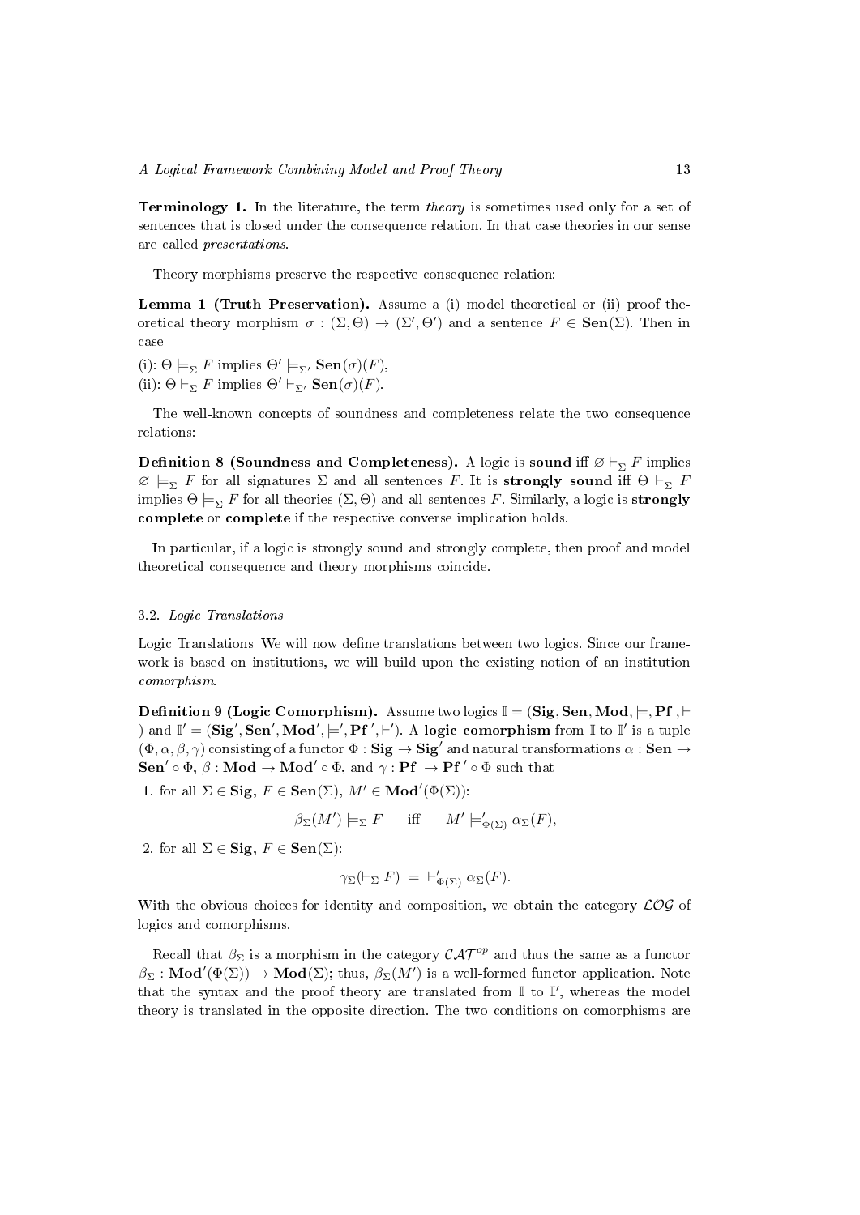**Terminology 1.** In the literature, the term *theory* is sometimes used only for a set of sentences that is closed under the consequence relation. In that case theories in our sense are called *presentations*.

Theory morphisms preserve the respective consequence relation:

**Lemma 1 (Truth Preservation).** Assume a (i) model theoretical or (ii) proof theoretical theory morphism $\sigma : (\Sigma, \Theta) \to (\Sigma', \Theta')$ and a sentence $F \in \mathbf{Sen}(\Sigma)$. Then in case

(i): $\Theta \models_\Sigma F$ implies $\Theta' \models_{\Sigma'} \mathbf{Sen}(\sigma)(F)$,
(ii): $\Theta \vdash_\Sigma F$ implies $\Theta' \vdash_{\Sigma'} \mathbf{Sen}(\sigma)(F)$.

The well-known concepts of soundness and completeness relate the two consequence relations:

**Definition 8 (Soundness and Completeness).** A logic is **sound** iff $\varnothing \vdash_\Sigma F$ implies $\varnothing \models_\Sigma F$ for all signatures $\Sigma$ and all sentences $F$. It is **strongly sound** iff $\Theta \vdash_\Sigma F$ implies $\Theta \models_\Sigma F$ for all theories $(\Sigma, \Theta)$ and all sentences $F$. Similarly, a logic is **strongly complete** or **complete** if the respective converse implication holds.

In particular, if a logic is strongly sound and strongly complete, then proof and model theoretical consequence and theory morphisms coincide.

### 3.2. *Logic Translations*

Logic Translations We will now define translations between two logics. Since our framework is based on institutions, we will build upon the existing notion of an institution *comorphism*.

**Definition 9 (Logic Comorphism).** Assume two logics $\mathbb{I} = (\mathbf{Sig}, \mathbf{Sen}, \mathbf{Mod}, \models, \mathbf{Pf}, \vdash)$ and $\mathbb{I}' = (\mathbf{Sig}', \mathbf{Sen}', \mathbf{Mod}', \models', \mathbf{Pf}', \vdash')$. A **logic comorphism** from $\mathbb{I}$ to $\mathbb{I}'$ is a tuple $(\Phi, \alpha, \beta, \gamma)$ consisting of a functor $\Phi : \mathbf{Sig} \to \mathbf{Sig}'$ and natural transformations $\alpha : \mathbf{Sen} \to \mathbf{Sen}' \circ \Phi$, $\beta : \mathbf{Mod} \to \mathbf{Mod}' \circ \Phi$, and $\gamma : \mathbf{Pf} \to \mathbf{Pf}' \circ \Phi$ such that

1. for all $\Sigma \in \mathbf{Sig}$, $F \in \mathbf{Sen}(\Sigma)$, $M' \in \mathbf{Mod}'(\Phi(\Sigma))$:
$$\beta_\Sigma(M') \models_\Sigma F \quad \text{iff} \quad M' \models'_{\Phi(\Sigma)} \alpha_\Sigma(F),$$
2. for all $\Sigma \in \mathbf{Sig}$, $F \in \mathbf{Sen}(\Sigma)$:
$$\gamma_\Sigma(\vdash_\Sigma F) \;=\; \vdash'_{\Phi(\Sigma)} \alpha_\Sigma(F).$$

With the obvious choices for identity and composition, we obtain the category $\mathcal{LOG}$ of logics and comorphisms.

Recall that $\beta_\Sigma$ is a morphism in the category $\mathcal{CAT}^{op}$ and thus the same as a functor $\beta_\Sigma : \mathbf{Mod}'(\Phi(\Sigma)) \to \mathbf{Mod}(\Sigma)$; thus, $\beta_\Sigma(M')$ is a well-formed functor application. Note that the syntax and the proof theory are translated from $\mathbb{I}$ to $\mathbb{I}'$, whereas the model theory is translated in the opposite direction. The two conditions on comorphisms are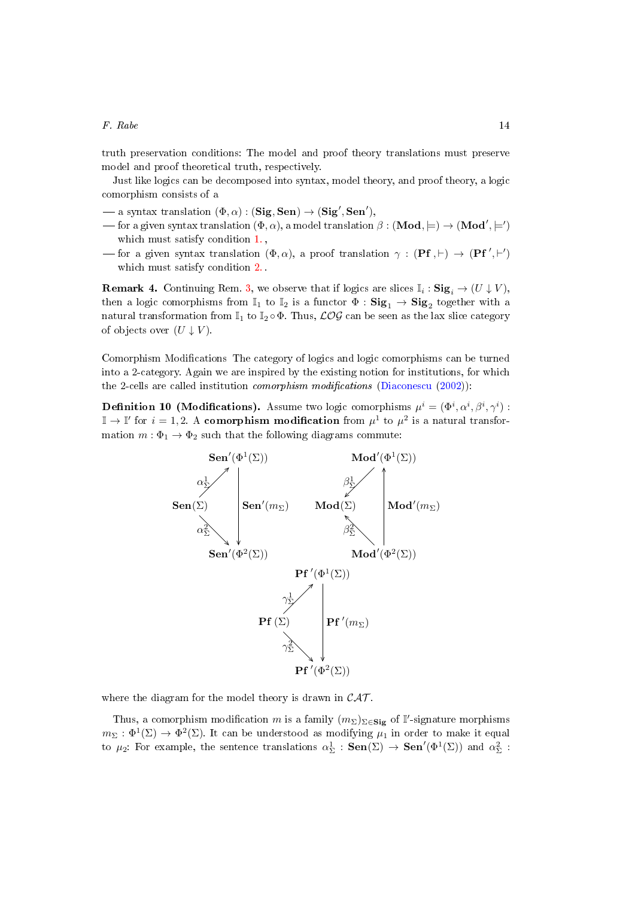truth preservation conditions: The model and proof theory translations must preserve model and proof theoretical truth, respectively.

Just like logics can be decomposed into syntax, model theory, and proof theory, a logic comorphism consists of a

- a syntax translation $(\Phi, \alpha) : (\mathbf{Sig}, \mathbf{Sen}) \to (\mathbf{Sig}', \mathbf{Sen}')$,
- for a given syntax translation $(\Phi, \alpha)$, a model translation $\beta : (\mathbf{Mod}, \models) \to (\mathbf{Mod}', \models')$ which must satisfy condition 1.,
- for a given syntax translation $(\Phi, \alpha)$, a proof translation $\gamma : (\mathbf{Pf}, \vdash) \to (\mathbf{Pf}', \vdash')$ which must satisfy condition 2..

**Remark 4.** Continuing Rem. 3, we observe that if logics are slices $\mathbb{I}_i : \mathbf{Sig}_i \to (U \downarrow V)$, then a logic comorphisms from $\mathbb{I}_1$ to $\mathbb{I}_2$ is a functor $\Phi : \mathbf{Sig}_1 \to \mathbf{Sig}_2$ together with a natural transformation from $\mathbb{I}_1$ to $\mathbb{I}_2 \circ \Phi$. Thus, $\mathcal{LOG}$ can be seen as the lax slice category of objects over $(U \downarrow V)$.

Comorphism Modifications The category of logics and logic comorphisms can be turned into a 2-category. Again we are inspired by the existing notion for institutions, for which the 2-cells are called institution *comorphism modifications* (Diaconescu (2002)):

**Definition 10 (Modifications).** Assume two logic comorphisms $\mu^i = (\Phi^i, \alpha^i, \beta^i, \gamma^i) : \mathbb{I} \to \mathbb{I}'$ for $i = 1, 2$. A **comorphism modification** from $\mu^1$ to $\mu^2$ is a natural transformation $m : \Phi_1 \to \Phi_2$ such that the following diagrams commute:

$$\begin{array}{ccc} & & \mathbf{Sen}'(\Phi^1(\Sigma)) \\ & \overset{\alpha^1_\Sigma}{\nearrow} & \\ \mathbf{Sen}(\Sigma) & & \downarrow \mathbf{Sen}'(m_\Sigma) \\ & \underset{\alpha^2_\Sigma}{\searrow} & \\ & & \mathbf{Sen}'(\Phi^2(\Sigma)) \end{array} \qquad \begin{array}{ccc} & & \mathbf{Mod}'(\Phi^1(\Sigma)) \\ & \overset{\beta^1_\Sigma}{\swarrow} & \\ \mathbf{Mod}(\Sigma) & & \uparrow \mathbf{Mod}'(m_\Sigma) \\ & \underset{\beta^2_\Sigma}{\nwarrow} & \\ & & \mathbf{Mod}'(\Phi^2(\Sigma)) \end{array}$$

$$\begin{array}{ccc} & & \mathbf{Pf}'(\Phi^1(\Sigma)) \\ & \overset{\gamma^1_\Sigma}{\nearrow} & \\ \mathbf{Pf}(\Sigma) & & \downarrow \mathbf{Pf}'(m_\Sigma) \\ & \underset{\gamma^2_\Sigma}{\searrow} & \\ & & \mathbf{Pf}'(\Phi^2(\Sigma)) \end{array}$$

where the diagram for the model theory is drawn in $\mathcal{CAT}$.

Thus, a comorphism modification $m$ is a family $(m_\Sigma)_{\Sigma \in \mathbf{Sig}}$ of $\mathbb{I}'$-signature morphisms $m_\Sigma : \Phi^1(\Sigma) \to \Phi^2(\Sigma)$. It can be understood as modifying $\mu_1$ in order to make it equal to $\mu_2$: For example, the sentence translations $\alpha^1_\Sigma : \mathbf{Sen}(\Sigma) \to \mathbf{Sen}'(\Phi^1(\Sigma))$ and $\alpha^2_\Sigma$ :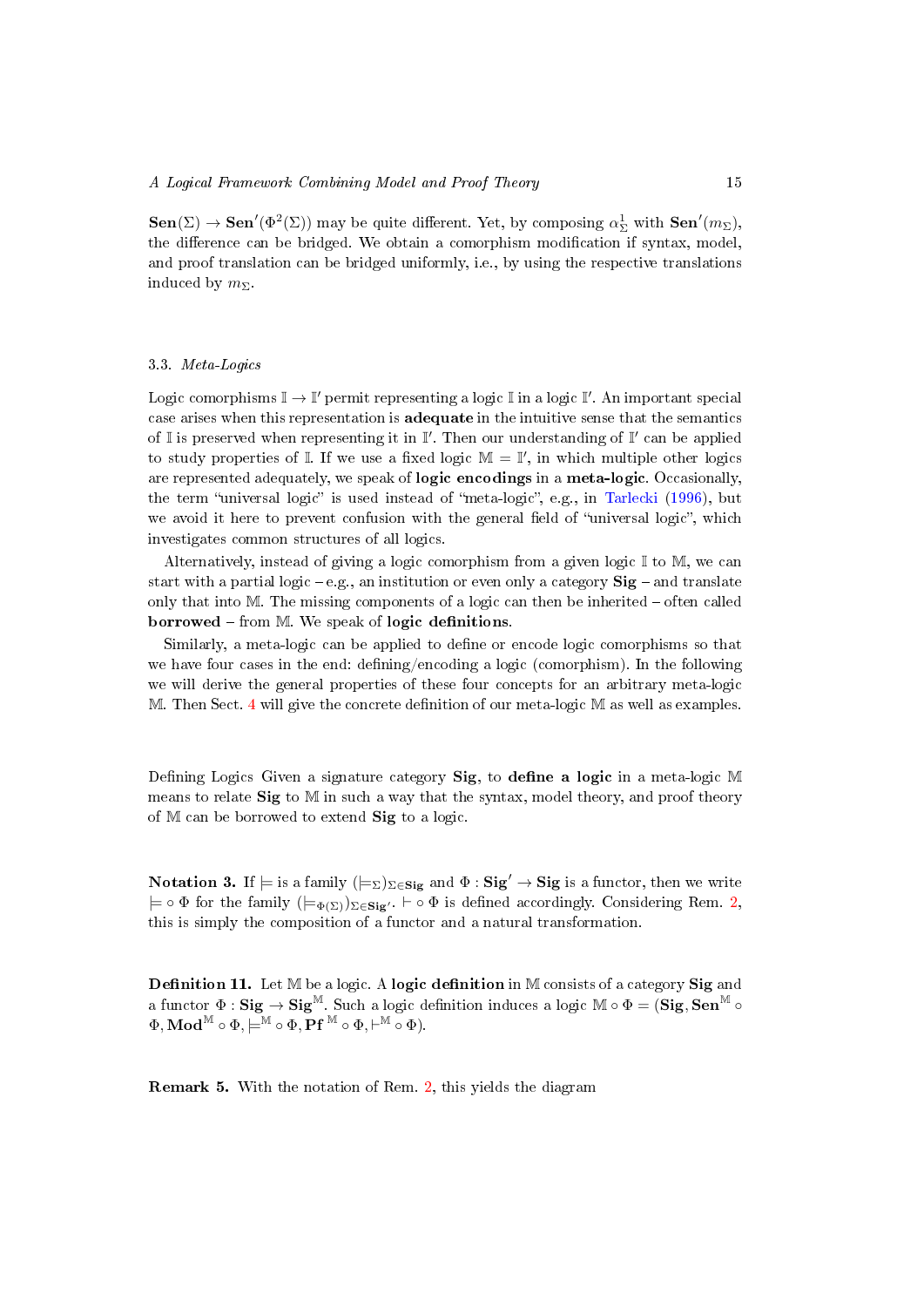$\mathbf{Sen}(\Sigma) \to \mathbf{Sen}'(\Phi^2(\Sigma))$ may be quite different. Yet, by composing $\alpha^1_\Sigma$ with $\mathbf{Sen}'(m_\Sigma)$, the difference can be bridged. We obtain a comorphism modification if syntax, model, and proof translation can be bridged uniformly, i.e., by using the respective translations induced by $m_\Sigma$.

### 3.3. *Meta-Logics*

Logic comorphisms $\mathbb{I} \to \mathbb{I}'$ permit representing a logic $\mathbb{I}$ in a logic $\mathbb{I}'$. An important special case arises when this representation is **adequate** in the intuitive sense that the semantics of $\mathbb{I}$ is preserved when representing it in $\mathbb{I}'$. Then our understanding of $\mathbb{I}'$ can be applied to study properties of $\mathbb{I}$. If we use a fixed logic $\mathbb{M} = \mathbb{I}'$, in which multiple other logics are represented adequately, we speak of **logic encodings** in a **meta-logic**. Occasionally, the term "universal logic" is used instead of "meta-logic", e.g., in Tarlecki (1996), but we avoid it here to prevent confusion with the general field of "universal logic", which investigates common structures of all logics.

Alternatively, instead of giving a logic comorphism from a given logic $\mathbb{I}$ to $\mathbb{M}$, we can start with a partial logic – e.g., an institution or even only a category $\mathbf{Sig}$ – and translate only that into $\mathbb{M}$. The missing components of a logic can then be inherited – often called **borrowed** – from $\mathbb{M}$. We speak of **logic definitions**.

Similarly, a meta-logic can be applied to define or encode logic comorphisms so that we have four cases in the end: defining/encoding a logic (comorphism). In the following we will derive the general properties of these four concepts for an arbitrary meta-logic $\mathbb{M}$. Then Sect. 4 will give the concrete definition of our meta-logic $\mathbb{M}$ as well as examples.

Defining Logics Given a signature category $\mathbf{Sig}$, to **define a logic** in a meta-logic $\mathbb{M}$ means to relate $\mathbf{Sig}$ to $\mathbb{M}$ in such a way that the syntax, model theory, and proof theory of $\mathbb{M}$ can be borrowed to extend $\mathbf{Sig}$ to a logic.

**Notation 3.** If $\models$ is a family $(\models_\Sigma)_{\Sigma \in \mathbf{Sig}}$ and $\Phi : \mathbf{Sig}' \to \mathbf{Sig}$ is a functor, then we write $\models \circ \Phi$ for the family $(\models_{\Phi(\Sigma)})_{\Sigma \in \mathbf{Sig}'}$. $\vdash \circ \Phi$ is defined accordingly. Considering Rem. 2, this is simply the composition of a functor and a natural transformation.

**Definition 11.** Let $\mathbb{M}$ be a logic. A **logic definition** in $\mathbb{M}$ consists of a category $\mathbf{Sig}$ and a functor $\Phi : \mathbf{Sig} \to \mathbf{Sig}^{\mathbb{M}}$. Such a logic definition induces a logic $\mathbb{M} \circ \Phi = (\mathbf{Sig}, \mathbf{Sen}^{\mathbb{M}} \circ \Phi, \mathbf{Mod}^{\mathbb{M}} \circ \Phi, \models^{\mathbb{M}} \circ \Phi, \mathbf{Pf}^{\mathbb{M}} \circ \Phi, \vdash^{\mathbb{M}} \circ \Phi)$.

**Remark 5.** With the notation of Rem. 2, this yields the diagram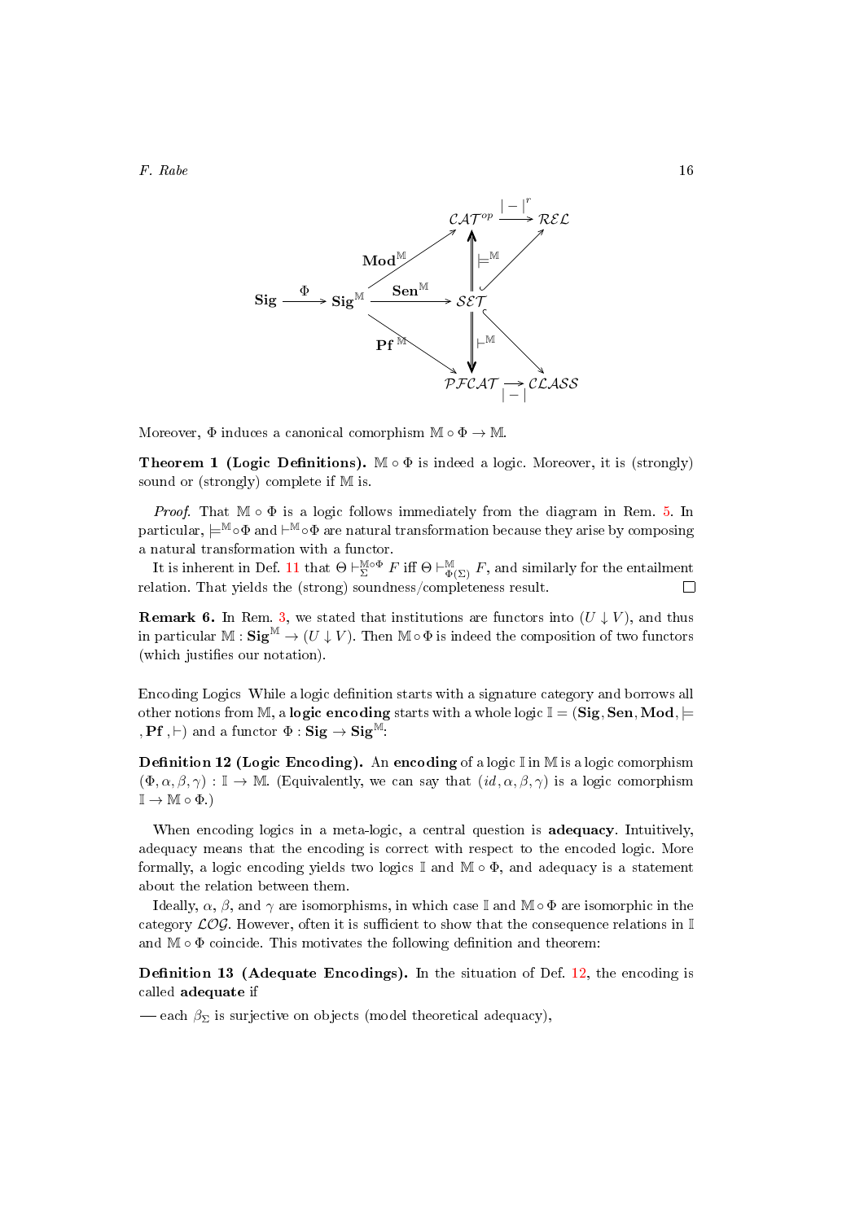$$
\begin{array}{ccccc}
 & & & \mathcal{CAT}^{op} \xrightarrow{|-|^r} \mathcal{REL} & \\
 & & \nearrow^{\mathbf{Mod}^{\mathbb{M}}} & \Uparrow \models^{\mathbb{M}} & \\
\mathbf{Sig} \xrightarrow{\Phi} & \mathbf{Sig}^{\mathbb{M}} & \xrightarrow{\mathbf{Sen}^{\mathbb{M}}} & \mathcal{SET} & \\
 & & \searrow_{\mathbf{Pf}^{\mathbb{M}}} & \Downarrow \vdash^{\mathbb{M}} & \\
 & & & \mathcal{PFCAT} \xrightarrow[|-|]{} \mathcal{CLASS} &
\end{array}
$$

Moreover, $\Phi$ induces a canonical comorphism $\mathbb{M} \circ \Phi \to \mathbb{M}$.

**Theorem 1 (Logic Definitions).** $\mathbb{M} \circ \Phi$ is indeed a logic. Moreover, it is (strongly) sound or (strongly) complete if $\mathbb{M}$ is.

*Proof.* That $\mathbb{M} \circ \Phi$ is a logic follows immediately from the diagram in Rem. 5. In particular, $\models^{\mathbb{M} \circ \Phi}$ and $\vdash^{\mathbb{M} \circ \Phi}$ are natural transformation because they arise by composing a natural transformation with a functor.

It is inherent in Def. 11 that $\Theta \vdash^{\mathbb{M} \circ \Phi}_{\Sigma} F$ iff $\Theta \vdash^{\mathbb{M}}_{\Phi(\Sigma)} F$, and similarly for the entailment relation. That yields the (strong) soundness/completeness result. ☐

**Remark 6.** In Rem. 3, we stated that institutions are functors into $(U \downarrow V)$, and thus in particular $\mathbb{M} : \mathbf{Sig}^{\mathbb{M}} \to (U \downarrow V)$. Then $\mathbb{M} \circ \Phi$ is indeed the composition of two functors (which justifies our notation).

Encoding Logics While a logic definition starts with a signature category and borrows all other notions from $\mathbb{M}$, a **logic encoding** starts with a whole logic $\mathbb{I} = (\mathbf{Sig}, \mathbf{Sen}, \mathbf{Mod}, \models, \mathbf{Pf}, \vdash)$ and a functor $\Phi : \mathbf{Sig} \to \mathbf{Sig}^{\mathbb{M}}$:

**Definition 12 (Logic Encoding).** An **encoding** of a logic $\mathbb{I}$ in $\mathbb{M}$ is a logic comorphism $(\Phi, \alpha, \beta, \gamma) : \mathbb{I} \to \mathbb{M}$. (Equivalently, we can say that $(id, \alpha, \beta, \gamma)$ is a logic comorphism $\mathbb{I} \to \mathbb{M} \circ \Phi$.)

When encoding logics in a meta-logic, a central question is **adequacy**. Intuitively, adequacy means that the encoding is correct with respect to the encoded logic. More formally, a logic encoding yields two logics $\mathbb{I}$ and $\mathbb{M} \circ \Phi$, and adequacy is a statement about the relation between them.

Ideally, $\alpha$, $\beta$, and $\gamma$ are isomorphisms, in which case $\mathbb{I}$ and $\mathbb{M} \circ \Phi$ are isomorphic in the category $\mathcal{LOG}$. However, often it is sufficient to show that the consequence relations in $\mathbb{I}$ and $\mathbb{M} \circ \Phi$ coincide. This motivates the following definition and theorem:

**Definition 13 (Adequate Encodings).** In the situation of Def. 12, the encoding is called **adequate** if

— each $\beta_\Sigma$ is surjective on objects (model theoretical adequacy),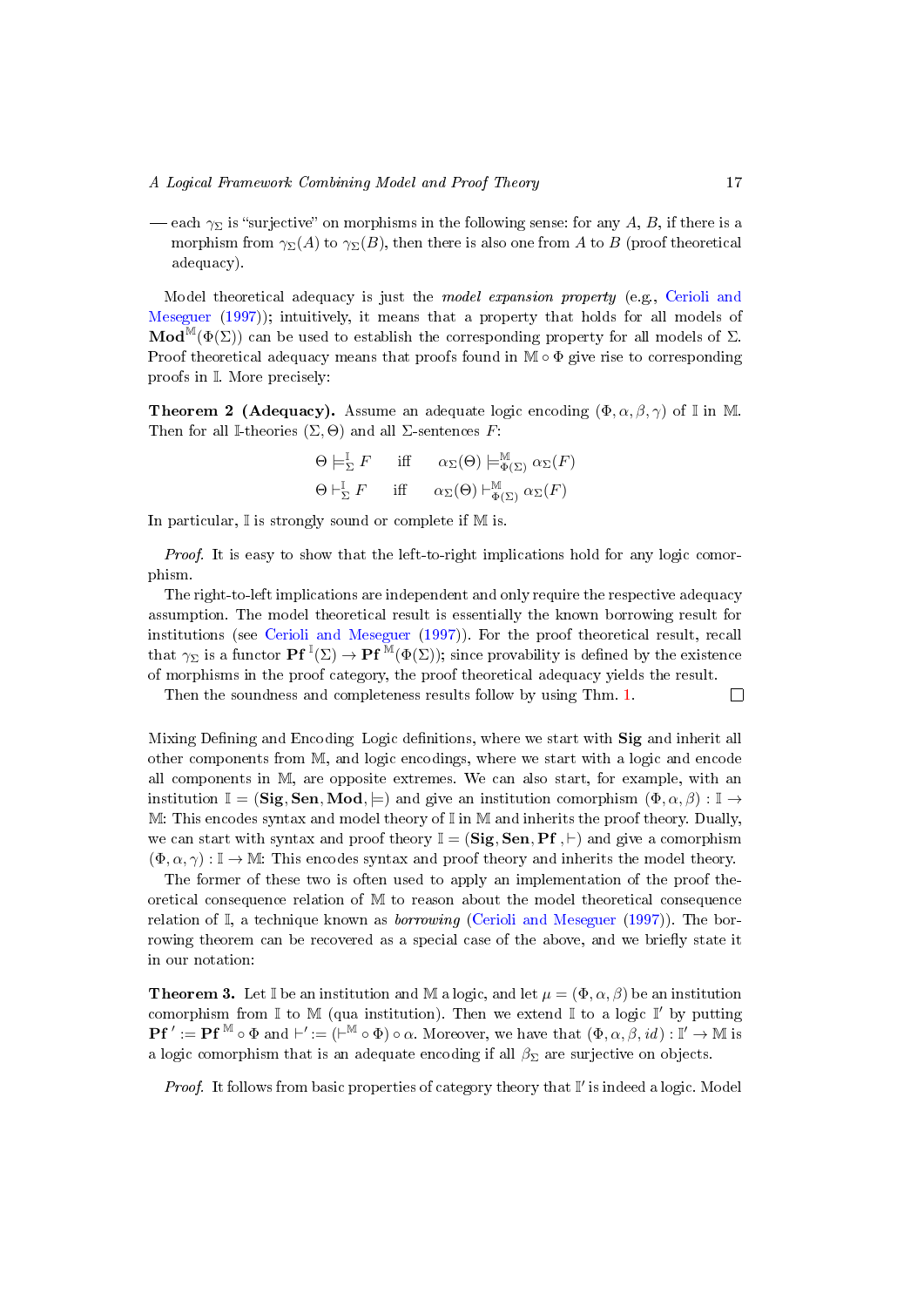— each $\gamma_\Sigma$ is "surjective" on morphisms in the following sense: for any $A$, $B$, if there is a morphism from $\gamma_\Sigma(A)$ to $\gamma_\Sigma(B)$, then there is also one from $A$ to $B$ (proof theoretical adequacy).

Model theoretical adequacy is just the *model expansion property* (e.g., Cerioli and Meseguer (1997)); intuitively, it means that a property that holds for all models of $\mathbf{Mod}^{\mathbb{M}}(\Phi(\Sigma))$ can be used to establish the corresponding property for all models of $\Sigma$. Proof theoretical adequacy means that proofs found in $\mathbb{M} \circ \Phi$ give rise to corresponding proofs in $\mathbb{I}$. More precisely:

**Theorem 2 (Adequacy).** Assume an adequate logic encoding $(\Phi, \alpha, \beta, \gamma)$ of $\mathbb{I}$ in $\mathbb{M}$. Then for all $\mathbb{I}$-theories $(\Sigma, \Theta)$ and all $\Sigma$-sentences $F$:

$$\Theta \models^{\mathbb{I}}_{\Sigma} F \quad \text{iff} \quad \alpha_\Sigma(\Theta) \models^{\mathbb{M}}_{\Phi(\Sigma)} \alpha_\Sigma(F)$$
$$\Theta \vdash^{\mathbb{I}}_{\Sigma} F \quad \text{iff} \quad \alpha_\Sigma(\Theta) \vdash^{\mathbb{M}}_{\Phi(\Sigma)} \alpha_\Sigma(F)$$

In particular, $\mathbb{I}$ is strongly sound or complete if $\mathbb{M}$ is.

*Proof.* It is easy to show that the left-to-right implications hold for any logic comorphism.

The right-to-left implications are independent and only require the respective adequacy assumption. The model theoretical result is essentially the known borrowing result for institutions (see Cerioli and Meseguer (1997)). For the proof theoretical result, recall that $\gamma_\Sigma$ is a functor $\mathbf{Pf}^{\mathbb{I}}(\Sigma) \to \mathbf{Pf}^{\mathbb{M}}(\Phi(\Sigma))$; since provability is defined by the existence of morphisms in the proof category, the proof theoretical adequacy yields the result.

Then the soundness and completeness results follow by using Thm. 1. □

Mixing Defining and Encoding Logic definitions, where we start with **Sig** and inherit all other components from $\mathbb{M}$, and logic encodings, where we start with a logic and encode all components in $\mathbb{M}$, are opposite extremes. We can also start, for example, with an institution $\mathbb{I} = (\mathbf{Sig}, \mathbf{Sen}, \mathbf{Mod}, \models)$ and give an institution comorphism $(\Phi, \alpha, \beta) : \mathbb{I} \to \mathbb{M}$: This encodes syntax and model theory of $\mathbb{I}$ in $\mathbb{M}$ and inherits the proof theory. Dually, we can start with syntax and proof theory $\mathbb{I} = (\mathbf{Sig}, \mathbf{Sen}, \mathbf{Pf}, \vdash)$ and give a comorphism $(\Phi, \alpha, \gamma) : \mathbb{I} \to \mathbb{M}$: This encodes syntax and proof theory and inherits the model theory.

The former of these two is often used to apply an implementation of the proof theoretical consequence relation of $\mathbb{M}$ to reason about the model theoretical consequence relation of $\mathbb{I}$, a technique known as *borrowing* (Cerioli and Meseguer (1997)). The borrowing theorem can be recovered as a special case of the above, and we briefly state it in our notation:

**Theorem 3.** Let $\mathbb{I}$ be an institution and $\mathbb{M}$ a logic, and let $\mu = (\Phi, \alpha, \beta)$ be an institution comorphism from $\mathbb{I}$ to $\mathbb{M}$ (qua institution). Then we extend $\mathbb{I}$ to a logic $\mathbb{I}'$ by putting $\mathbf{Pf}' := \mathbf{Pf}^{\mathbb{M}} \circ \Phi$ and $\vdash' := (\vdash^{\mathbb{M}} \circ \Phi) \circ \alpha$. Moreover, we have that $(\Phi, \alpha, \beta, id) : \mathbb{I}' \to \mathbb{M}$ is a logic comorphism that is an adequate encoding if all $\beta_\Sigma$ are surjective on objects.

*Proof.* It follows from basic properties of category theory that $\mathbb{I}'$ is indeed a logic. Model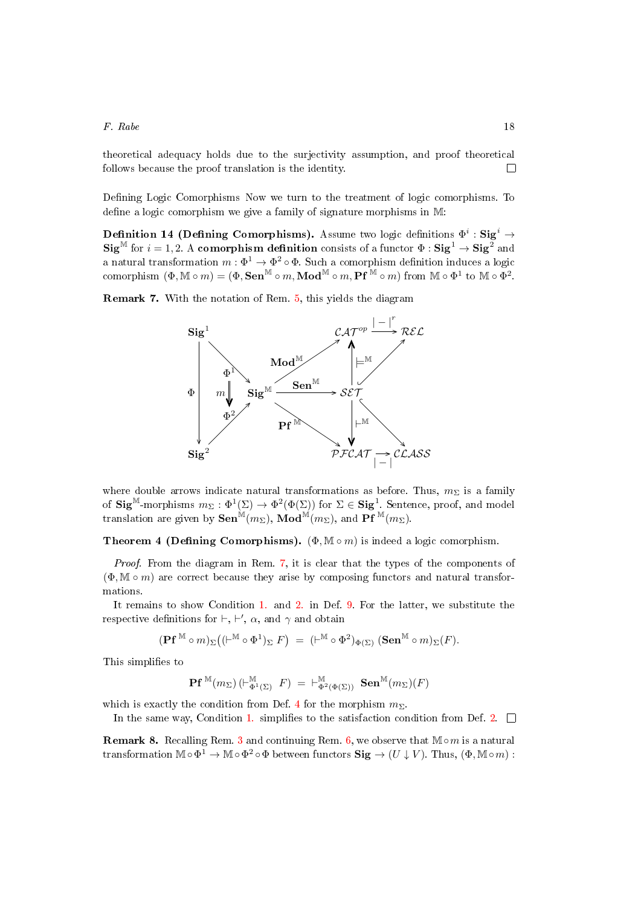theoretical adequacy holds due to the surjectivity assumption, and proof theoretical follows because the proof translation is the identity. □

Defining Logic Comorphisms Now we turn to the treatment of logic comorphisms. To define a logic comorphism we give a family of signature morphisms in $\mathbb{M}$:

**Definition 14 (Defining Comorphisms).** Assume two logic definitions $\Phi^i : \mathbf{Sig}^i \to \mathbf{Sig}^{\mathbb{M}}$ for $i = 1, 2$. A **comorphism definition** consists of a functor $\Phi : \mathbf{Sig}^1 \to \mathbf{Sig}^2$ and a natural transformation $m : \Phi^1 \to \Phi^2 \circ \Phi$. Such a comorphism definition induces a logic comorphism $(\Phi, \mathbb{M} \circ m) = (\Phi, \mathbf{Sen}^{\mathbb{M}} \circ m, \mathbf{Mod}^{\mathbb{M}} \circ m, \mathbf{Pf}^{\mathbb{M}} \circ m)$ from $\mathbb{M} \circ \Phi^1$ to $\mathbb{M} \circ \Phi^2$.

**Remark 7.** With the notation of Rem. 5, this yields the diagram

$$
\begin{array}{ccccc}
\mathbf{Sig}^1 & & & \mathcal{CAT}^{op} \xrightarrow{|-|^r} \mathcal{REL} \\
\Phi\downarrow \quad \Phi^1\searrow & m \Downarrow & \mathbf{Sig}^{\mathbb{M}} \xrightarrow{\mathbf{Sen}^{\mathbb{M}}} \mathcal{SET} & (\mathbf{Mod}^{\mathbb{M}}, \models^{\mathbb{M}}, \vdash^{\mathbb{M}}, \mathbf{Pf}^{\mathbb{M}}) \\
\mathbf{Sig}^2 \quad \Phi^2\nearrow & & & \mathcal{PFCAT} \xrightarrow{|-|} \mathcal{CLASS}
\end{array}
$$

where double arrows indicate natural transformations as before. Thus, $m_\Sigma$ is a family of $\mathbf{Sig}^{\mathbb{M}}$-morphisms $m_\Sigma : \Phi^1(\Sigma) \to \Phi^2(\Phi(\Sigma))$ for $\Sigma \in \mathbf{Sig}^1$. Sentence, proof, and model translation are given by $\mathbf{Sen}^{\mathbb{M}}(m_\Sigma)$, $\mathbf{Mod}^{\mathbb{M}}(m_\Sigma)$, and $\mathbf{Pf}^{\mathbb{M}}(m_\Sigma)$.

**Theorem 4 (Defining Comorphisms).** $(\Phi, \mathbb{M} \circ m)$ is indeed a logic comorphism.

*Proof.* From the diagram in Rem. 7, it is clear that the types of the components of $(\Phi, \mathbb{M} \circ m)$ are correct because they arise by composing functors and natural transformations.

It remains to show Condition 1. and 2. in Def. 9. For the latter, we substitute the respective definitions for $\vdash$, $\vdash'$, $\alpha$, and $\gamma$ and obtain

$$(\mathbf{Pf}^{\mathbb{M}} \circ m)_\Sigma\big((\vdash^{\mathbb{M}} \circ \Phi^1)_\Sigma \; F\big) \; = \; (\vdash^{\mathbb{M}} \circ \Phi^2)_{\Phi(\Sigma)} \; (\mathbf{Sen}^{\mathbb{M}} \circ m)_\Sigma(F).$$

This simplifies to

$$\mathbf{Pf}^{\mathbb{M}}(m_\Sigma) \, (\vdash^{\mathbb{M}}_{\Phi^1(\Sigma)} \; F) \; = \; \vdash^{\mathbb{M}}_{\Phi^2(\Phi(\Sigma))} \; \mathbf{Sen}^{\mathbb{M}}(m_\Sigma)(F)$$

which is exactly the condition from Def. 4 for the morphism $m_\Sigma$.

In the same way, Condition 1. simplifies to the satisfaction condition from Def. 2. □

**Remark 8.** Recalling Rem. 3 and continuing Rem. 6, we observe that $\mathbb{M} \circ m$ is a natural transformation $\mathbb{M} \circ \Phi^1 \to \mathbb{M} \circ \Phi^2 \circ \Phi$ between functors $\mathbf{Sig} \to (U \downarrow V)$. Thus, $(\Phi, \mathbb{M} \circ m)$ :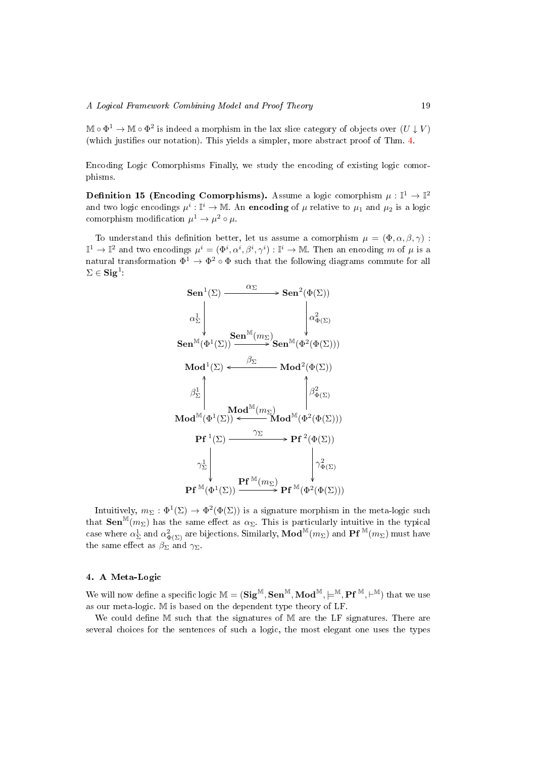$\mathbb{M} \circ \Phi^1 \to \mathbb{M} \circ \Phi^2$ is indeed a morphism in the lax slice category of objects over $(U \downarrow V)$ (which justifies our notation). This yields a simpler, more abstract proof of Thm. 4.

Encoding Logic Comorphisms Finally, we study the encoding of existing logic comorphisms.

**Definition 15 (Encoding Comorphisms).** Assume a logic comorphism $\mu : \mathbb{I}^1 \to \mathbb{I}^2$ and two logic encodings $\mu^i : \mathbb{I}^i \to \mathbb{M}$. An **encoding** of $\mu$ relative to $\mu_1$ and $\mu_2$ is a logic comorphism modification $\mu^1 \to \mu^2 \circ \mu$.

To understand this definition better, let us assume a comorphism $\mu = (\Phi, \alpha, \beta, \gamma) : \mathbb{I}^1 \to \mathbb{I}^2$ and two encodings $\mu^i = (\Phi^i, \alpha^i, \beta^i, \gamma^i) : \mathbb{I}^i \to \mathbb{M}$. Then an encoding $m$ of $\mu$ is a natural transformation $\Phi^1 \to \Phi^2 \circ \Phi$ such that the following diagrams commute for all $\Sigma \in \mathbf{Sig}^1$:

$$
\begin{array}{ccc}
\mathbf{Sen}^1(\Sigma) & \xrightarrow{\alpha_\Sigma} & \mathbf{Sen}^2(\Phi(\Sigma)) \\
\downarrow{\scriptstyle \alpha^1_\Sigma} & & \downarrow{\scriptstyle \alpha^2_{\Phi(\Sigma)}} \\
\mathbf{Sen}^{\mathbb{M}}(\Phi^1(\Sigma)) & \xrightarrow{\mathbf{Sen}^{\mathbb{M}}(m_\Sigma)} & \mathbf{Sen}^{\mathbb{M}}(\Phi^2(\Phi(\Sigma)))
\end{array}
$$

$$
\begin{array}{ccc}
\mathbf{Mod}^1(\Sigma) & \xleftarrow{\beta_\Sigma} & \mathbf{Mod}^2(\Phi(\Sigma)) \\
\uparrow{\scriptstyle \beta^1_\Sigma} & & \uparrow{\scriptstyle \beta^2_{\Phi(\Sigma)}} \\
\mathbf{Mod}^{\mathbb{M}}(\Phi^1(\Sigma)) & \xleftarrow{\mathbf{Mod}^{\mathbb{M}}(m_\Sigma)} & \mathbf{Mod}^{\mathbb{M}}(\Phi^2(\Phi(\Sigma)))
\end{array}
$$

$$
\begin{array}{ccc}
\mathbf{Pf}^1(\Sigma) & \xrightarrow{\gamma_\Sigma} & \mathbf{Pf}^2(\Phi(\Sigma)) \\
\downarrow{\scriptstyle \gamma^1_\Sigma} & & \downarrow{\scriptstyle \gamma^2_{\Phi(\Sigma)}} \\
\mathbf{Pf}^{\mathbb{M}}(\Phi^1(\Sigma)) & \xrightarrow{\mathbf{Pf}^{\mathbb{M}}(m_\Sigma)} & \mathbf{Pf}^{\mathbb{M}}(\Phi^2(\Phi(\Sigma)))
\end{array}
$$

Intuitively, $m_\Sigma : \Phi^1(\Sigma) \to \Phi^2(\Phi(\Sigma))$ is a signature morphism in the meta-logic such that $\mathbf{Sen}^{\mathbb{M}}(m_\Sigma)$ has the same effect as $\alpha_\Sigma$. This is particularly intuitive in the typical case where $\alpha^1_\Sigma$ and $\alpha^2_{\Phi(\Sigma)}$ are bijections. Similarly, $\mathbf{Mod}^{\mathbb{M}}(m_\Sigma)$ and $\mathbf{Pf}^{\mathbb{M}}(m_\Sigma)$ must have the same effect as $\beta_\Sigma$ and $\gamma_\Sigma$.

### 4. A Meta-Logic

We will now define a specific logic $\mathbb{M} = (\mathbf{Sig}^{\mathbb{M}}, \mathbf{Sen}^{\mathbb{M}}, \mathbf{Mod}^{\mathbb{M}}, \models^{\mathbb{M}}, \mathbf{Pf}^{\mathbb{M}}, \vdash^{\mathbb{M}})$ that we use as our meta-logic. $\mathbb{M}$ is based on the dependent type theory of LF.

We could define $\mathbb{M}$ such that the signatures of $\mathbb{M}$ are the LF signatures. There are several choices for the sentences of such a logic, the most elegant one uses the types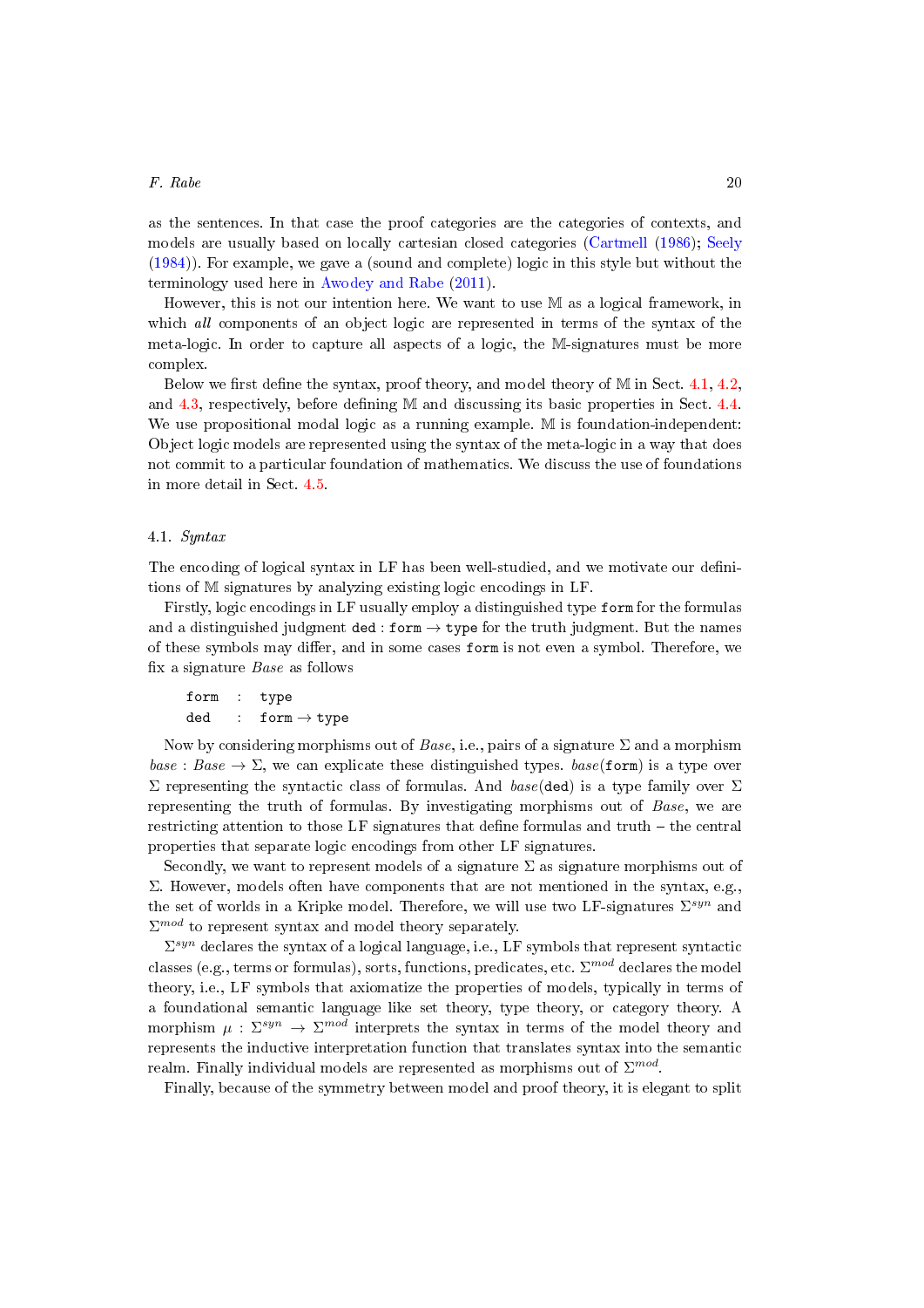as the sentences. In that case the proof categories are the categories of contexts, and models are usually based on locally cartesian closed categories (Cartmell (1986); Seely (1984)). For example, we gave a (sound and complete) logic in this style but without the terminology used here in Awodey and Rabe (2011).

However, this is not our intention here. We want to use $\mathbb{M}$ as a logical framework, in which *all* components of an object logic are represented in terms of the syntax of the meta-logic. In order to capture all aspects of a logic, the $\mathbb{M}$-signatures must be more complex.

Below we first define the syntax, proof theory, and model theory of $\mathbb{M}$ in Sect. 4.1, 4.2, and 4.3, respectively, before defining $\mathbb{M}$ and discussing its basic properties in Sect. 4.4. We use propositional modal logic as a running example. $\mathbb{M}$ is foundation-independent: Object logic models are represented using the syntax of the meta-logic in a way that does not commit to a particular foundation of mathematics. We discuss the use of foundations in more detail in Sect. 4.5.

### 4.1. *Syntax*

The encoding of logical syntax in LF has been well-studied, and we motivate our definitions of $\mathbb{M}$ signatures by analyzing existing logic encodings in LF.

Firstly, logic encodings in LF usually employ a distinguished type `form` for the formulas and a distinguished judgment `ded` : `form` $\to$ `type` for the truth judgment. But the names of these symbols may differ, and in some cases `form` is not even a symbol. Therefore, we fix a signature *Base* as follows

$$
\begin{array}{lll}
\texttt{form} & : & \texttt{type} \\
\texttt{ded} & : & \texttt{form} \to \texttt{type}
\end{array}
$$

Now by considering morphisms out of *Base*, i.e., pairs of a signature $\Sigma$ and a morphism $base : Base \to \Sigma$, we can explicate these distinguished types. $base(\texttt{form})$ is a type over $\Sigma$ representing the syntactic class of formulas. And $base(\texttt{ded})$ is a type family over $\Sigma$ representing the truth of formulas. By investigating morphisms out of *Base*, we are restricting attention to those LF signatures that define formulas and truth – the central properties that separate logic encodings from other LF signatures.

Secondly, we want to represent models of a signature $\Sigma$ as signature morphisms out of $\Sigma$. However, models often have components that are not mentioned in the syntax, e.g., the set of worlds in a Kripke model. Therefore, we will use two LF-signatures $\Sigma^{syn}$ and $\Sigma^{mod}$ to represent syntax and model theory separately.

$\Sigma^{syn}$ declares the syntax of a logical language, i.e., LF symbols that represent syntactic classes (e.g., terms or formulas), sorts, functions, predicates, etc. $\Sigma^{mod}$ declares the model theory, i.e., LF symbols that axiomatize the properties of models, typically in terms of a foundational semantic language like set theory, type theory, or category theory. A morphism $\mu : \Sigma^{syn} \to \Sigma^{mod}$ interprets the syntax in terms of the model theory and represents the inductive interpretation function that translates syntax into the semantic realm. Finally individual models are represented as morphisms out of $\Sigma^{mod}$.

Finally, because of the symmetry between model and proof theory, it is elegant to split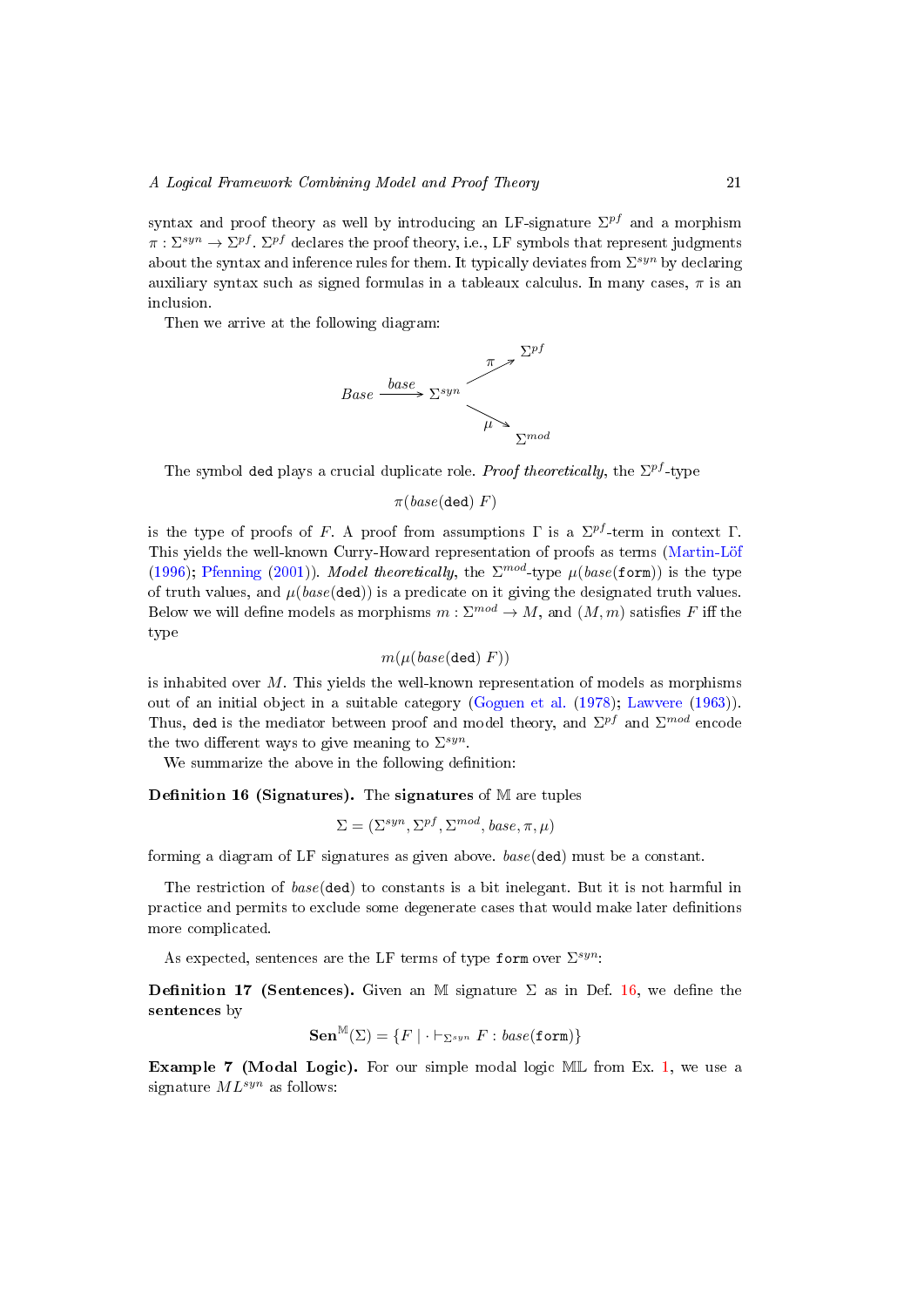syntax and proof theory as well by introducing an LF-signature $\Sigma^{pf}$ and a morphism $\pi : \Sigma^{syn} \to \Sigma^{pf}$. $\Sigma^{pf}$ declares the proof theory, i.e., LF symbols that represent judgments about the syntax and inference rules for them. It typically deviates from $\Sigma^{syn}$ by declaring auxiliary syntax such as signed formulas in a tableaux calculus. In many cases, $\pi$ is an inclusion.

Then we arrive at the following diagram:

$$Base \xrightarrow{base} \Sigma^{syn} \quad \begin{matrix} \xrightarrow{\pi} \Sigma^{pf} \\ \xrightarrow{\mu} \Sigma^{mod} \end{matrix}$$

The symbol `ded` plays a crucial duplicate role. *Proof theoretically*, the $\Sigma^{pf}$-type

$$\pi(base(\texttt{ded})\ F)$$

is the type of proofs of $F$. A proof from assumptions $\Gamma$ is a $\Sigma^{pf}$-term in context $\Gamma$. This yields the well-known Curry-Howard representation of proofs as terms (Martin-Löf (1996); Pfenning (2001)). *Model theoretically*, the $\Sigma^{mod}$-type $\mu(base(\texttt{form}))$ is the type of truth values, and $\mu(base(\texttt{ded}))$ is a predicate on it giving the designated truth values. Below we will define models as morphisms $m : \Sigma^{mod} \to M$, and $(M, m)$ satisfies $F$ iff the type

$$m(\mu(base(\texttt{ded})\ F))$$

is inhabited over $M$. This yields the well-known representation of models as morphisms out of an initial object in a suitable category (Goguen et al. (1978); Lawvere (1963)). Thus, `ded` is the mediator between proof and model theory, and $\Sigma^{pf}$ and $\Sigma^{mod}$ encode the two different ways to give meaning to $\Sigma^{syn}$.

We summarize the above in the following definition:

**Definition 16 (Signatures).** The **signatures** of $\mathbb{M}$ are tuples

$$\Sigma = (\Sigma^{syn}, \Sigma^{pf}, \Sigma^{mod}, base, \pi, \mu)$$

forming a diagram of LF signatures as given above. $base(\texttt{ded})$ must be a constant.

The restriction of $base(\texttt{ded})$ to constants is a bit inelegant. But it is not harmful in practice and permits to exclude some degenerate cases that would make later definitions more complicated.

As expected, sentences are the LF terms of type `form` over $\Sigma^{syn}$:

**Definition 17 (Sentences).** Given an $\mathbb{M}$ signature $\Sigma$ as in Def. 16, we define the **sentences** by

$$\mathbf{Sen}^{\mathbb{M}}(\Sigma) = \{F \mid \cdot \vdash_{\Sigma^{syn}} F : base(\texttt{form})\}$$

**Example 7 (Modal Logic).** For our simple modal logic $\mathbb{ML}$ from Ex. 1, we use a signature $ML^{syn}$ as follows: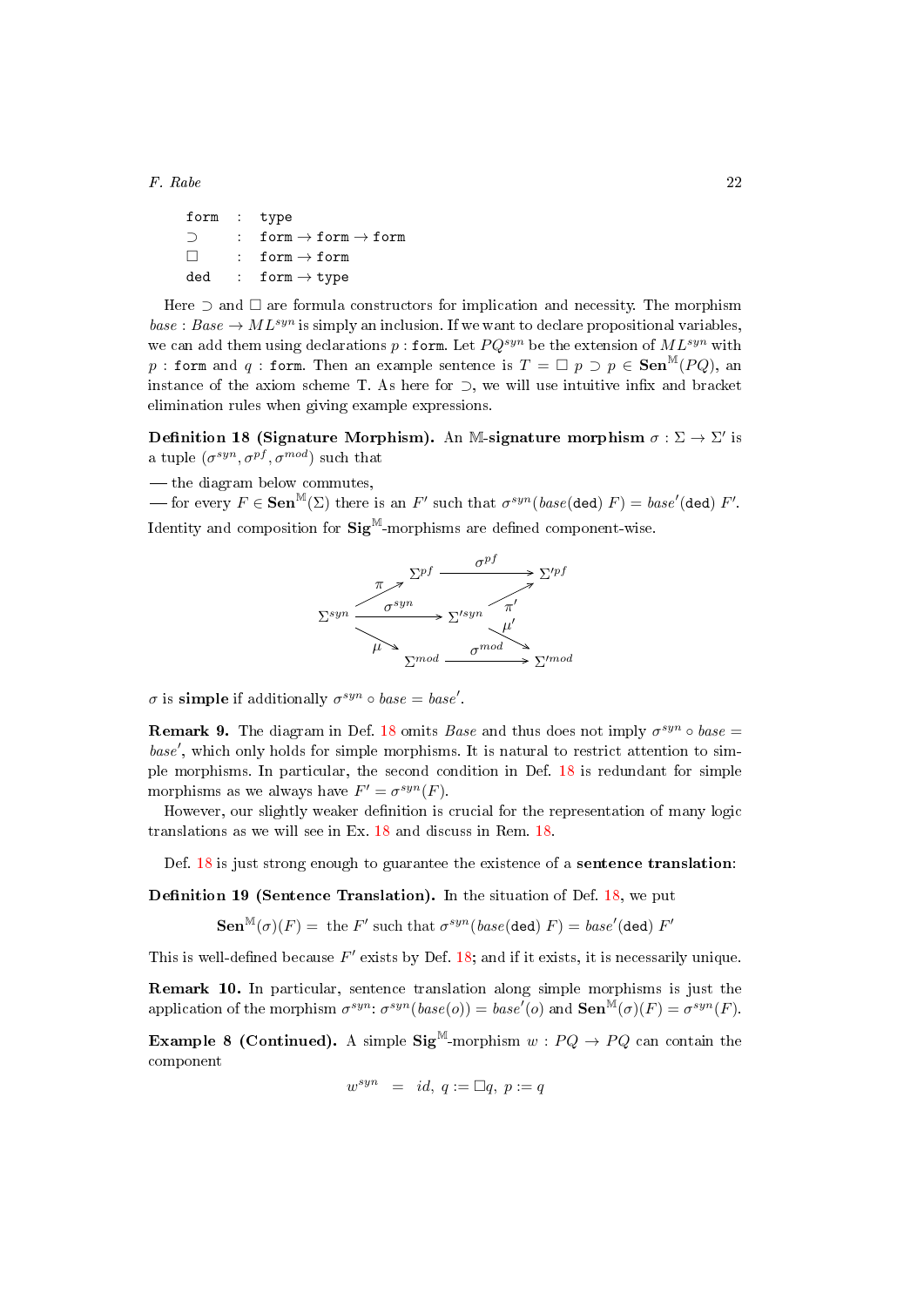$$
\begin{array}{lcl}
\texttt{form} & : & \texttt{type} \\
\supset & : & \texttt{form} \to \texttt{form} \to \texttt{form} \\
\Box & : & \texttt{form} \to \texttt{form} \\
\texttt{ded} & : & \texttt{form} \to \texttt{type}
\end{array}
$$

Here $\supset$ and $\Box$ are formula constructors for implication and necessity. The morphism $base : Base \to ML^{syn}$ is simply an inclusion. If we want to declare propositional variables, we can add them using declarations $p : \texttt{form}$. Let $PQ^{syn}$ be the extension of $ML^{syn}$ with $p : \texttt{form}$ and $q : \texttt{form}$. Then an example sentence is $T = \Box\ p \supset p \in \mathbf{Sen}^{\mathbb{M}}(PQ)$, an instance of the axiom scheme T. As here for $\supset$, we will use intuitive infix and bracket elimination rules when giving example expressions.

**Definition 18 (Signature Morphism).** An $\mathbb{M}$-**signature morphism** $\sigma : \Sigma \to \Sigma'$ is a tuple $(\sigma^{syn}, \sigma^{pf}, \sigma^{mod})$ such that

— the diagram below commutes,
— for every $F \in \mathbf{Sen}^{\mathbb{M}}(\Sigma)$ there is an $F'$ such that $\sigma^{syn}(base(\texttt{ded})\ F) = base'(\texttt{ded})\ F'$.

Identity and composition for $\mathbf{Sig}^{\mathbb{M}}$-morphisms are defined component-wise.

$$
\begin{array}{ccccc}
 & \Sigma^{pf} & \xrightarrow{\sigma^{pf}} & \Sigma'^{pf} & \\
\Sigma^{syn} \overset{\pi}{\nearrow} & & \xrightarrow{\sigma^{syn}} \Sigma'^{syn} \overset{\pi'}{\nearrow} & & \\
\overset{\mu}{\searrow} & \Sigma^{mod} & \xrightarrow{\sigma^{mod}} & \Sigma'^{mod} \ (\text{via } \mu' \text{ from } \Sigma'^{syn}) &
\end{array}
$$

$\sigma$ is **simple** if additionally $\sigma^{syn} \circ base = base'$.

**Remark 9.** The diagram in Def. 18 omits $Base$ and thus does not imply $\sigma^{syn} \circ base = base'$, which only holds for simple morphisms. It is natural to restrict attention to simple morphisms. In particular, the second condition in Def. 18 is redundant for simple morphisms as we always have $F' = \sigma^{syn}(F)$.

However, our slightly weaker definition is crucial for the representation of many logic translations as we will see in Ex. 18 and discuss in Rem. 18.

Def. 18 is just strong enough to guarantee the existence of a **sentence translation**:

**Definition 19 (Sentence Translation).** In the situation of Def. 18, we put

$$\mathbf{Sen}^{\mathbb{M}}(\sigma)(F) = \text{ the } F' \text{ such that } \sigma^{syn}(base(\texttt{ded})\ F) = base'(\texttt{ded})\ F'$$

This is well-defined because $F'$ exists by Def. 18; and if it exists, it is necessarily unique.

**Remark 10.** In particular, sentence translation along simple morphisms is just the application of the morphism $\sigma^{syn}$: $\sigma^{syn}(base(o)) = base'(o)$ and $\mathbf{Sen}^{\mathbb{M}}(\sigma)(F) = \sigma^{syn}(F)$.

**Example 8 (Continued).** A simple $\mathbf{Sig}^{\mathbb{M}}$-morphism $w : PQ \to PQ$ can contain the component

$$w^{syn} \ = \ id,\ q := \Box q,\ p := q$$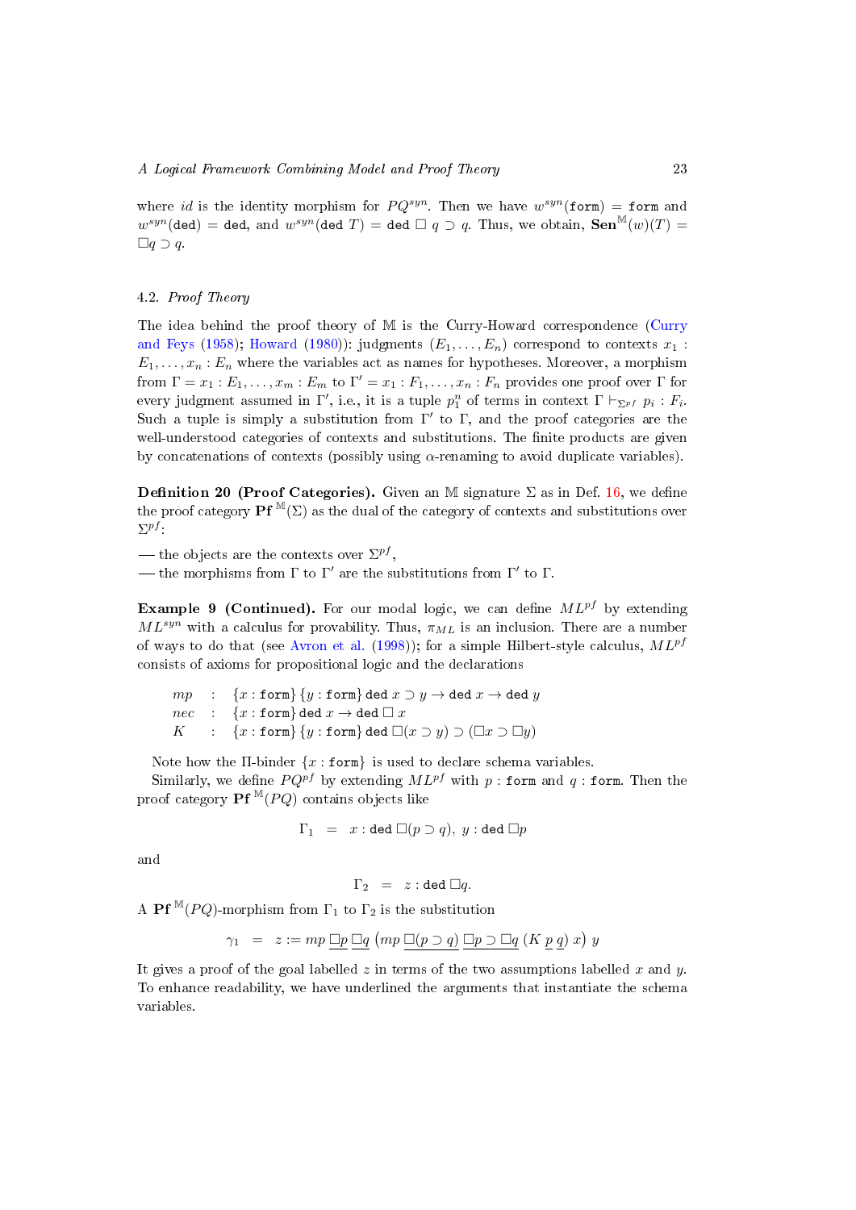where $id$ is the identity morphism for $PQ^{syn}$. Then we have $w^{syn}(\mathtt{form}) = \mathtt{form}$ and $w^{syn}(\mathtt{ded}) = \mathtt{ded}$, and $w^{syn}(\mathtt{ded}\ T) = \mathtt{ded}\ \Box\ q \supset q$. Thus, we obtain, $\mathbf{Sen}^{\mathbb{M}}(w)(T) = \Box q \supset q$.

### 4.2. *Proof Theory*

The idea behind the proof theory of $\mathbb{M}$ is the Curry-Howard correspondence (Curry and Feys (1958); Howard (1980)): judgments $(E_1, \ldots, E_n)$ correspond to contexts $x_1 : E_1, \ldots, x_n : E_n$ where the variables act as names for hypotheses. Moreover, a morphism from $\Gamma = x_1 : E_1, \ldots, x_m : E_m$ to $\Gamma' = x_1 : F_1, \ldots, x_n : F_n$ provides one proof over $\Gamma$ for every judgment assumed in $\Gamma'$, i.e., it is a tuple $p_1^n$ of terms in context $\Gamma \vdash_{\Sigma^{pf}} p_i : F_i$. Such a tuple is simply a substitution from $\Gamma'$ to $\Gamma$, and the proof categories are the well-understood categories of contexts and substitutions. The finite products are given by concatenations of contexts (possibly using $\alpha$-renaming to avoid duplicate variables).

**Definition 20 (Proof Categories).** Given an $\mathbb{M}$ signature $\Sigma$ as in Def. 16, we define the proof category $\mathbf{Pf}^{\mathbb{M}}(\Sigma)$ as the dual of the category of contexts and substitutions over $\Sigma^{pf}$:

— the objects are the contexts over $\Sigma^{pf}$,
— the morphisms from $\Gamma$ to $\Gamma'$ are the substitutions from $\Gamma'$ to $\Gamma$.

**Example 9 (Continued).** For our modal logic, we can define $ML^{pf}$ by extending $ML^{syn}$ with a calculus for provability. Thus, $\pi_{ML}$ is an inclusion. There are a number of ways to do that (see Avron et al. (1998)); for a simple Hilbert-style calculus, $ML^{pf}$ consists of axioms for propositional logic and the declarations

$$
\begin{array}{lcl}
mp & : & \{x : \mathtt{form}\}\,\{y : \mathtt{form}\}\,\mathtt{ded}\ x \supset y \to \mathtt{ded}\ x \to \mathtt{ded}\ y \\
nec & : & \{x : \mathtt{form}\}\,\mathtt{ded}\ x \to \mathtt{ded}\ \Box\ x \\
K & : & \{x : \mathtt{form}\}\,\{y : \mathtt{form}\}\,\mathtt{ded}\ \Box(x \supset y) \supset (\Box x \supset \Box y)
\end{array}
$$

Note how the $\Pi$-binder $\{x : \mathtt{form}\}$ is used to declare schema variables.

Similarly, we define $PQ^{pf}$ by extending $ML^{pf}$ with $p : \mathtt{form}$ and $q : \mathtt{form}$. Then the proof category $\mathbf{Pf}^{\mathbb{M}}(PQ)$ contains objects like

$$\Gamma_1 \;\; = \;\; x : \mathtt{ded}\ \Box(p \supset q),\ y : \mathtt{ded}\ \Box p$$

and

$$\Gamma_2 \;\; = \;\; z : \mathtt{ded}\ \Box q.$$

A $\mathbf{Pf}^{\mathbb{M}}(PQ)$-morphism from $\Gamma_1$ to $\Gamma_2$ is the substitution

$$\gamma_1 \;\; = \;\; z := mp\ \underline{\Box p}\ \underline{\Box q}\ \big(mp\ \underline{\Box(p \supset q)}\ \underline{\Box p \supset \Box q}\ (K\ \underline{p}\ \underline{q})\ x\big)\ y$$

It gives a proof of the goal labelled $z$ in terms of the two assumptions labelled $x$ and $y$. To enhance readability, we have underlined the arguments that instantiate the schema variables.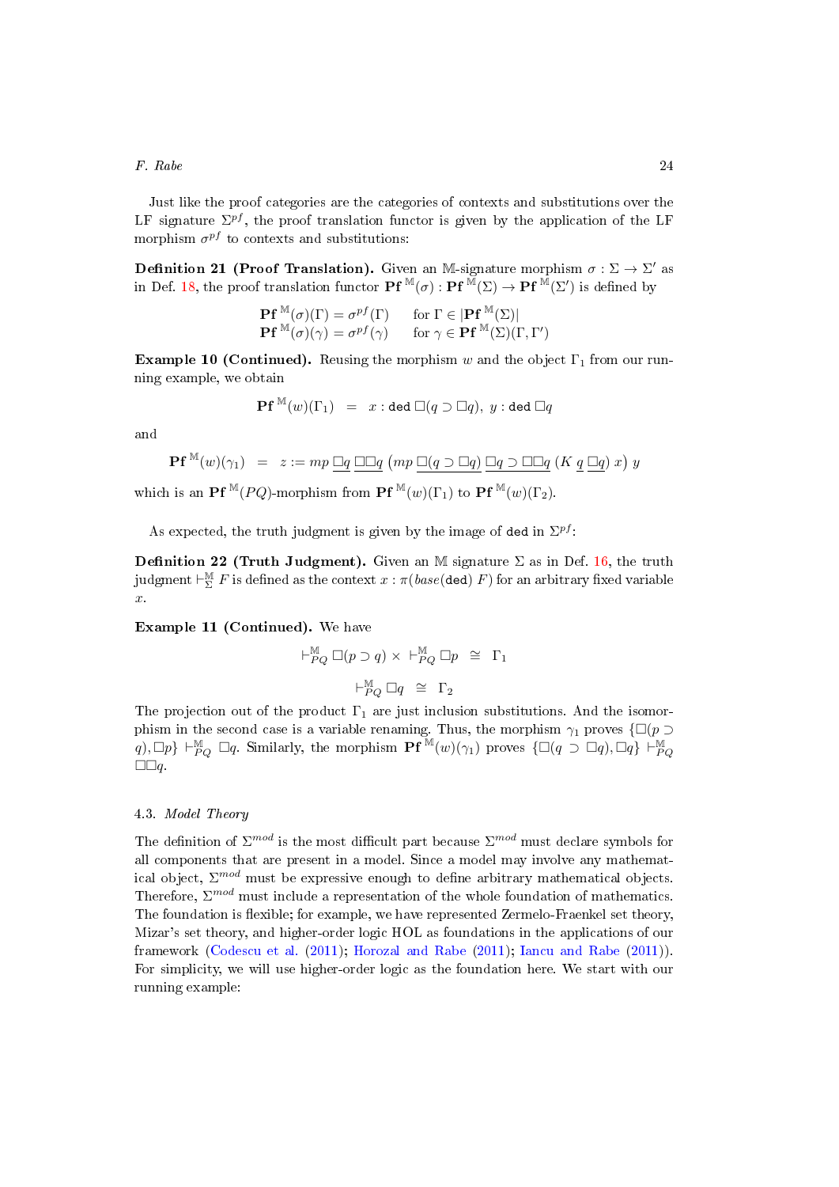Just like the proof categories are the categories of contexts and substitutions over the LF signature $\Sigma^{pf}$, the proof translation functor is given by the application of the LF morphism $\sigma^{pf}$ to contexts and substitutions:

**Definition 21 (Proof Translation).** Given an $\mathbb{M}$-signature morphism $\sigma : \Sigma \to \Sigma'$ as in Def. 18, the proof translation functor $\mathbf{Pf}^{\mathbb{M}}(\sigma) : \mathbf{Pf}^{\mathbb{M}}(\Sigma) \to \mathbf{Pf}^{\mathbb{M}}(\Sigma')$ is defined by

$$\begin{array}{ll} \mathbf{Pf}^{\mathbb{M}}(\sigma)(\Gamma) = \sigma^{pf}(\Gamma) & \text{for } \Gamma \in |\mathbf{Pf}^{\mathbb{M}}(\Sigma)| \\ \mathbf{Pf}^{\mathbb{M}}(\sigma)(\gamma) = \sigma^{pf}(\gamma) & \text{for } \gamma \in \mathbf{Pf}^{\mathbb{M}}(\Sigma)(\Gamma, \Gamma') \end{array}$$

**Example 10 (Continued).** Reusing the morphism $w$ and the object $\Gamma_1$ from our running example, we obtain

$$\mathbf{Pf}^{\mathbb{M}}(w)(\Gamma_1) \quad = \quad x : \mathtt{ded}\, \Box(q \supset \Box q),\ y : \mathtt{ded}\, \Box q$$

and

$$\mathbf{Pf}^{\mathbb{M}}(w)(\gamma_1) \quad = \quad z := mp\ \underline{\Box q}\ \underline{\Box\Box q}\ \big(mp\ \underline{\Box(q \supset \Box q)}\ \underline{\Box q \supset \Box\Box q}\ (K\ \underline{q}\ \underline{\Box q})\ x\big)\ y$$

which is an $\mathbf{Pf}^{\mathbb{M}}(PQ)$-morphism from $\mathbf{Pf}^{\mathbb{M}}(w)(\Gamma_1)$ to $\mathbf{Pf}^{\mathbb{M}}(w)(\Gamma_2)$.

As expected, the truth judgment is given by the image of $\mathtt{ded}$ in $\Sigma^{pf}$:

**Definition 22 (Truth Judgment).** Given an $\mathbb{M}$ signature $\Sigma$ as in Def. 16, the truth judgment $\vdash^{\mathbb{M}}_{\Sigma} F$ is defined as the context $x : \pi(base(\mathtt{ded})\ F)$ for an arbitrary fixed variable $x$.

**Example 11 (Continued).** We have

$$\vdash^{\mathbb{M}}_{PQ} \Box(p \supset q) \times \vdash^{\mathbb{M}}_{PQ} \Box p \quad\cong\quad \Gamma_1$$

$$\vdash^{\mathbb{M}}_{PQ} \Box q \quad\cong\quad \Gamma_2$$

The projection out of the product $\Gamma_1$ are just inclusion substitutions. And the isomorphism in the second case is a variable renaming. Thus, the morphism $\gamma_1$ proves $\{\Box(p \supset q), \Box p\} \vdash^{\mathbb{M}}_{PQ} \Box q$. Similarly, the morphism $\mathbf{Pf}^{\mathbb{M}}(w)(\gamma_1)$ proves $\{\Box(q \supset \Box q), \Box q\} \vdash^{\mathbb{M}}_{PQ} \Box\Box q$.

### 4.3. *Model Theory*

The definition of $\Sigma^{mod}$ is the most difficult part because $\Sigma^{mod}$ must declare symbols for all components that are present in a model. Since a model may involve any mathematical object, $\Sigma^{mod}$ must be expressive enough to define arbitrary mathematical objects. Therefore, $\Sigma^{mod}$ must include a representation of the whole foundation of mathematics. The foundation is flexible; for example, we have represented Zermelo-Fraenkel set theory, Mizar's set theory, and higher-order logic HOL as foundations in the applications of our framework (Codescu et al. (2011); Horozal and Rabe (2011); Iancu and Rabe (2011)). For simplicity, we will use higher-order logic as the foundation here. We start with our running example: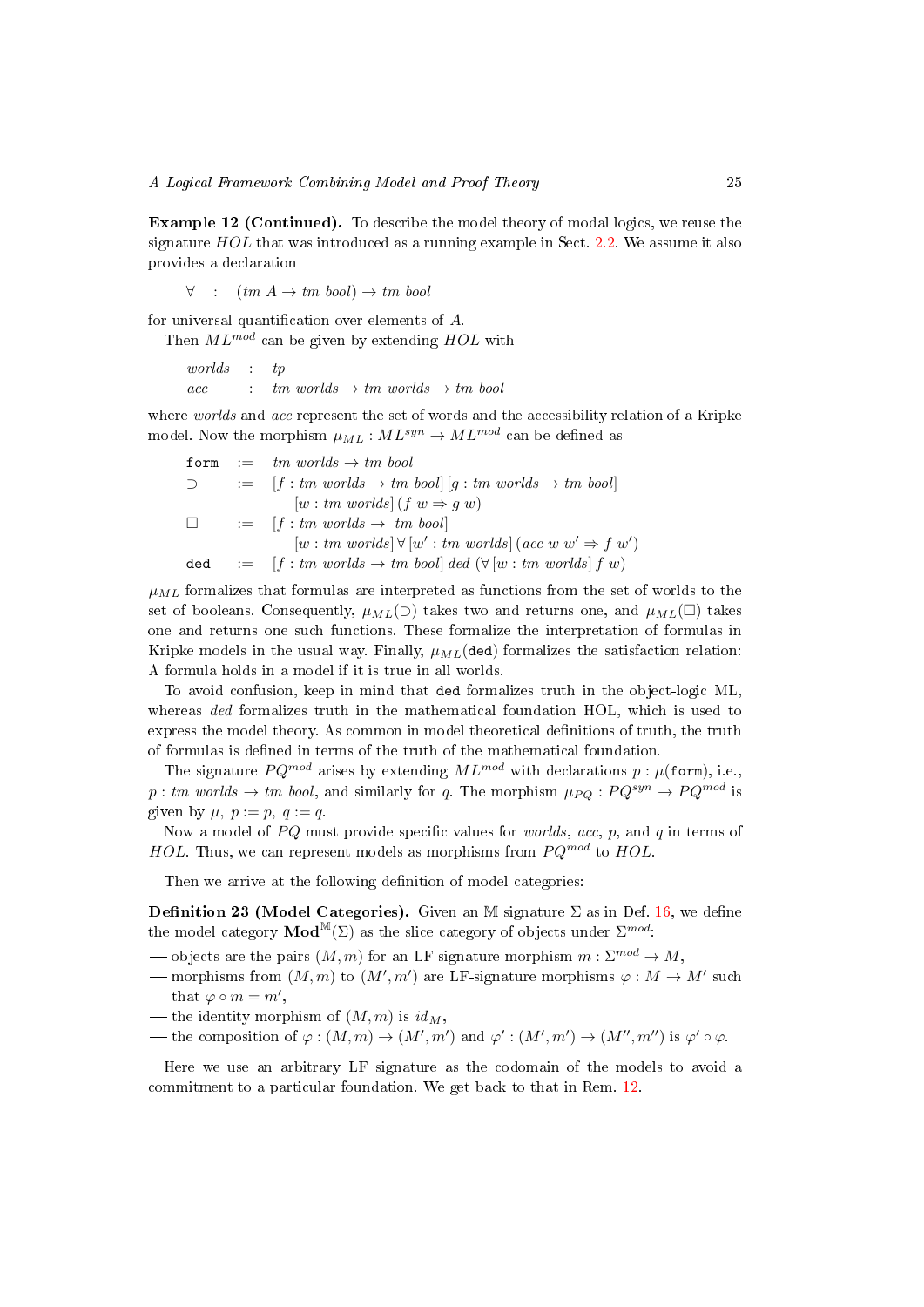**Example 12 (Continued).** To describe the model theory of modal logics, we reuse the signature $HOL$ that was introduced as a running example in Sect. 2.2. We assume it also provides a declaration

$$\forall \quad : \quad (tm\ A \rightarrow tm\ bool) \rightarrow tm\ bool$$

for universal quantification over elements of $A$.

Then $ML^{mod}$ can be given by extending $HOL$ with

$$\begin{array}{lcl} worlds & : & tp \\ acc & : & tm\ worlds \rightarrow tm\ worlds \rightarrow tm\ bool \end{array}$$

where $worlds$ and $acc$ represent the set of words and the accessibility relation of a Kripke model. Now the morphism $\mu_{ML} : ML^{syn} \rightarrow ML^{mod}$ can be defined as

$$\begin{array}{lcl} \mathtt{form} & := & tm\ worlds \rightarrow tm\ bool \\ \supset & := & [f : tm\ worlds \rightarrow tm\ bool]\,[g : tm\ worlds \rightarrow tm\ bool] \\ & & \quad [w : tm\ worlds]\,(f\ w \Rightarrow g\ w) \\ \Box & := & [f : tm\ worlds \rightarrow\ tm\ bool] \\ & & \quad [w : tm\ worlds]\,\forall\,[w' : tm\ worlds]\,(acc\ w\ w' \Rightarrow f\ w') \\ \mathtt{ded} & := & [f : tm\ worlds \rightarrow tm\ bool]\ ded\ (\forall\,[w : tm\ worlds]\ f\ w) \end{array}$$

$\mu_{ML}$ formalizes that formulas are interpreted as functions from the set of worlds to the set of booleans. Consequently, $\mu_{ML}(\supset)$ takes two and returns one, and $\mu_{ML}(\Box)$ takes one and returns one such functions. These formalize the interpretation of formulas in Kripke models in the usual way. Finally, $\mu_{ML}(\mathtt{ded})$ formalizes the satisfaction relation: A formula holds in a model if it is true in all worlds.

To avoid confusion, keep in mind that $\mathtt{ded}$ formalizes truth in the object-logic ML, whereas $ded$ formalizes truth in the mathematical foundation HOL, which is used to express the model theory. As common in model theoretical definitions of truth, the truth of formulas is defined in terms of the truth of the mathematical foundation.

The signature $PQ^{mod}$ arises by extending $ML^{mod}$ with declarations $p : \mu(\mathtt{form})$, i.e., $p : tm\ worlds \rightarrow tm\ bool$, and similarly for $q$. The morphism $\mu_{PQ} : PQ^{syn} \rightarrow PQ^{mod}$ is given by $\mu,\ p := p,\ q := q$.

Now a model of $PQ$ must provide specific values for $worlds$, $acc$, $p$, and $q$ in terms of $HOL$. Thus, we can represent models as morphisms from $PQ^{mod}$ to $HOL$.

Then we arrive at the following definition of model categories:

**Definition 23 (Model Categories).** Given an $\mathbb{M}$ signature $\Sigma$ as in Def. 16, we define the model category $\mathbf{Mod}^{\mathbb{M}}(\Sigma)$ as the slice category of objects under $\Sigma^{mod}$:

- objects are the pairs $(M, m)$ for an LF-signature morphism $m : \Sigma^{mod} \rightarrow M$,
- morphisms from $(M, m)$ to $(M', m')$ are LF-signature morphisms $\varphi : M \rightarrow M'$ such that $\varphi \circ m = m'$,
- the identity morphism of $(M, m)$ is $id_M$,
- the composition of $\varphi : (M, m) \rightarrow (M', m')$ and $\varphi' : (M', m') \rightarrow (M'', m'')$ is $\varphi' \circ \varphi$.

Here we use an arbitrary LF signature as the codomain of the models to avoid a commitment to a particular foundation. We get back to that in Rem. 12.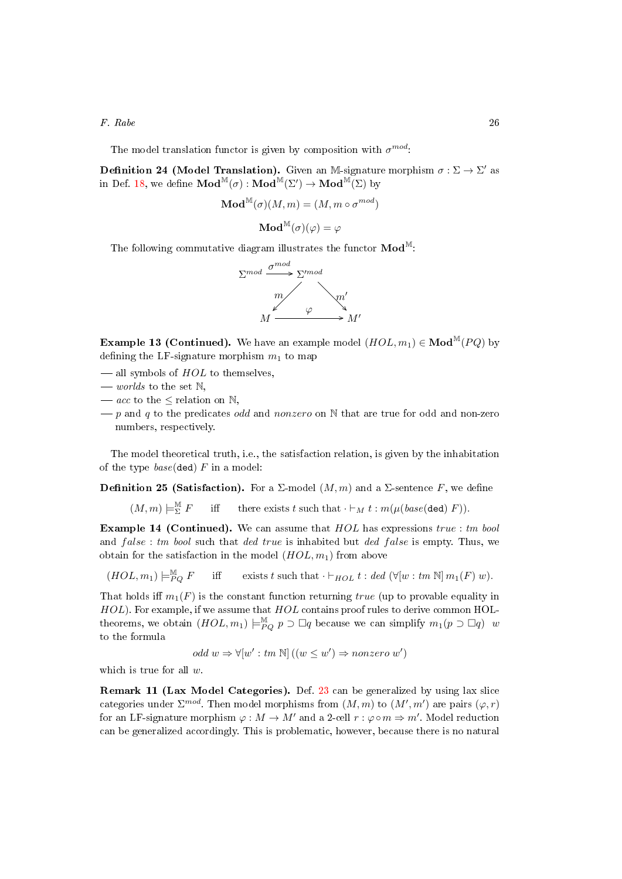The model translation functor is given by composition with $\sigma^{mod}$:

**Definition 24 (Model Translation).** Given an $\mathbb{M}$-signature morphism $\sigma : \Sigma \to \Sigma'$ as in Def. 18, we define $\mathbf{Mod}^{\mathbb{M}}(\sigma) : \mathbf{Mod}^{\mathbb{M}}(\Sigma') \to \mathbf{Mod}^{\mathbb{M}}(\Sigma)$ by

$$\mathbf{Mod}^{\mathbb{M}}(\sigma)(M, m) = (M, m \circ \sigma^{mod})$$

$$\mathbf{Mod}^{\mathbb{M}}(\sigma)(\varphi) = \varphi$$

The following commutative diagram illustrates the functor $\mathbf{Mod}^{\mathbb{M}}$:

$$\begin{array}{ccc} \Sigma^{mod} & \xrightarrow{\sigma^{mod}} & \Sigma'^{mod} \\ & {\scriptstyle m} \swarrow \quad \searrow {\scriptstyle m'} & \\ M & \xrightarrow{\quad\varphi\quad} & M' \end{array}$$

**Example 13 (Continued).** We have an example model $(HOL, m_1) \in \mathbf{Mod}^{\mathbb{M}}(PQ)$ by defining the LF-signature morphism $m_1$ to map

— all symbols of $HOL$ to themselves,
— $worlds$ to the set $\mathbb{N}$,
— $acc$ to the $\leq$ relation on $\mathbb{N}$,
— $p$ and $q$ to the predicates $odd$ and $nonzero$ on $\mathbb{N}$ that are true for odd and non-zero numbers, respectively.

The model theoretical truth, i.e., the satisfaction relation, is given by the inhabitation of the type $base(\mathtt{ded})\ F$ in a model:

**Definition 25 (Satisfaction).** For a $\Sigma$-model $(M, m)$ and a $\Sigma$-sentence $F$, we define

$$(M, m) \models^{\mathbb{M}}_{\Sigma} F \qquad \text{iff} \qquad \text{there exists } t \text{ such that } \cdot \vdash_M t : m(\mu(base(\mathtt{ded})\ F)).$$

**Example 14 (Continued).** We can assume that $HOL$ has expressions $true : tm\ bool$ and $false : tm\ bool$ such that $ded\ true$ is inhabited but $ded\ false$ is empty. Thus, we obtain for the satisfaction in the model $(HOL, m_1)$ from above

$$(HOL, m_1) \models^{\mathbb{M}}_{PQ} F \qquad \text{iff} \qquad \text{exists } t \text{ such that } \cdot \vdash_{HOL} t : ded\ (\forall [w : tm\ \mathbb{N}]\ m_1(F)\ w).$$

That holds iff $m_1(F)$ is the constant function returning $true$ (up to provable equality in $HOL$). For example, if we assume that $HOL$ contains proof rules to derive common HOL-theorems, we obtain $(HOL, m_1) \models^{\mathbb{M}}_{PQ} p \supset \Box q$ because we can simplify $m_1(p \supset \Box q)\ \ w$ to the formula

$$odd\ w \Rightarrow \forall [w' : tm\ \mathbb{N}]\ ((w \leq w') \Rightarrow nonzero\ w')$$

which is true for all $w$.

**Remark 11 (Lax Model Categories).** Def. 23 can be generalized by using lax slice categories under $\Sigma^{mod}$. Then model morphisms from $(M, m)$ to $(M', m')$ are pairs $(\varphi, r)$ for an LF-signature morphism $\varphi : M \to M'$ and a 2-cell $r : \varphi \circ m \Rightarrow m'$. Model reduction can be generalized accordingly. This is problematic, however, because there is no natural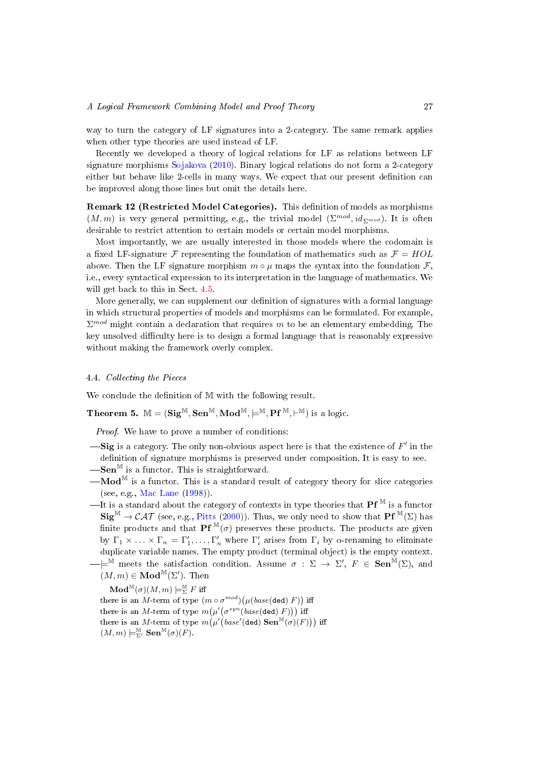way to turn the category of LF signatures into a 2-category. The same remark applies when other type theories are used instead of LF.

Recently we developed a theory of logical relations for LF as relations between LF signature morphisms Sojakova (2010). Binary logical relations do not form a 2-category either but behave like 2-cells in many ways. We expect that our present definition can be improved along those lines but omit the details here.

**Remark 12 (Restricted Model Categories).** This definition of models as morphisms $(M, m)$ is very general permitting, e.g., the trivial model $(\Sigma^{mod}, id_{\Sigma^{mod}})$. It is often desirable to restrict attention to certain models or certain model morphisms.

Most importantly, we are usually interested in those models where the codomain is a fixed LF-signature $\mathcal{F}$ representing the foundation of mathematics such as $\mathcal{F} = HOL$ above. Then the LF signature morphism $m \circ \mu$ maps the syntax into the foundation $\mathcal{F}$, i.e., every syntactical expression to its interpretation in the language of mathematics. We will get back to this in Sect. 4.5.

More generally, we can supplement our definition of signatures with a formal language in which structural properties of models and morphisms can be formulated. For example, $\Sigma^{mod}$ might contain a declaration that requires $m$ to be an elementary embedding. The key unsolved difficulty here is to design a formal language that is reasonably expressive without making the framework overly complex.

### 4.4. *Collecting the Pieces*

We conclude the definition of $\mathbb{M}$ with the following result.

**Theorem 5.** $\mathbb{M} = (\mathbf{Sig}^{\mathbb{M}}, \mathbf{Sen}^{\mathbb{M}}, \mathbf{Mod}^{\mathbb{M}}, \models^{\mathbb{M}}, \mathbf{Pf}^{\mathbb{M}}, \vdash^{\mathbb{M}})$ is a logic.

*Proof.* We have to prove a number of conditions:

— $\mathbf{Sig}$ is a category. The only non-obvious aspect here is that the existence of $F'$ in the definition of signature morphisms is preserved under composition. It is easy to see.

— $\mathbf{Sen}^{\mathbb{M}}$ is a functor. This is straightforward.

— $\mathbf{Mod}^{\mathbb{M}}$ is a functor. This is a standard result of category theory for slice categories (see, e.g., Mac Lane (1998)).

— It is a standard about the category of contexts in type theories that $\mathbf{Pf}^{\mathbb{M}}$ is a functor $\mathbf{Sig}^{\mathbb{M}} \to \mathcal{CAT}$ (see, e.g., Pitts (2000)). Thus, we only need to show that $\mathbf{Pf}^{\mathbb{M}}(\Sigma)$ has finite products and that $\mathbf{Pf}^{\mathbb{M}}(\sigma)$ preserves these products. The products are given by $\Gamma_1 \times \ldots \times \Gamma_n = \Gamma'_1, \ldots, \Gamma'_n$ where $\Gamma'_i$ arises from $\Gamma_i$ by $\alpha$-renaming to eliminate duplicate variable names. The empty product (terminal object) is the empty context.

— $\models^{\mathbb{M}}$ meets the satisfaction condition. Assume $\sigma : \Sigma \to \Sigma'$, $F \in \mathbf{Sen}^{\mathbb{M}}(\Sigma)$, and $(M, m) \in \mathbf{Mod}^{\mathbb{M}}(\Sigma')$. Then

$\mathbf{Mod}^{\mathbb{M}}(\sigma)(M, m) \models^{\mathbb{M}}_{\Sigma} F$ iff
there is an $M$-term of type $(m \circ \sigma^{mod})\big(\mu(base(\mathtt{ded}\ F)\big)$ iff
there is an $M$-term of type $m\big(\mu'\big(\sigma^{syn}(base(\mathtt{ded}\ F)\big)\big)$ iff
there is an $M$-term of type $m\big(\mu'\big(base'(\mathtt{ded})\ \mathbf{Sen}^{\mathbb{M}}(\sigma)(F)\big)\big)$ iff
$(M, m) \models^{\mathbb{M}}_{\Sigma'} \mathbf{Sen}^{\mathbb{M}}(\sigma)(F)$.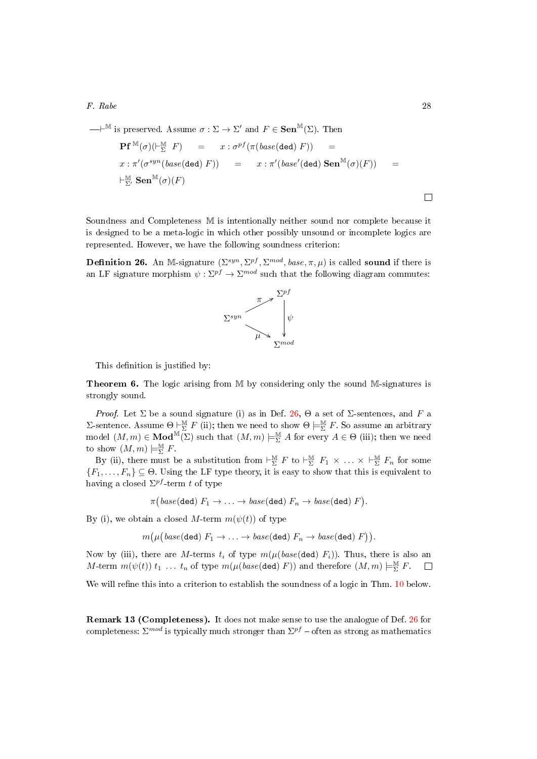$\vdash^{\mathbb{M}}$ is preserved. Assume $\sigma : \Sigma \to \Sigma'$ and $F \in \mathbf{Sen}^{\mathbb{M}}(\Sigma)$. Then

$$\mathbf{Pf}^{\mathbb{M}}(\sigma)(\vdash^{\mathbb{M}}_{\Sigma} F) \quad = \quad x : \sigma^{pf}(\pi(base(\texttt{ded}) \; F)) \quad = \quad x : \pi'(\sigma^{syn}(base(\texttt{ded}) \; F)) \quad = \quad x : \pi'(base'(\texttt{ded}) \; \mathbf{Sen}^{\mathbb{M}}(\sigma)(F)) \quad = \quad \vdash^{\mathbb{M}}_{\Sigma'} \mathbf{Sen}^{\mathbb{M}}(\sigma)(F)$$

□

Soundness and Completeness $\mathbb{M}$ is intentionally neither sound nor complete because it is designed to be a meta-logic in which other possibly unsound or incomplete logics are represented. However, we have the following soundness criterion:

**Definition 26.** An $\mathbb{M}$-signature $(\Sigma^{syn}, \Sigma^{pf}, \Sigma^{mod}, base, \pi, \mu)$ is called **sound** if there is an LF signature morphism $\psi : \Sigma^{pf} \to \Sigma^{mod}$ such that the following diagram commutes:

$$\begin{array}{ccc} & & \Sigma^{pf} \\ & \overset{\pi}{\nearrow} & \\ \Sigma^{syn} & & \downarrow \psi \\ & \underset{\mu}{\searrow} & \\ & & \Sigma^{mod} \end{array}$$

This definition is justified by:

**Theorem 6.** The logic arising from $\mathbb{M}$ by considering only the sound $\mathbb{M}$-signatures is strongly sound.

*Proof.* Let $\Sigma$ be a sound signature (i) as in Def. 26, $\Theta$ a set of $\Sigma$-sentences, and $F$ a $\Sigma$-sentence. Assume $\Theta \vdash^{\mathbb{M}}_{\Sigma} F$ (ii); then we need to show $\Theta \models^{\mathbb{M}}_{\Sigma} F$. So assume an arbitrary model $(M, m) \in \mathbf{Mod}^{\mathbb{M}}(\Sigma)$ such that $(M, m) \models^{\mathbb{M}}_{\Sigma} A$ for every $A \in \Theta$ (iii); then we need to show $(M, m) \models^{\mathbb{M}}_{\Sigma} F$.

By (ii), there must be a substitution from $\vdash^{\mathbb{M}}_{\Sigma} F$ to $\vdash^{\mathbb{M}}_{\Sigma} F_1 \times \ldots \times \vdash^{\mathbb{M}}_{\Sigma} F_n$ for some $\{F_1, \ldots, F_n\} \subseteq \Theta$. Using the LF type theory, it is easy to show that this is equivalent to having a closed $\Sigma^{pf}$-term $t$ of type

$$\pi\big(base(\texttt{ded}) \; F_1 \to \ldots \to base(\texttt{ded}) \; F_n \to base(\texttt{ded}) \; F\big).$$

By (i), we obtain a closed $M$-term $m(\psi(t))$ of type

$$m\big(\mu\big(base(\texttt{ded}) \; F_1 \to \ldots \to base(\texttt{ded}) \; F_n \to base(\texttt{ded}) \; F\big)\big).$$

Now by (iii), there are $M$-terms $t_i$ of type $m(\mu(base(\texttt{ded}) \; F_i))$. Thus, there is also an $M$-term $m(\psi(t)) \; t_1 \; \ldots \; t_n$ of type $m(\mu(base(\texttt{ded}) \; F))$ and therefore $(M, m) \models^{\mathbb{M}}_{\Sigma} F$. □

We will refine this into a criterion to establish the soundness of a logic in Thm. 10 below.

**Remark 13 (Completeness).** It does not make sense to use the analogue of Def. 26 for completeness: $\Sigma^{mod}$ is typically much stronger than $\Sigma^{pf}$ – often as strong as mathematics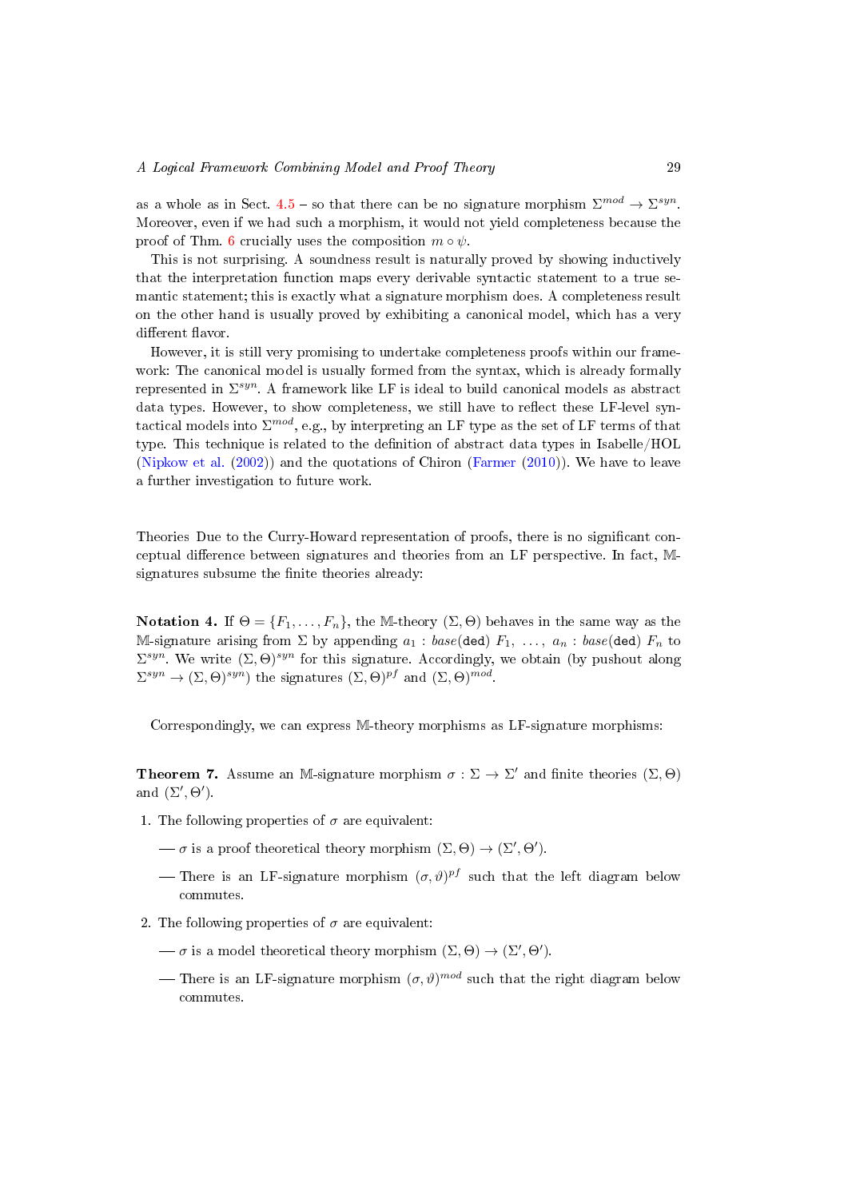as a whole as in Sect. 4.5 – so that there can be no signature morphism $\Sigma^{mod} \to \Sigma^{syn}$. Moreover, even if we had such a morphism, it would not yield completeness because the proof of Thm. 6 crucially uses the composition $m \circ \psi$.

This is not surprising. A soundness result is naturally proved by showing inductively that the interpretation function maps every derivable syntactic statement to a true semantic statement; this is exactly what a signature morphism does. A completeness result on the other hand is usually proved by exhibiting a canonical model, which has a very different flavor.

However, it is still very promising to undertake completeness proofs within our framework: The canonical model is usually formed from the syntax, which is already formally represented in $\Sigma^{syn}$. A framework like LF is ideal to build canonical models as abstract data types. However, to show completeness, we still have to reflect these LF-level syntactical models into $\Sigma^{mod}$, e.g., by interpreting an LF type as the set of LF terms of that type. This technique is related to the definition of abstract data types in Isabelle/HOL (Nipkow et al. (2002)) and the quotations of Chiron (Farmer (2010)). We have to leave a further investigation to future work.

Theories Due to the Curry-Howard representation of proofs, there is no significant conceptual difference between signatures and theories from an LF perspective. In fact, $\mathbb{M}$-signatures subsume the finite theories already:

**Notation 4.** If $\Theta = \{F_1, \ldots, F_n\}$, the $\mathbb{M}$-theory $(\Sigma, \Theta)$ behaves in the same way as the $\mathbb{M}$-signature arising from $\Sigma$ by appending $a_1 : base(\texttt{ded})\ F_1,\ \ldots,\ a_n : base(\texttt{ded})\ F_n$ to $\Sigma^{syn}$. We write $(\Sigma, \Theta)^{syn}$ for this signature. Accordingly, we obtain (by pushout along $\Sigma^{syn} \to (\Sigma, \Theta)^{syn}$) the signatures $(\Sigma, \Theta)^{pf}$ and $(\Sigma, \Theta)^{mod}$.

Correspondingly, we can express $\mathbb{M}$-theory morphisms as LF-signature morphisms:

**Theorem 7.** Assume an $\mathbb{M}$-signature morphism $\sigma : \Sigma \to \Sigma'$ and finite theories $(\Sigma, \Theta)$ and $(\Sigma', \Theta')$.

1. The following properties of $\sigma$ are equivalent:
   - $\sigma$ is a proof theoretical theory morphism $(\Sigma, \Theta) \to (\Sigma', \Theta')$.
   - There is an LF-signature morphism $(\sigma, \vartheta)^{pf}$ such that the left diagram below commutes.
2. The following properties of $\sigma$ are equivalent:
   - $\sigma$ is a model theoretical theory morphism $(\Sigma, \Theta) \to (\Sigma', \Theta')$.
   - There is an LF-signature morphism $(\sigma, \vartheta)^{mod}$ such that the right diagram below commutes.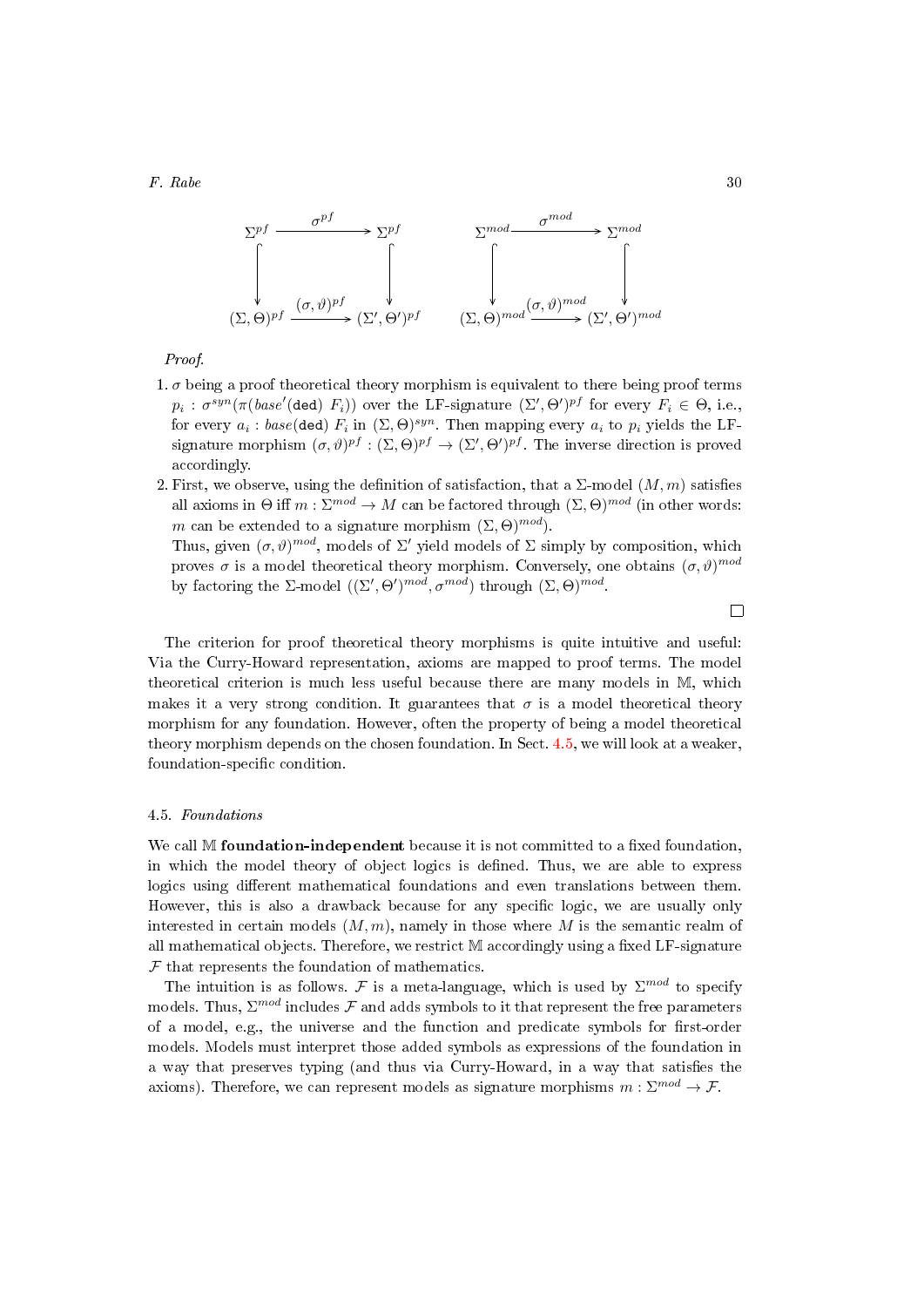$$
\begin{array}{ccc}
\Sigma^{pf} & \xrightarrow{\sigma^{pf}} & \Sigma'^{pf} \\
\downarrow & & \downarrow \\
(\Sigma,\Theta)^{pf} & \xrightarrow{(\sigma,\vartheta)^{pf}} & (\Sigma',\Theta')^{pf}
\end{array}
\qquad
\begin{array}{ccc}
\Sigma^{mod} & \xrightarrow{\sigma^{mod}} & \Sigma'^{mod} \\
\downarrow & & \downarrow \\
(\Sigma,\Theta)^{mod} & \xrightarrow{(\sigma,\vartheta)^{mod}} & (\Sigma',\Theta')^{mod}
\end{array}
$$

*Proof.*

1. $\sigma$ being a proof theoretical theory morphism is equivalent to there being proof terms $p_i : \sigma^{syn}(\pi(base'(\mathtt{ded})\ F_i))$ over the LF-signature $(\Sigma',\Theta')^{pf}$ for every $F_i \in \Theta$, i.e., for every $a_i : base(\mathtt{ded})\ F_i$ in $(\Sigma,\Theta)^{syn}$. Then mapping every $a_i$ to $p_i$ yields the LF-signature morphism $(\sigma,\vartheta)^{pf} : (\Sigma,\Theta)^{pf} \to (\Sigma',\Theta')^{pf}$. The inverse direction is proved accordingly.
2. First, we observe, using the definition of satisfaction, that a $\Sigma$-model $(M,m)$ satisfies all axioms in $\Theta$ iff $m : \Sigma^{mod} \to M$ can be factored through $(\Sigma,\Theta)^{mod}$ (in other words: $m$ can be extended to a signature morphism $(\Sigma,\Theta)^{mod}$).
   Thus, given $(\sigma,\vartheta)^{mod}$, models of $\Sigma'$ yield models of $\Sigma$ simply by composition, which proves $\sigma$ is a model theoretical theory morphism. Conversely, one obtains $(\sigma,\vartheta)^{mod}$ by factoring the $\Sigma$-model $((\Sigma',\Theta')^{mod},\sigma^{mod})$ through $(\Sigma,\Theta)^{mod}$.

□

The criterion for proof theoretical theory morphisms is quite intuitive and useful: Via the Curry-Howard representation, axioms are mapped to proof terms. The model theoretical criterion is much less useful because there are many models in $\mathbb{M}$, which makes it a very strong condition. It guarantees that $\sigma$ is a model theoretical theory morphism for any foundation. However, often the property of being a model theoretical theory morphism depends on the chosen foundation. In Sect. 4.5, we will look at a weaker, foundation-specific condition.

### 4.5. *Foundations*

We call $\mathbb{M}$ **foundation-independent** because it is not committed to a fixed foundation, in which the model theory of object logics is defined. Thus, we are able to express logics using different mathematical foundations and even translations between them. However, this is also a drawback because for any specific logic, we are usually only interested in certain models $(M,m)$, namely in those where $M$ is the semantic realm of all mathematical objects. Therefore, we restrict $\mathbb{M}$ accordingly using a fixed LF-signature $\mathcal{F}$ that represents the foundation of mathematics.

The intuition is as follows. $\mathcal{F}$ is a meta-language, which is used by $\Sigma^{mod}$ to specify models. Thus, $\Sigma^{mod}$ includes $\mathcal{F}$ and adds symbols to it that represent the free parameters of a model, e.g., the universe and the function and predicate symbols for first-order models. Models must interpret those added symbols as expressions of the foundation in a way that preserves typing (and thus via Curry-Howard, in a way that satisfies the axioms). Therefore, we can represent models as signature morphisms $m : \Sigma^{mod} \to \mathcal{F}$.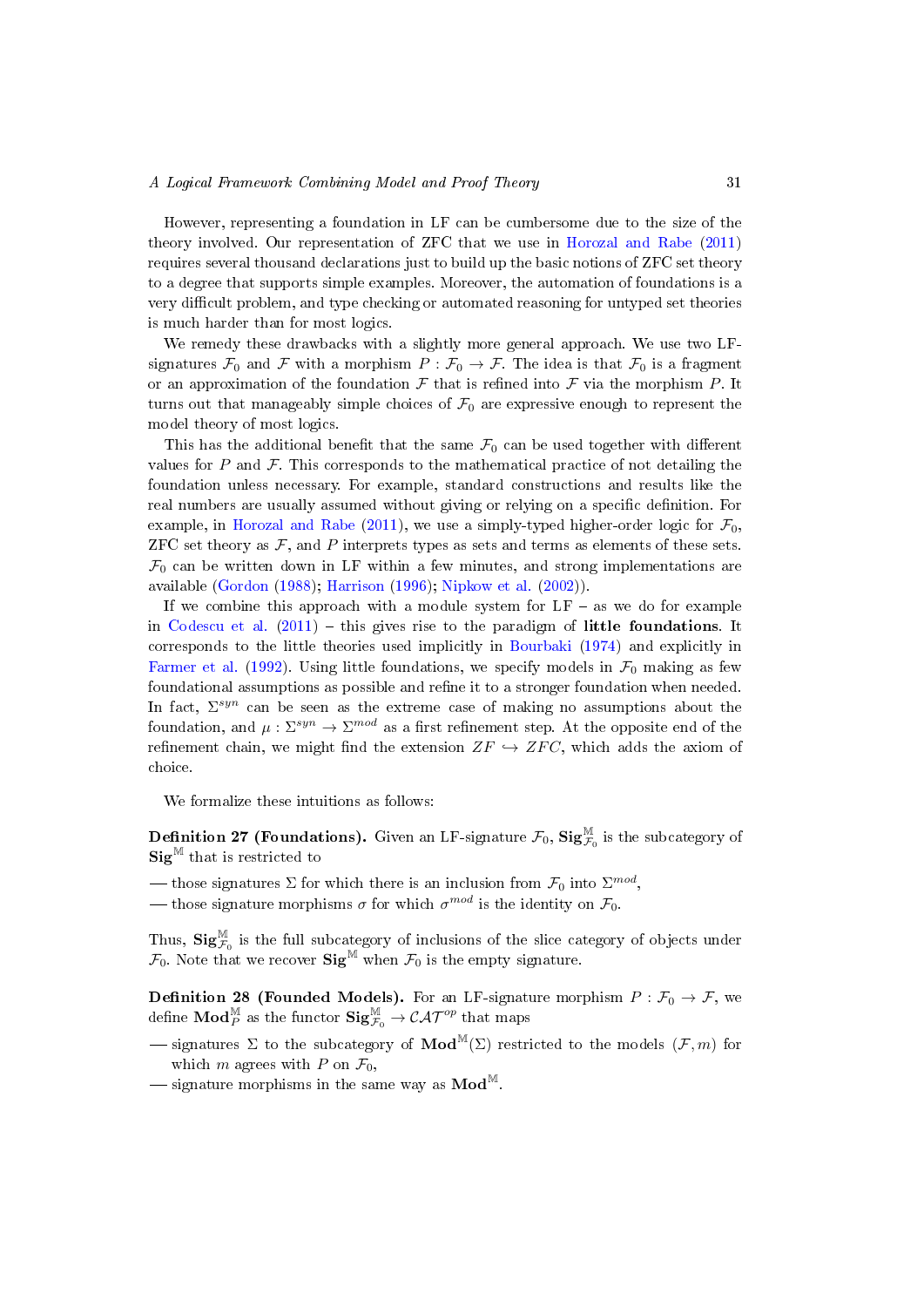However, representing a foundation in LF can be cumbersome due to the size of the theory involved. Our representation of ZFC that we use in Horozal and Rabe (2011) requires several thousand declarations just to build up the basic notions of ZFC set theory to a degree that supports simple examples. Moreover, the automation of foundations is a very difficult problem, and type checking or automated reasoning for untyped set theories is much harder than for most logics.

We remedy these drawbacks with a slightly more general approach. We use two LF-signatures $\mathcal{F}_0$ and $\mathcal{F}$ with a morphism $P : \mathcal{F}_0 \to \mathcal{F}$. The idea is that $\mathcal{F}_0$ is a fragment or an approximation of the foundation $\mathcal{F}$ that is refined into $\mathcal{F}$ via the morphism $P$. It turns out that manageably simple choices of $\mathcal{F}_0$ are expressive enough to represent the model theory of most logics.

This has the additional benefit that the same $\mathcal{F}_0$ can be used together with different values for $P$ and $\mathcal{F}$. This corresponds to the mathematical practice of not detailing the foundation unless necessary. For example, standard constructions and results like the real numbers are usually assumed without giving or relying on a specific definition. For example, in Horozal and Rabe (2011), we use a simply-typed higher-order logic for $\mathcal{F}_0$, ZFC set theory as $\mathcal{F}$, and $P$ interprets types as sets and terms as elements of these sets. $\mathcal{F}_0$ can be written down in LF within a few minutes, and strong implementations are available (Gordon (1988); Harrison (1996); Nipkow et al. (2002)).

If we combine this approach with a module system for LF – as we do for example in Codescu et al. (2011) – this gives rise to the paradigm of **little foundations**. It corresponds to the little theories used implicitly in Bourbaki (1974) and explicitly in Farmer et al. (1992). Using little foundations, we specify models in $\mathcal{F}_0$ making as few foundational assumptions as possible and refine it to a stronger foundation when needed. In fact, $\Sigma^{syn}$ can be seen as the extreme case of making no assumptions about the foundation, and $\mu : \Sigma^{syn} \to \Sigma^{mod}$ as a first refinement step. At the opposite end of the refinement chain, we might find the extension $ZF \hookrightarrow ZFC$, which adds the axiom of choice.

We formalize these intuitions as follows:

**Definition 27 (Foundations).** Given an LF-signature $\mathcal{F}_0$, $\mathbf{Sig}^{\mathbb{M}}_{\mathcal{F}_0}$ is the subcategory of $\mathbf{Sig}^{\mathbb{M}}$ that is restricted to

— those signatures $\Sigma$ for which there is an inclusion from $\mathcal{F}_0$ into $\Sigma^{mod}$,
— those signature morphisms $\sigma$ for which $\sigma^{mod}$ is the identity on $\mathcal{F}_0$.

Thus, $\mathbf{Sig}^{\mathbb{M}}_{\mathcal{F}_0}$ is the full subcategory of inclusions of the slice category of objects under $\mathcal{F}_0$. Note that we recover $\mathbf{Sig}^{\mathbb{M}}$ when $\mathcal{F}_0$ is the empty signature.

**Definition 28 (Founded Models).** For an LF-signature morphism $P : \mathcal{F}_0 \to \mathcal{F}$, we define $\mathbf{Mod}^{\mathbb{M}}_P$ as the functor $\mathbf{Sig}^{\mathbb{M}}_{\mathcal{F}_0} \to \mathcal{CAT}^{op}$ that maps

— signatures $\Sigma$ to the subcategory of $\mathbf{Mod}^{\mathbb{M}}(\Sigma)$ restricted to the models $(\mathcal{F}, m)$ for which $m$ agrees with $P$ on $\mathcal{F}_0$,
— signature morphisms in the same way as $\mathbf{Mod}^{\mathbb{M}}$.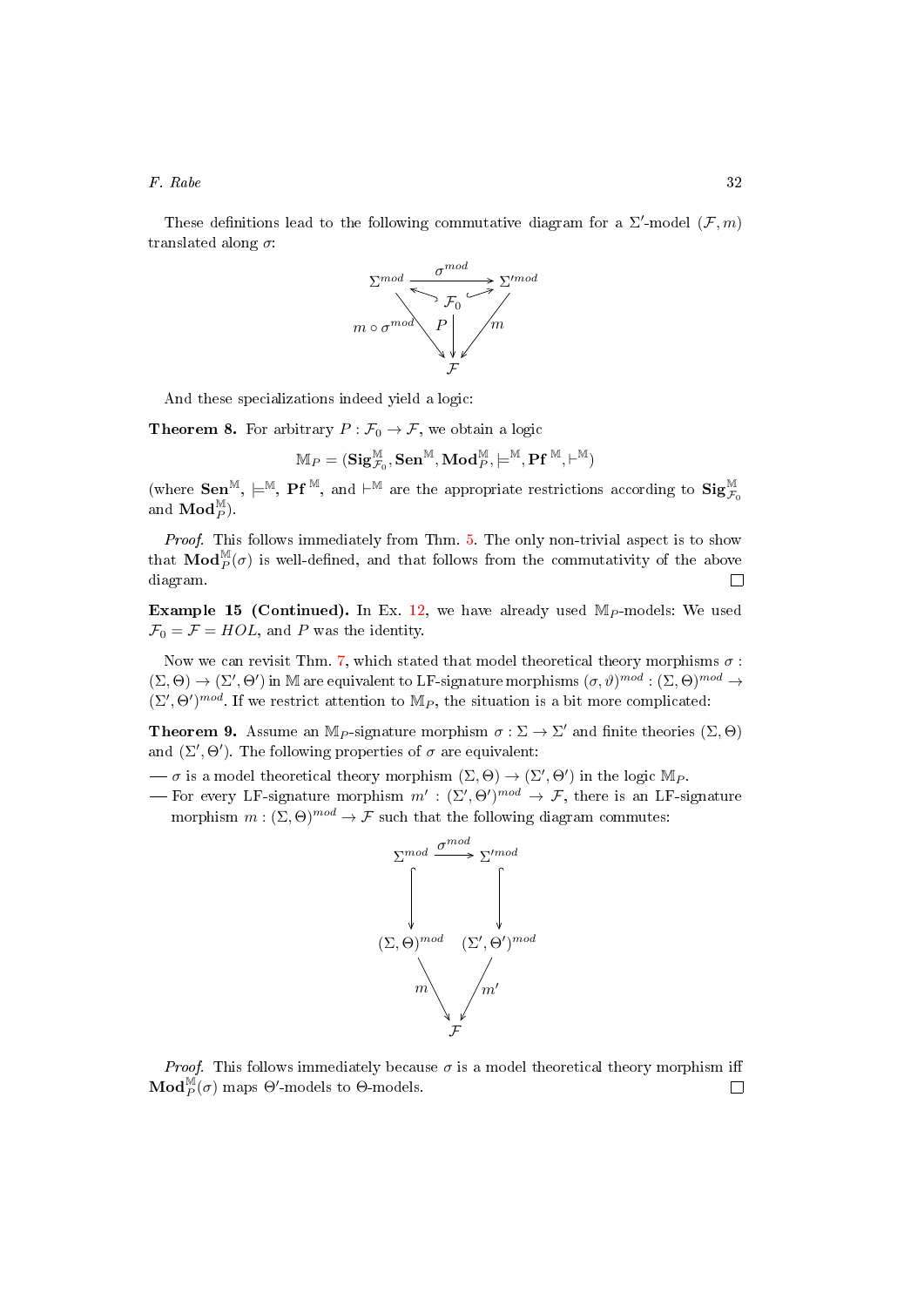These definitions lead to the following commutative diagram for a $\Sigma'$-model $(\mathcal{F}, m)$ translated along $\sigma$:

$$
\begin{array}{ccc}
\Sigma^{mod} & \xrightarrow{\sigma^{mod}} & \Sigma'^{mod} \\
& \nwarrow \mathcal{F}_0 \nearrow & \\
m \circ \sigma^{mod} \searrow & P \downarrow & \swarrow m \\
& \mathcal{F} &
\end{array}
$$

And these specializations indeed yield a logic:

**Theorem 8.** For arbitrary $P : \mathcal{F}_0 \to \mathcal{F}$, we obtain a logic

$$\mathbb{M}_P = (\mathbf{Sig}^{\mathbb{M}}_{\mathcal{F}_0}, \mathbf{Sen}^{\mathbb{M}}, \mathbf{Mod}^{\mathbb{M}}_P, \models^{\mathbb{M}}, \mathbf{Pf}^{\mathbb{M}}, \vdash^{\mathbb{M}})$$

(where $\mathbf{Sen}^{\mathbb{M}}$, $\models^{\mathbb{M}}$, $\mathbf{Pf}^{\mathbb{M}}$, and $\vdash^{\mathbb{M}}$ are the appropriate restrictions according to $\mathbf{Sig}^{\mathbb{M}}_{\mathcal{F}_0}$ and $\mathbf{Mod}^{\mathbb{M}}_P$).

*Proof.* This follows immediately from Thm. 5. The only non-trivial aspect is to show that $\mathbf{Mod}^{\mathbb{M}}_P(\sigma)$ is well-defined, and that follows from the commutativity of the above diagram. □

**Example 15 (Continued).** In Ex. 12, we have already used $\mathbb{M}_P$-models: We used $\mathcal{F}_0 = \mathcal{F} = HOL$, and $P$ was the identity.

Now we can revisit Thm. 7, which stated that model theoretical theory morphisms $\sigma : (\Sigma, \Theta) \to (\Sigma', \Theta')$ in $\mathbb{M}$ are equivalent to LF-signature morphisms $(\sigma, \vartheta)^{mod} : (\Sigma, \Theta)^{mod} \to (\Sigma', \Theta')^{mod}$. If we restrict attention to $\mathbb{M}_P$, the situation is a bit more complicated:

**Theorem 9.** Assume an $\mathbb{M}_P$-signature morphism $\sigma : \Sigma \to \Sigma'$ and finite theories $(\Sigma, \Theta)$ and $(\Sigma', \Theta')$. The following properties of $\sigma$ are equivalent:

— $\sigma$ is a model theoretical theory morphism $(\Sigma, \Theta) \to (\Sigma', \Theta')$ in the logic $\mathbb{M}_P$.
— For every LF-signature morphism $m' : (\Sigma', \Theta')^{mod} \to \mathcal{F}$, there is an LF-signature morphism $m : (\Sigma, \Theta)^{mod} \to \mathcal{F}$ such that the following diagram commutes:

$$
\begin{array}{ccc}
\Sigma^{mod} & \xrightarrow{\sigma^{mod}} & \Sigma'^{mod} \\
\downarrow & & \downarrow \\
(\Sigma, \Theta)^{mod} & & (\Sigma', \Theta')^{mod} \\
m \searrow & & \swarrow m' \\
& \mathcal{F} &
\end{array}
$$

*Proof.* This follows immediately because $\sigma$ is a model theoretical theory morphism iff $\mathbf{Mod}^{\mathbb{M}}_P(\sigma)$ maps $\Theta'$-models to $\Theta$-models. □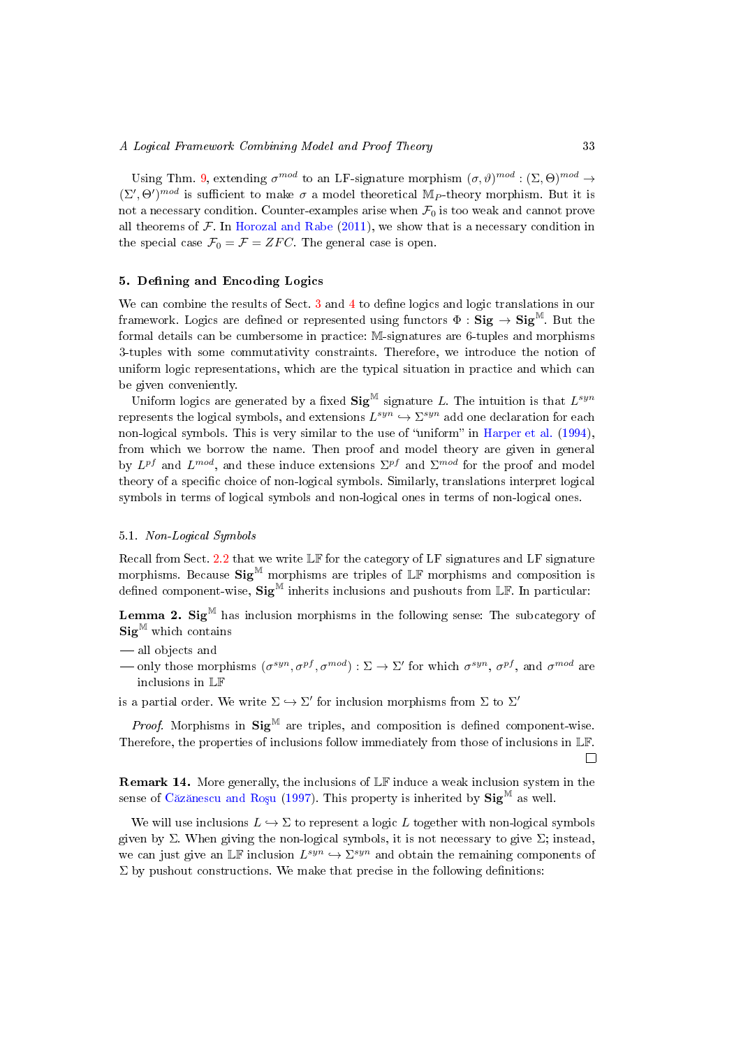Using Thm. 9, extending $\sigma^{mod}$ to an LF-signature morphism $(\sigma, \vartheta)^{mod} : (\Sigma, \Theta)^{mod} \to (\Sigma', \Theta')^{mod}$ is sufficient to make $\sigma$ a model theoretical $\mathbb{M}_P$-theory morphism. But it is not a necessary condition. Counter-examples arise when $\mathcal{F}_0$ is too weak and cannot prove all theorems of $\mathcal{F}$. In Horozal and Rabe (2011), we show that is a necessary condition in the special case $\mathcal{F}_0 = \mathcal{F} = ZFC$. The general case is open.

## 5. Defining and Encoding Logics

We can combine the results of Sect. 3 and 4 to define logics and logic translations in our framework. Logics are defined or represented using functors $\Phi : \mathbf{Sig} \to \mathbf{Sig}^{\mathbb{M}}$. But the formal details can be cumbersome in practice: $\mathbb{M}$-signatures are 6-tuples and morphisms 3-tuples with some commutativity constraints. Therefore, we introduce the notion of uniform logic representations, which are the typical situation in practice and which can be given conveniently.

Uniform logics are generated by a fixed $\mathbf{Sig}^{\mathbb{M}}$ signature $L$. The intuition is that $L^{syn}$ represents the logical symbols, and extensions $L^{syn} \hookrightarrow \Sigma^{syn}$ add one declaration for each non-logical symbols. This is very similar to the use of "uniform" in Harper et al. (1994), from which we borrow the name. Then proof and model theory are given in general by $L^{pf}$ and $L^{mod}$, and these induce extensions $\Sigma^{pf}$ and $\Sigma^{mod}$ for the proof and model theory of a specific choice of non-logical symbols. Similarly, translations interpret logical symbols in terms of logical symbols and non-logical ones in terms of non-logical ones.

### 5.1. *Non-Logical Symbols*

Recall from Sect. 2.2 that we write $\mathbb{LF}$ for the category of LF signatures and LF signature morphisms. Because $\mathbf{Sig}^{\mathbb{M}}$ morphisms are triples of $\mathbb{LF}$ morphisms and composition is defined component-wise, $\mathbf{Sig}^{\mathbb{M}}$ inherits inclusions and pushouts from $\mathbb{LF}$. In particular:

**Lemma 2.** $\mathbf{Sig}^{\mathbb{M}}$ has inclusion morphisms in the following sense: The subcategory of $\mathbf{Sig}^{\mathbb{M}}$ which contains

— all objects and
— only those morphisms $(\sigma^{syn}, \sigma^{pf}, \sigma^{mod}) : \Sigma \to \Sigma'$ for which $\sigma^{syn}$, $\sigma^{pf}$, and $\sigma^{mod}$ are inclusions in $\mathbb{LF}$

is a partial order. We write $\Sigma \hookrightarrow \Sigma'$ for inclusion morphisms from $\Sigma$ to $\Sigma'$

*Proof.* Morphisms in $\mathbf{Sig}^{\mathbb{M}}$ are triples, and composition is defined component-wise. Therefore, the properties of inclusions follow immediately from those of inclusions in $\mathbb{LF}$. □

**Remark 14.** More generally, the inclusions of $\mathbb{LF}$ induce a weak inclusion system in the sense of Căzănescu and Roşu (1997). This property is inherited by $\mathbf{Sig}^{\mathbb{M}}$ as well.

We will use inclusions $L \hookrightarrow \Sigma$ to represent a logic $L$ together with non-logical symbols given by $\Sigma$. When giving the non-logical symbols, it is not necessary to give $\Sigma$; instead, we can just give an $\mathbb{LF}$ inclusion $L^{syn} \hookrightarrow \Sigma^{syn}$ and obtain the remaining components of $\Sigma$ by pushout constructions. We make that precise in the following definitions: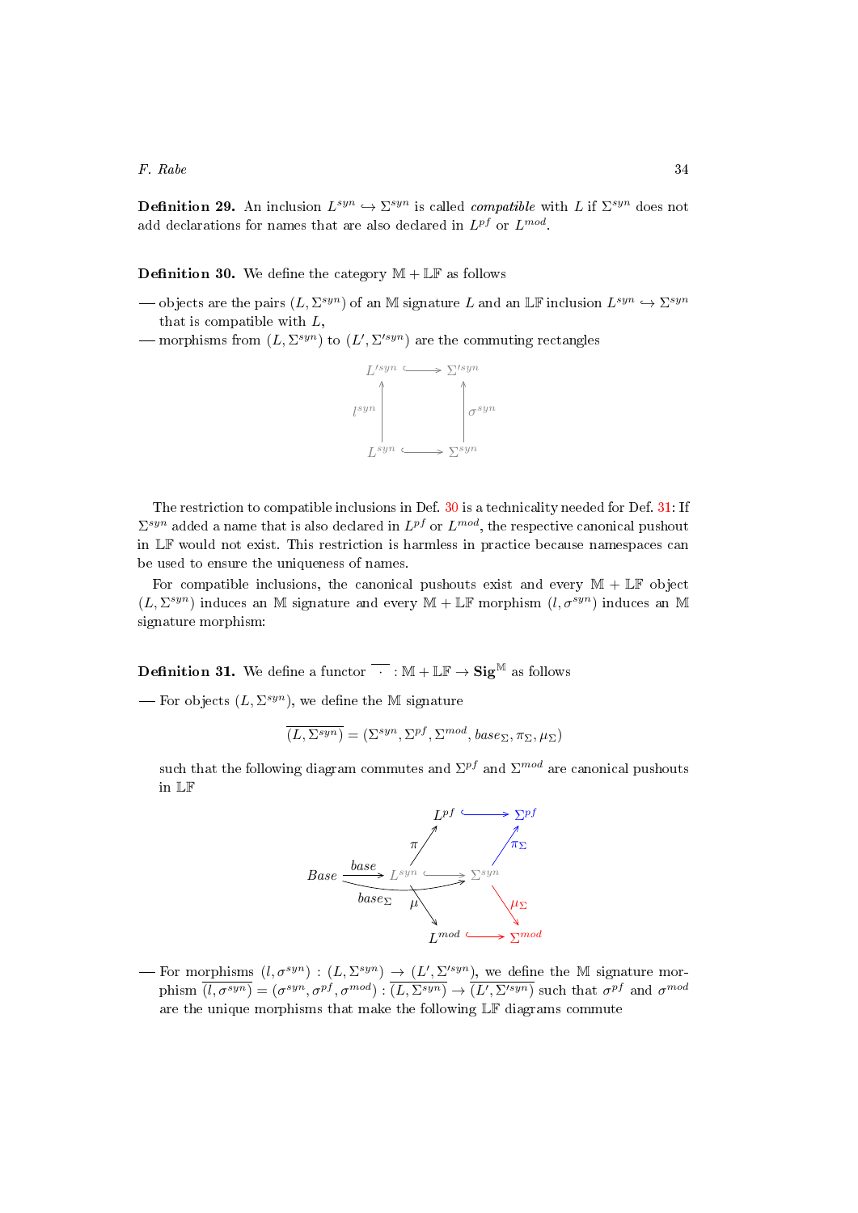**Definition 29.** An inclusion $L^{syn} \hookrightarrow \Sigma^{syn}$ is called *compatible* with $L$ if $\Sigma^{syn}$ does not add declarations for names that are also declared in $L^{pf}$ or $L^{mod}$.

**Definition 30.** We define the category $\mathbb{M} + \mathbb{LF}$ as follows

— objects are the pairs $(L, \Sigma^{syn})$ of an $\mathbb{M}$ signature $L$ and an $\mathbb{LF}$ inclusion $L^{syn} \hookrightarrow \Sigma^{syn}$ that is compatible with $L$,

— morphisms from $(L, \Sigma^{syn})$ to $(L', \Sigma'^{syn})$ are the commuting rectangles

$$\begin{array}{ccc} L'^{syn} & \hookrightarrow & \Sigma'^{syn} \\ \uparrow l^{syn} & & \uparrow \sigma^{syn} \\ L^{syn} & \hookrightarrow & \Sigma^{syn} \end{array}$$

The restriction to compatible inclusions in Def. 30 is a technicality needed for Def. 31: If $\Sigma^{syn}$ added a name that is also declared in $L^{pf}$ or $L^{mod}$, the respective canonical pushout in $\mathbb{LF}$ would not exist. This restriction is harmless in practice because namespaces can be used to ensure the uniqueness of names.

For compatible inclusions, the canonical pushouts exist and every $\mathbb{M} + \mathbb{LF}$ object $(L, \Sigma^{syn})$ induces an $\mathbb{M}$ signature and every $\mathbb{M} + \mathbb{LF}$ morphism $(l, \sigma^{syn})$ induces an $\mathbb{M}$ signature morphism:

**Definition 31.** We define a functor $\overline{\cdot} : \mathbb{M} + \mathbb{LF} \to \mathbf{Sig}^{\mathbb{M}}$ as follows

— For objects $(L, \Sigma^{syn})$, we define the $\mathbb{M}$ signature

$$\overline{(L, \Sigma^{syn})} = (\Sigma^{syn}, \Sigma^{pf}, \Sigma^{mod}, base_\Sigma, \pi_\Sigma, \mu_\Sigma)$$

such that the following diagram commutes and $\Sigma^{pf}$ and $\Sigma^{mod}$ are canonical pushouts in $\mathbb{LF}$

$$\begin{array}{ccccc} & & L^{pf} & \hookrightarrow & \Sigma^{pf} \\ & & \uparrow \pi & & \uparrow \pi_\Sigma \\ Base & \xrightarrow{base} & L^{syn} & \hookrightarrow & \Sigma^{syn} \\ & & \downarrow \mu & & \downarrow \mu_\Sigma \\ & & L^{mod} & \hookrightarrow & \Sigma^{mod} \end{array}$$

(with $base_\Sigma : Base \to \Sigma^{syn}$)

— For morphisms $(l, \sigma^{syn}) : (L, \Sigma^{syn}) \to (L', \Sigma'^{syn})$, we define the $\mathbb{M}$ signature morphism $\overline{(l, \sigma^{syn})} = (\sigma^{syn}, \sigma^{pf}, \sigma^{mod}) : \overline{(L, \Sigma^{syn})} \to \overline{(L', \Sigma'^{syn})}$ such that $\sigma^{pf}$ and $\sigma^{mod}$ are the unique morphisms that make the following $\mathbb{LF}$ diagrams commute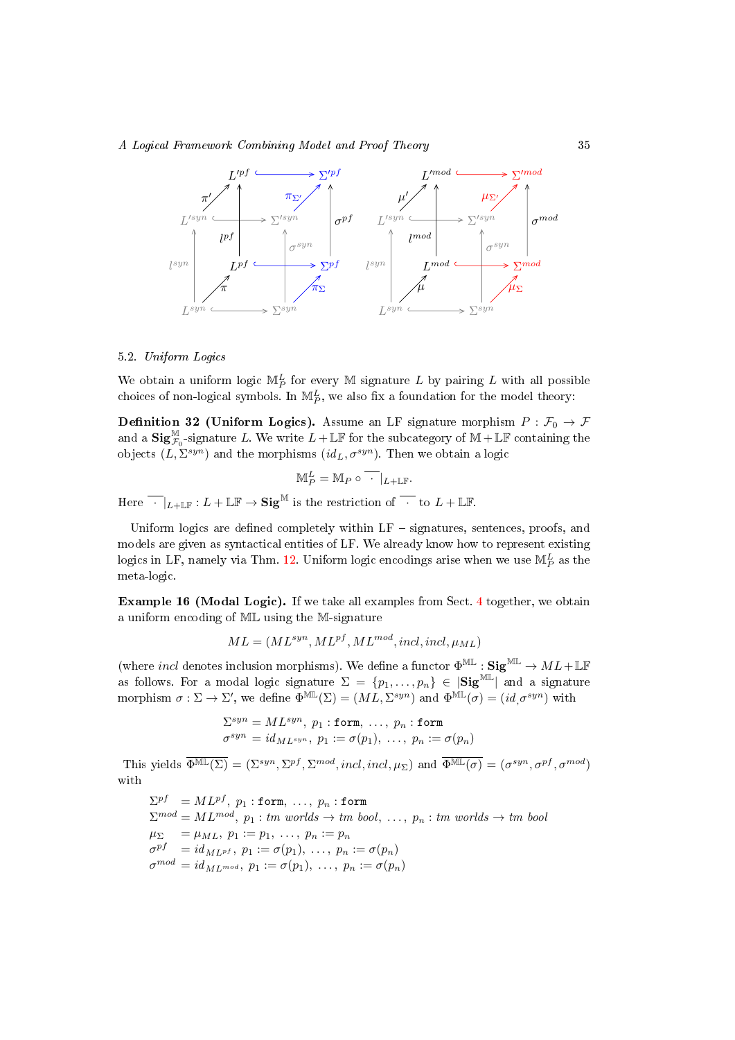### 5.2. *Uniform Logics*

We obtain a uniform logic $\mathbb{M}^L_P$ for every $\mathbb{M}$ signature $L$ by pairing $L$ with all possible choices of non-logical symbols. In $\mathbb{M}^L_P$, we also fix a foundation for the model theory:

**Definition 32 (Uniform Logics).** Assume an LF signature morphism $P : \mathcal{F}_0 \to \mathcal{F}$ and a $\mathbf{Sig}^{\mathbb{M}}_{\mathcal{F}_0}$-signature $L$. We write $L + \mathbb{LF}$ for the subcategory of $\mathbb{M} + \mathbb{LF}$ containing the objects $(L, \Sigma^{syn})$ and the morphisms $(id_L, \sigma^{syn})$. Then we obtain a logic

$$\mathbb{M}^L_P = \mathbb{M}_P \circ \overline{\cdot}|_{L+\mathbb{LF}}.$$

Here $\overline{\cdot}|_{L+\mathbb{LF}} : L + \mathbb{LF} \to \mathbf{Sig}^{\mathbb{M}}$ is the restriction of $\overline{\cdot}$ to $L + \mathbb{LF}$.

Uniform logics are defined completely within LF – signatures, sentences, proofs, and models are given as syntactical entities of LF. We already know how to represent existing logics in LF, namely via Thm. 12. Uniform logic encodings arise when we use $\mathbb{M}^L_P$ as the meta-logic.

**Example 16 (Modal Logic).** If we take all examples from Sect. 4 together, we obtain a uniform encoding of $\mathbb{ML}$ using the $\mathbb{M}$-signature

$$ML = (ML^{syn}, ML^{pf}, ML^{mod}, incl, incl, \mu_{ML})$$

(where $incl$ denotes inclusion morphisms). We define a functor $\Phi^{\mathbb{ML}} : \mathbf{Sig}^{\mathbb{ML}} \to ML + \mathbb{LF}$ as follows. For a modal logic signature $\Sigma = \{p_1, \ldots, p_n\} \in |\mathbf{Sig}^{\mathbb{ML}}|$ and a signature morphism $\sigma : \Sigma \to \Sigma'$, we define $\Phi^{\mathbb{ML}}(\Sigma) = (ML, \Sigma^{syn})$ and $\Phi^{\mathbb{ML}}(\sigma) = (id, \sigma^{syn})$ with

$$\begin{aligned} \Sigma^{syn} &= ML^{syn},\ p_1 : \mathtt{form},\ \ldots,\ p_n : \mathtt{form} \\ \sigma^{syn} &= id_{ML^{syn}},\ p_1 := \sigma(p_1),\ \ldots,\ p_n := \sigma(p_n) \end{aligned}$$

This yields $\overline{\Phi^{\mathbb{ML}}(\Sigma)} = (\Sigma^{syn}, \Sigma^{pf}, \Sigma^{mod}, incl, incl, \mu_\Sigma)$ and $\overline{\Phi^{\mathbb{ML}}(\sigma)} = (\sigma^{syn}, \sigma^{pf}, \sigma^{mod})$ with

$$\begin{aligned} \Sigma^{pf} &= ML^{pf},\ p_1 : \mathtt{form},\ \ldots,\ p_n : \mathtt{form} \\ \Sigma^{mod} &= ML^{mod},\ p_1 : tm\ worlds \to tm\ bool,\ \ldots,\ p_n : tm\ worlds \to tm\ bool \\ \mu_\Sigma &= \mu_{ML},\ p_1 := p_1,\ \ldots,\ p_n := p_n \\ \sigma^{pf} &= id_{ML^{pf}},\ p_1 := \sigma(p_1),\ \ldots,\ p_n := \sigma(p_n) \\ \sigma^{mod} &= id_{ML^{mod}},\ p_1 := \sigma(p_1),\ \ldots,\ p_n := \sigma(p_n) \end{aligned}$$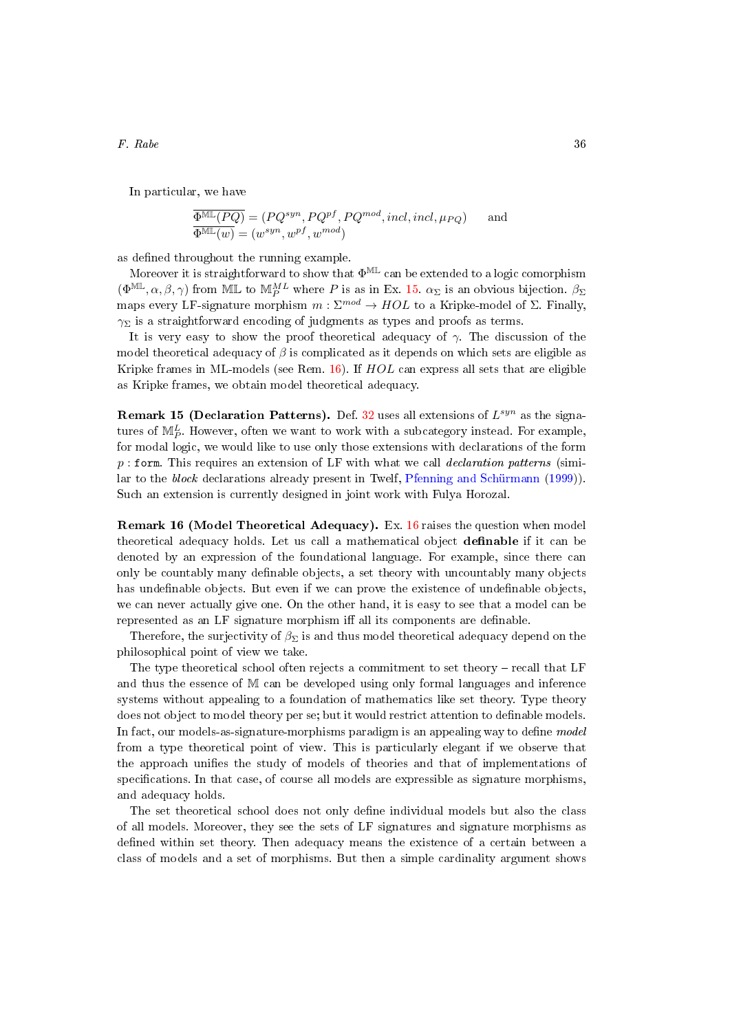In particular, we have

$$\overline{\Phi^{\mathbb{ML}}(PQ)} = (PQ^{syn}, PQ^{pf}, PQ^{mod}, incl, incl, \mu_{PQ}) \quad \text{ and}$$
$$\overline{\Phi^{\mathbb{ML}}(w)} = (w^{syn}, w^{pf}, w^{mod})$$

as defined throughout the running example.

Moreover it is straightforward to show that $\Phi^{\mathbb{ML}}$ can be extended to a logic comorphism $(\Phi^{\mathbb{ML}}, \alpha, \beta, \gamma)$ from $\mathbb{ML}$ to $\mathbb{M}_P^{ML}$ where $P$ is as in Ex. 15. $\alpha_\Sigma$ is an obvious bijection. $\beta_\Sigma$ maps every LF-signature morphism $m : \Sigma^{mod} \to HOL$ to a Kripke-model of $\Sigma$. Finally, $\gamma_\Sigma$ is a straightforward encoding of judgments as types and proofs as terms.

It is very easy to show the proof theoretical adequacy of $\gamma$. The discussion of the model theoretical adequacy of $\beta$ is complicated as it depends on which sets are eligible as Kripke frames in ML-models (see Rem. 16). If $HOL$ can express all sets that are eligible as Kripke frames, we obtain model theoretical adequacy.

**Remark 15 (Declaration Patterns).** Def. 32 uses all extensions of $L^{syn}$ as the signatures of $\mathbb{M}_P^L$. However, often we want to work with a subcategory instead. For example, for modal logic, we would like to use only those extensions with declarations of the form $p : \mathtt{form}$. This requires an extension of LF with what we call *declaration patterns* (similar to the *block* declarations already present in Twelf, Pfenning and Schürmann (1999)). Such an extension is currently designed in joint work with Fulya Horozal.

**Remark 16 (Model Theoretical Adequacy).** Ex. 16 raises the question when model theoretical adequacy holds. Let us call a mathematical object **definable** if it can be denoted by an expression of the foundational language. For example, since there can only be countably many definable objects, a set theory with uncountably many objects has undefinable objects. But even if we can prove the existence of undefinable objects, we can never actually give one. On the other hand, it is easy to see that a model can be represented as an LF signature morphism iff all its components are definable.

Therefore, the surjectivity of $\beta_\Sigma$ is and thus model theoretical adequacy depend on the philosophical point of view we take.

The type theoretical school often rejects a commitment to set theory – recall that LF and thus the essence of $\mathbb{M}$ can be developed using only formal languages and inference systems without appealing to a foundation of mathematics like set theory. Type theory does not object to model theory per se; but it would restrict attention to definable models. In fact, our models-as-signature-morphisms paradigm is an appealing way to define *model* from a type theoretical point of view. This is particularly elegant if we observe that the approach unifies the study of models of theories and that of implementations of specifications. In that case, of course all models are expressible as signature morphisms, and adequacy holds.

The set theoretical school does not only define individual models but also the class of all models. Moreover, they see the sets of LF signatures and signature morphisms as defined within set theory. Then adequacy means the existence of a certain between a class of models and a set of morphisms. But then a simple cardinality argument shows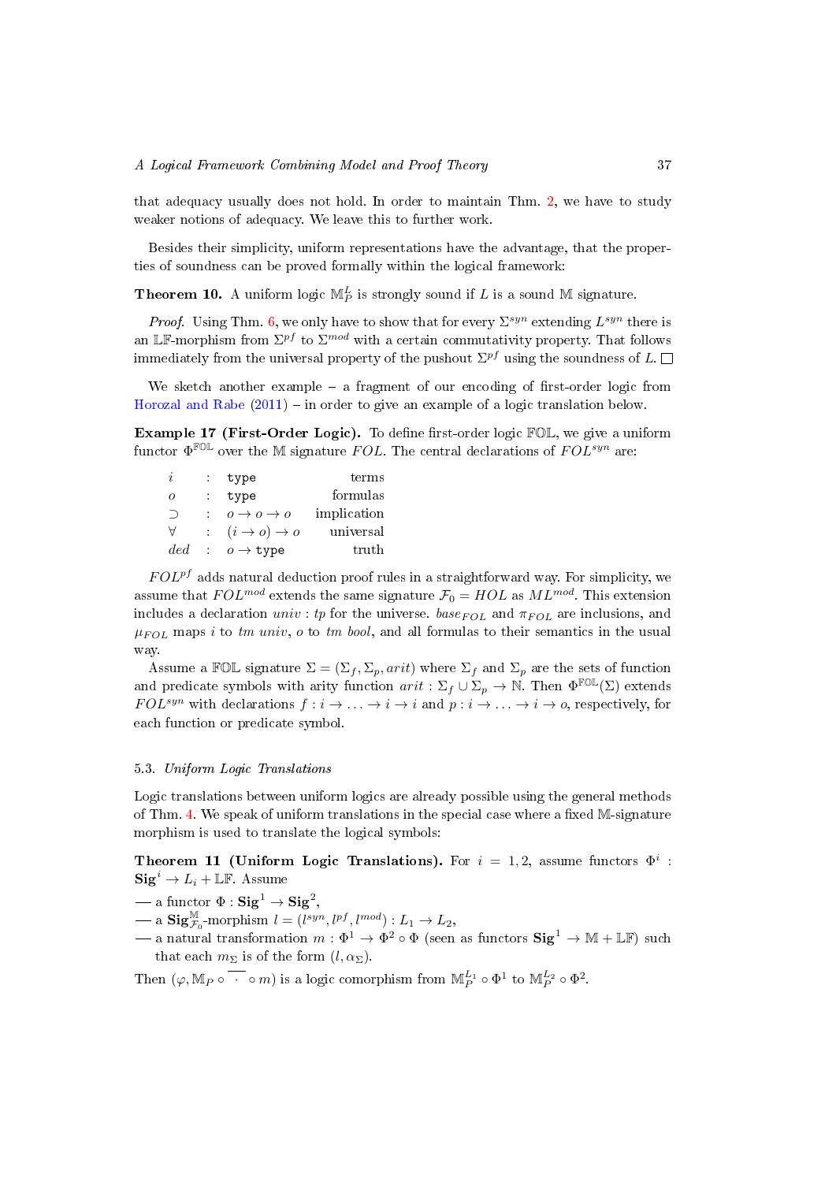that adequacy usually does not hold. In order to maintain Thm. 2, we have to study weaker notions of adequacy. We leave this to further work.

Besides their simplicity, uniform representations have the advantage, that the properties of soundness can be proved formally within the logical framework:

**Theorem 10.** A uniform logic $\mathbb{M}^L_P$ is strongly sound if $L$ is a sound $\mathbb{M}$ signature.

*Proof.* Using Thm. 6, we only have to show that for every $\Sigma^{syn}$ extending $L^{syn}$ there is an $\mathbb{LF}$-morphism from $\Sigma^{pf}$ to $\Sigma^{mod}$ with a certain commutativity property. That follows immediately from the universal property of the pushout $\Sigma^{pf}$ using the soundness of $L$. □

We sketch another example – a fragment of our encoding of first-order logic from Horozal and Rabe (2011) – in order to give an example of a logic translation below.

**Example 17 (First-Order Logic).** To define first-order logic $\mathbb{FOL}$, we give a uniform functor $\Phi^{\mathbb{FOL}}$ over the $\mathbb{M}$ signature $FOL$. The central declarations of $FOL^{syn}$ are:

| | | | |
|---|---|---|---|
| $i$ | : | $\mathtt{type}$ | terms |
| $o$ | : | $\mathtt{type}$ | formulas |
| $\supset$ | : | $o \to o \to o$ | implication |
| $\forall$ | : | $(i \to o) \to o$ | universal |
| $ded$ | : | $o \to \mathtt{type}$ | truth |

$FOL^{pf}$ adds natural deduction proof rules in a straightforward way. For simplicity, we assume that $FOL^{mod}$ extends the same signature $\mathcal{F}_0 = HOL$ as $ML^{mod}$. This extension includes a declaration $univ : tp$ for the universe. $base_{FOL}$ and $\pi_{FOL}$ are inclusions, and $\mu_{FOL}$ maps $i$ to $tm\ univ$, $o$ to $tm\ bool$, and all formulas to their semantics in the usual way.

Assume a $\mathbb{FOL}$ signature $\Sigma = (\Sigma_f, \Sigma_p, arit)$ where $\Sigma_f$ and $\Sigma_p$ are the sets of function and predicate symbols with arity function $arit : \Sigma_f \cup \Sigma_p \to \mathbb{N}$. Then $\Phi^{\mathbb{FOL}}(\Sigma)$ extends $FOL^{syn}$ with declarations $f : i \to \ldots \to i \to i$ and $p : i \to \ldots \to i \to o$, respectively, for each function or predicate symbol.

### 5.3. *Uniform Logic Translations*

Logic translations between uniform logics are already possible using the general methods of Thm. 4. We speak of uniform translations in the special case where a fixed $\mathbb{M}$-signature morphism is used to translate the logical symbols:

**Theorem 11 (Uniform Logic Translations).** For $i = 1, 2$, assume functors $\Phi^i : \mathbf{Sig}^i \to L_i + \mathbb{LF}$. Assume

- a functor $\Phi : \mathbf{Sig}^1 \to \mathbf{Sig}^2$,
- a $\mathbf{Sig}^{\mathbb{M}}_{\mathcal{F}_0}$-morphism $l = (l^{syn}, l^{pf}, l^{mod}) : L_1 \to L_2$,
- a natural transformation $m : \Phi^1 \to \Phi^2 \circ \Phi$ (seen as functors $\mathbf{Sig}^1 \to \mathbb{M} + \mathbb{LF}$) such that each $m_\Sigma$ is of the form $(l, \alpha_\Sigma)$.

Then $(\varphi, \mathbb{M}_P \circ \overline{\ \cdot\ } \circ m)$ is a logic comorphism from $\mathbb{M}^{L_1}_P \circ \Phi^1$ to $\mathbb{M}^{L_2}_P \circ \Phi^2$.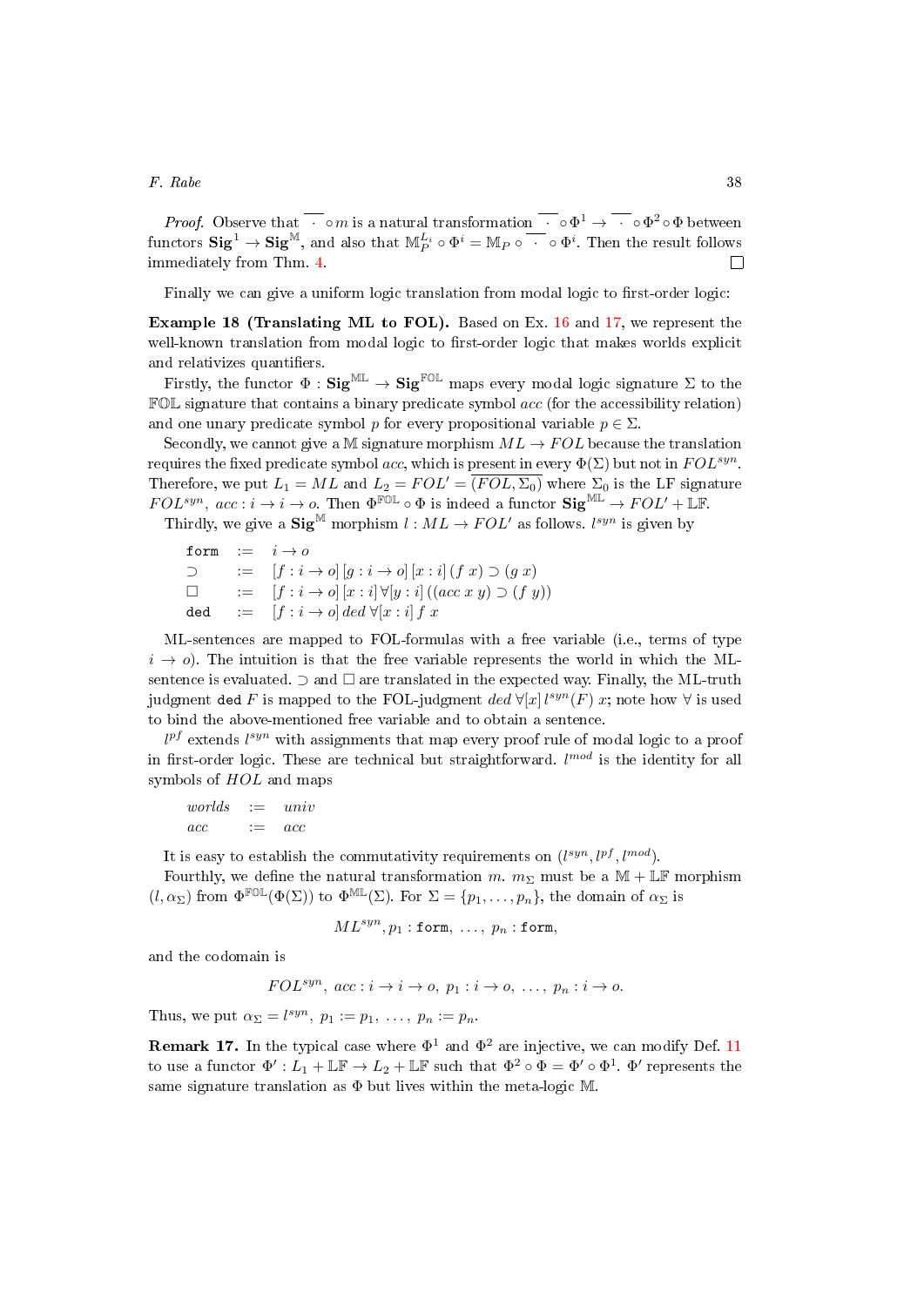*Proof.* Observe that $\overline{\cdot} \circ m$ is a natural transformation $\overline{\cdot} \circ \Phi^1 \to \overline{\cdot} \circ \Phi^2 \circ \Phi$ between functors $\mathbf{Sig}^1 \to \mathbf{Sig}^{\mathbb{M}}$, and also that $\mathbb{M}_P^{L_i} \circ \Phi^i = \mathbb{M}_P \circ \overline{\cdot} \circ \Phi^i$. Then the result follows immediately from Thm. 4. □

Finally we can give a uniform logic translation from modal logic to first-order logic:

**Example 18 (Translating ML to FOL).** Based on Ex. 16 and 17, we represent the well-known translation from modal logic to first-order logic that makes worlds explicit and relativizes quantifiers.

Firstly, the functor $\Phi : \mathbf{Sig}^{\mathbb{ML}} \to \mathbf{Sig}^{\mathbb{FOL}}$ maps every modal logic signature $\Sigma$ to the $\mathbb{FOL}$ signature that contains a binary predicate symbol $acc$ (for the accessibility relation) and one unary predicate symbol $p$ for every propositional variable $p \in \Sigma$.

Secondly, we cannot give a $\mathbb{M}$ signature morphism $ML \to FOL$ because the translation requires the fixed predicate symbol $acc$, which is present in every $\Phi(\Sigma)$ but not in $FOL^{syn}$. Therefore, we put $L_1 = ML$ and $L_2 = FOL' = \overline{(FOL, \Sigma_0)}$ where $\Sigma_0$ is the LF signature $FOL^{syn},\ acc : i \to i \to o$. Then $\Phi^{\mathbb{FOL}} \circ \Phi$ is indeed a functor $\mathbf{Sig}^{\mathbb{ML}} \to FOL' + \mathbb{LF}$.

Thirdly, we give a $\mathbf{Sig}^{\mathbb{M}}$ morphism $l : ML \to FOL'$ as follows. $l^{syn}$ is given by

$$
\begin{array}{lcl}
\texttt{form} & := & i \to o \\
\supset & := & [f : i \to o]\,[g : i \to o]\,[x : i]\,(f\ x) \supset (g\ x) \\
\Box & := & [f : i \to o]\,[x : i]\,\forall[y : i]\,((acc\ x\ y) \supset (f\ y)) \\
\texttt{ded} & := & [f : i \to o]\,ded\ \forall[x : i]\,f\ x
\end{array}
$$

ML-sentences are mapped to FOL-formulas with a free variable (i.e., terms of type $i \to o$). The intuition is that the free variable represents the world in which the ML-sentence is evaluated. $\supset$ and $\Box$ are translated in the expected way. Finally, the ML-truth judgment $\texttt{ded}\ F$ is mapped to the FOL-judgment $ded\ \forall[x]\, l^{syn}(F)\ x$; note how $\forall$ is used to bind the above-mentioned free variable and to obtain a sentence.

$l^{pf}$ extends $l^{syn}$ with assignments that map every proof rule of modal logic to a proof in first-order logic. These are technical but straightforward. $l^{mod}$ is the identity for all symbols of $HOL$ and maps

$$
\begin{array}{lcl}
worlds & := & univ \\
acc & := & acc
\end{array}
$$

It is easy to establish the commutativity requirements on $(l^{syn}, l^{pf}, l^{mod})$.

Fourthly, we define the natural transformation $m$. $m_\Sigma$ must be a $\mathbb{M} + \mathbb{LF}$ morphism $(l, \alpha_\Sigma)$ from $\Phi^{\mathbb{FOL}}(\Phi(\Sigma))$ to $\Phi^{\mathbb{ML}}(\Sigma)$. For $\Sigma = \{p_1, \ldots, p_n\}$, the domain of $\alpha_\Sigma$ is

$$ML^{syn}, p_1 : \texttt{form},\ \ldots,\ p_n : \texttt{form},$$

and the codomain is

$$FOL^{syn},\ acc : i \to i \to o,\ p_1 : i \to o,\ \ldots,\ p_n : i \to o.$$

Thus, we put $\alpha_\Sigma = l^{syn},\ p_1 := p_1,\ \ldots,\ p_n := p_n$.

**Remark 17.** In the typical case where $\Phi^1$ and $\Phi^2$ are injective, we can modify Def. 11 to use a functor $\Phi' : L_1 + \mathbb{LF} \to L_2 + \mathbb{LF}$ such that $\Phi^2 \circ \Phi = \Phi' \circ \Phi^1$. $\Phi'$ represents the same signature translation as $\Phi$ but lives within the meta-logic $\mathbb{M}$.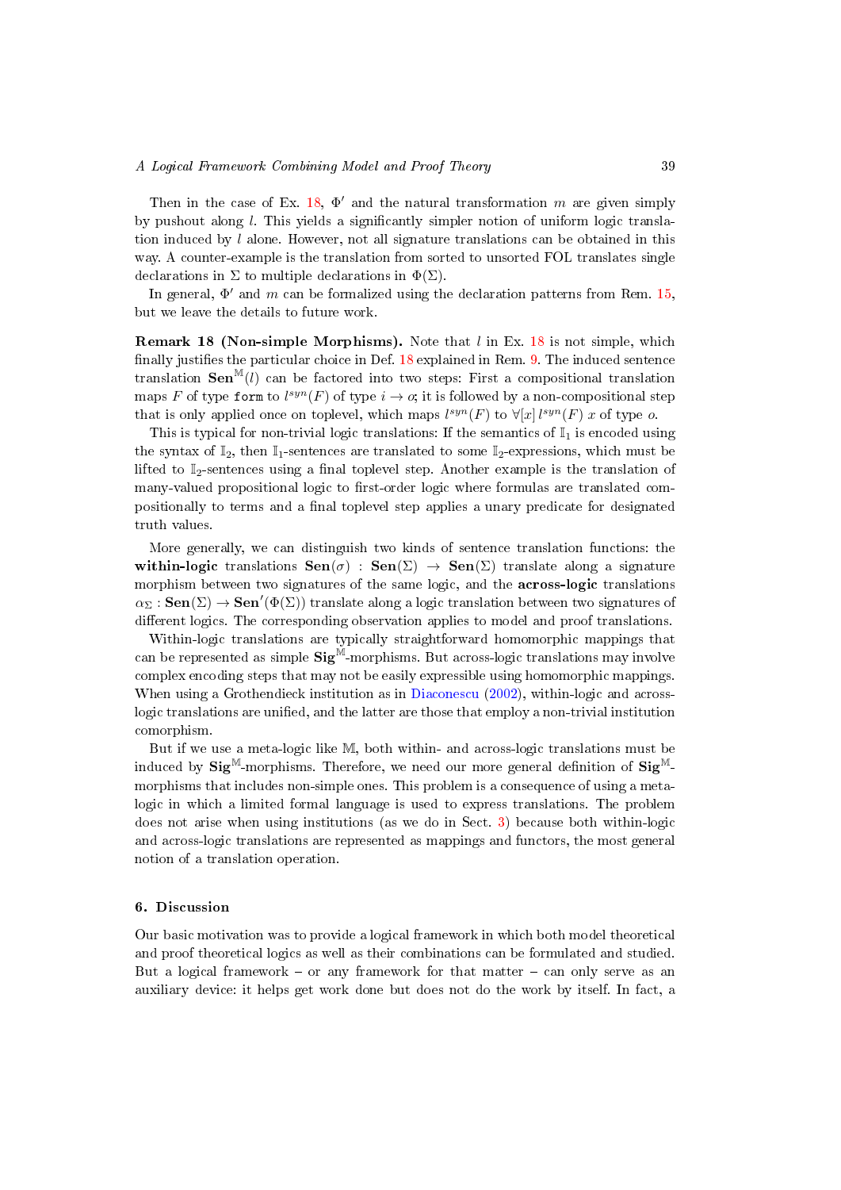Then in the case of Ex. 18, $\Phi'$ and the natural transformation $m$ are given simply by pushout along $l$. This yields a significantly simpler notion of uniform logic translation induced by $l$ alone. However, not all signature translations can be obtained in this way. A counter-example is the translation from sorted to unsorted FOL translates single declarations in $\Sigma$ to multiple declarations in $\Phi(\Sigma)$.

In general, $\Phi'$ and $m$ can be formalized using the declaration patterns from Rem. 15, but we leave the details to future work.

**Remark 18 (Non-simple Morphisms).** Note that $l$ in Ex. 18 is not simple, which finally justifies the particular choice in Def. 18 explained in Rem. 9. The induced sentence translation $\mathbf{Sen}^{\mathbb{M}}(l)$ can be factored into two steps: First a compositional translation maps $F$ of type `form` to $l^{syn}(F)$ of type $i \to o$; it is followed by a non-compositional step that is only applied once on toplevel, which maps $l^{syn}(F)$ to $\forall[x]\, l^{syn}(F)\; x$ of type $o$.

This is typical for non-trivial logic translations: If the semantics of $\mathbb{I}_1$ is encoded using the syntax of $\mathbb{I}_2$, then $\mathbb{I}_1$-sentences are translated to some $\mathbb{I}_2$-expressions, which must be lifted to $\mathbb{I}_2$-sentences using a final toplevel step. Another example is the translation of many-valued propositional logic to first-order logic where formulas are translated compositionally to terms and a final toplevel step applies a unary predicate for designated truth values.

More generally, we can distinguish two kinds of sentence translation functions: the **within-logic** translations $\mathbf{Sen}(\sigma) : \mathbf{Sen}(\Sigma) \to \mathbf{Sen}(\Sigma)$ translate along a signature morphism between two signatures of the same logic, and the **across-logic** translations $\alpha_\Sigma : \mathbf{Sen}(\Sigma) \to \mathbf{Sen}'(\Phi(\Sigma))$ translate along a logic translation between two signatures of different logics. The corresponding observation applies to model and proof translations.

Within-logic translations are typically straightforward homomorphic mappings that can be represented as simple $\mathbf{Sig}^{\mathbb{M}}$-morphisms. But across-logic translations may involve complex encoding steps that may not be easily expressible using homomorphic mappings. When using a Grothendieck institution as in Diaconescu (2002), within-logic and across-logic translations are unified, and the latter are those that employ a non-trivial institution comorphism.

But if we use a meta-logic like $\mathbb{M}$, both within- and across-logic translations must be induced by $\mathbf{Sig}^{\mathbb{M}}$-morphisms. Therefore, we need our more general definition of $\mathbf{Sig}^{\mathbb{M}}$-morphisms that includes non-simple ones. This problem is a consequence of using a meta-logic in which a limited formal language is used to express translations. The problem does not arise when using institutions (as we do in Sect. 3) because both within-logic and across-logic translations are represented as mappings and functors, the most general notion of a translation operation.

## 6. Discussion

Our basic motivation was to provide a logical framework in which both model theoretical and proof theoretical logics as well as their combinations can be formulated and studied. But a logical framework – or any framework for that matter – can only serve as an auxiliary device: it helps get work done but does not do the work by itself. In fact, a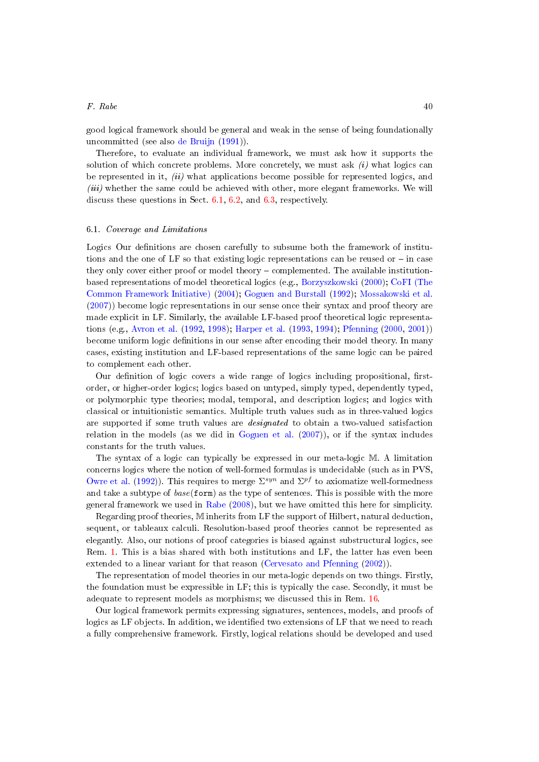good logical framework should be general and weak in the sense of being foundationally uncommitted (see also de Bruijn (1991)).

Therefore, to evaluate an individual framework, we must ask how it supports the solution of which concrete problems. More concretely, we must ask *(i)* what logics can be represented in it, *(ii)* what applications become possible for represented logics, and *(iii)* whether the same could be achieved with other, more elegant frameworks. We will discuss these questions in Sect. 6.1, 6.2, and 6.3, respectively.

### 6.1. *Coverage and Limitations*

Logics Our definitions are chosen carefully to subsume both the framework of institutions and the one of LF so that existing logic representations can be reused or – in case they only cover either proof or model theory – complemented. The available institution-based representations of model theoretical logics (e.g., Borzyszkowski (2000); CoFI (The Common Framework Initiative) (2004); Goguen and Burstall (1992); Mossakowski et al. (2007)) become logic representations in our sense once their syntax and proof theory are made explicit in LF. Similarly, the available LF-based proof theoretical logic representations (e.g., Avron et al. (1992, 1998); Harper et al. (1993, 1994); Pfenning (2000, 2001)) become uniform logic definitions in our sense after encoding their model theory. In many cases, existing institution and LF-based representations of the same logic can be paired to complement each other.

Our definition of logic covers a wide range of logics including propositional, first-order, or higher-order logics; logics based on untyped, simply typed, dependently typed, or polymorphic type theories; modal, temporal, and description logics; and logics with classical or intuitionistic semantics. Multiple truth values such as in three-valued logics are supported if some truth values are *designated* to obtain a two-valued satisfaction relation in the models (as we did in Goguen et al. (2007)), or if the syntax includes constants for the truth values.

The syntax of a logic can typically be expressed in our meta-logic $\mathbb{M}$. A limitation concerns logics where the notion of well-formed formulas is undecidable (such as in PVS, Owre et al. (1992)). This requires to merge $\Sigma^{syn}$ and $\Sigma^{pf}$ to axiomatize well-formedness and take a subtype of $base(\texttt{form})$ as the type of sentences. This is possible with the more general framework we used in Rabe (2008), but we have omitted this here for simplicity.

Regarding proof theories, $\mathbb{M}$ inherits from LF the support of Hilbert, natural deduction, sequent, or tableaux calculi. Resolution-based proof theories cannot be represented as elegantly. Also, our notions of proof categories is biased against substructural logics, see Rem. 1. This is a bias shared with both institutions and LF, the latter has even been extended to a linear variant for that reason (Cervesato and Pfenning (2002)).

The representation of model theories in our meta-logic depends on two things. Firstly, the foundation must be expressible in LF; this is typically the case. Secondly, it must be adequate to represent models as morphisms; we discussed this in Rem. 16.

Our logical framework permits expressing signatures, sentences, models, and proofs of logics as LF objects. In addition, we identified two extensions of LF that we need to reach a fully comprehensive framework. Firstly, logical relations should be developed and used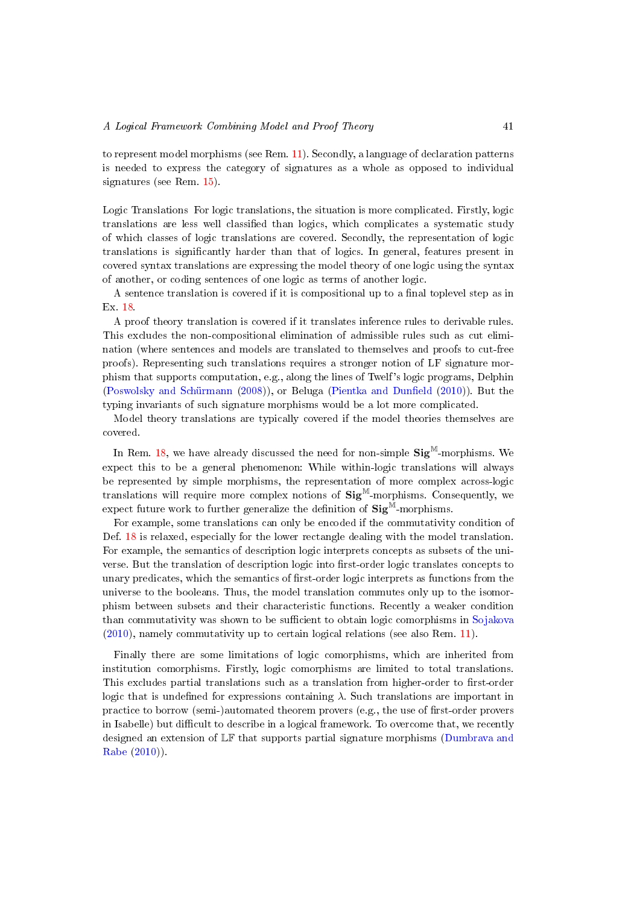to represent model morphisms (see Rem. 11). Secondly, a language of declaration patterns is needed to express the category of signatures as a whole as opposed to individual signatures (see Rem. 15).

Logic Translations For logic translations, the situation is more complicated. Firstly, logic translations are less well classified than logics, which complicates a systematic study of which classes of logic translations are covered. Secondly, the representation of logic translations is significantly harder than that of logics. In general, features present in covered syntax translations are expressing the model theory of one logic using the syntax of another, or coding sentences of one logic as terms of another logic.

A sentence translation is covered if it is compositional up to a final toplevel step as in Ex. 18.

A proof theory translation is covered if it translates inference rules to derivable rules. This excludes the non-compositional elimination of admissible rules such as cut elimination (where sentences and models are translated to themselves and proofs to cut-free proofs). Representing such translations requires a stronger notion of LF signature morphism that supports computation, e.g., along the lines of Twelf's logic programs, Delphin (Poswolsky and Schürmann (2008)), or Beluga (Pientka and Dunfield (2010)). But the typing invariants of such signature morphisms would be a lot more complicated.

Model theory translations are typically covered if the model theories themselves are covered.

In Rem. 18, we have already discussed the need for non-simple $\mathbf{Sig}^{\mathbb{M}}$-morphisms. We expect this to be a general phenomenon: While within-logic translations will always be represented by simple morphisms, the representation of more complex across-logic translations will require more complex notions of $\mathbf{Sig}^{\mathbb{M}}$-morphisms. Consequently, we expect future work to further generalize the definition of $\mathbf{Sig}^{\mathbb{M}}$-morphisms.

For example, some translations can only be encoded if the commutativity condition of Def. 18 is relaxed, especially for the lower rectangle dealing with the model translation. For example, the semantics of description logic interprets concepts as subsets of the universe. But the translation of description logic into first-order logic translates concepts to unary predicates, which the semantics of first-order logic interprets as functions from the universe to the booleans. Thus, the model translation commutes only up to the isomorphism between subsets and their characteristic functions. Recently a weaker condition than commutativity was shown to be sufficient to obtain logic comorphisms in Sojakova (2010), namely commutativity up to certain logical relations (see also Rem. 11).

Finally there are some limitations of logic comorphisms, which are inherited from institution comorphisms. Firstly, logic comorphisms are limited to total translations. This excludes partial translations such as a translation from higher-order to first-order logic that is undefined for expressions containing $\lambda$. Such translations are important in practice to borrow (semi-)automated theorem provers (e.g., the use of first-order provers in Isabelle) but difficult to describe in a logical framework. To overcome that, we recently designed an extension of $\mathbb{LF}$ that supports partial signature morphisms (Dumbrava and Rabe (2010)).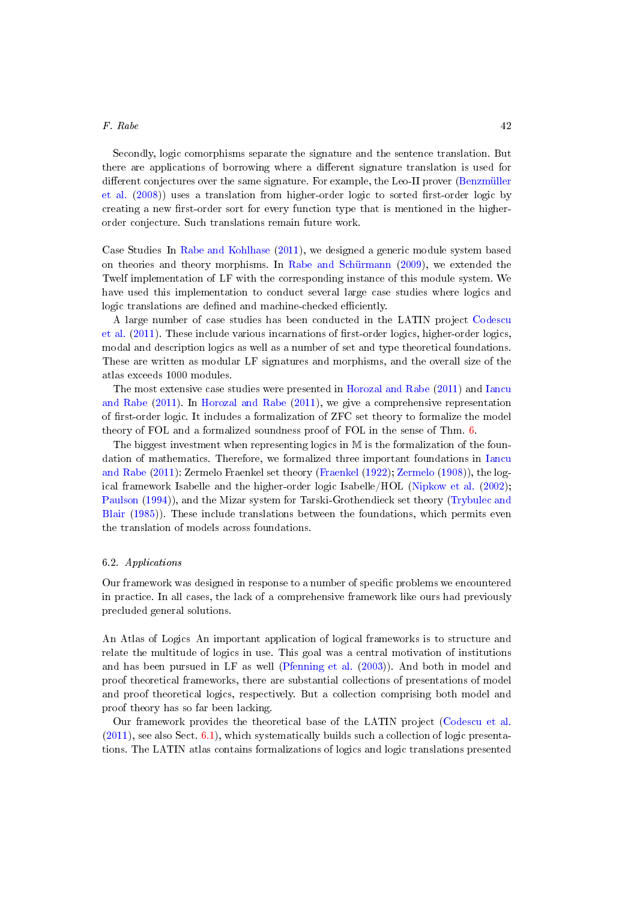Secondly, logic comorphisms separate the signature and the sentence translation. But there are applications of borrowing where a different signature translation is used for different conjectures over the same signature. For example, the Leo-II prover (Benzmüller et al. (2008)) uses a translation from higher-order logic to sorted first-order logic by creating a new first-order sort for every function type that is mentioned in the higher-order conjecture. Such translations remain future work.

Case Studies In Rabe and Kohlhase (2011), we designed a generic module system based on theories and theory morphisms. In Rabe and Schürmann (2009), we extended the Twelf implementation of LF with the corresponding instance of this module system. We have used this implementation to conduct several large case studies where logics and logic translations are defined and machine-checked efficiently.

A large number of case studies has been conducted in the LATIN project Codescu et al. (2011). These include various incarnations of first-order logics, higher-order logics, modal and description logics as well as a number of set and type theoretical foundations. These are written as modular LF signatures and morphisms, and the overall size of the atlas exceeds 1000 modules.

The most extensive case studies were presented in Horozal and Rabe (2011) and Iancu and Rabe (2011). In Horozal and Rabe (2011), we give a comprehensive representation of first-order logic. It includes a formalization of ZFC set theory to formalize the model theory of FOL and a formalized soundness proof of FOL in the sense of Thm. 6.

The biggest investment when representing logics in $\mathbb{M}$ is the formalization of the foundation of mathematics. Therefore, we formalized three important foundations in Iancu and Rabe (2011): Zermelo Fraenkel set theory (Fraenkel (1922); Zermelo (1908)), the logical framework Isabelle and the higher-order logic Isabelle/HOL (Nipkow et al. (2002); Paulson (1994)), and the Mizar system for Tarski-Grothendieck set theory (Trybulec and Blair (1985)). These include translations between the foundations, which permits even the translation of models across foundations.

### 6.2. *Applications*

Our framework was designed in response to a number of specific problems we encountered in practice. In all cases, the lack of a comprehensive framework like ours had previously precluded general solutions.

An Atlas of Logics An important application of logical frameworks is to structure and relate the multitude of logics in use. This goal was a central motivation of institutions and has been pursued in LF as well (Pfenning et al. (2003)). And both in model and proof theoretical frameworks, there are substantial collections of presentations of model and proof theoretical logics, respectively. But a collection comprising both model and proof theory has so far been lacking.

Our framework provides the theoretical base of the LATIN project (Codescu et al. (2011), see also Sect. 6.1), which systematically builds such a collection of logic presentations. The LATIN atlas contains formalizations of logics and logic translations presented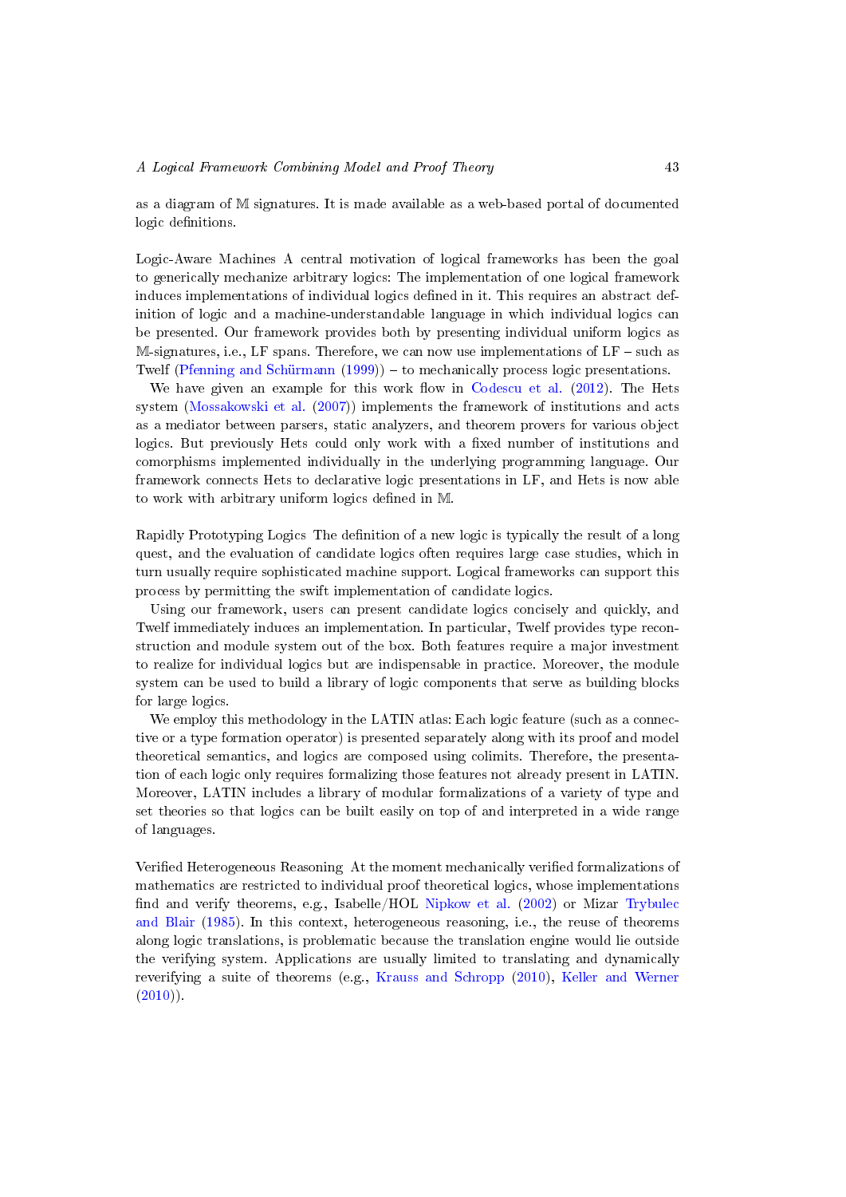as a diagram of $\mathbb{M}$ signatures. It is made available as a web-based portal of documented logic definitions.

**Logic-Aware Machines** A central motivation of logical frameworks has been the goal to generically mechanize arbitrary logics: The implementation of one logical framework induces implementations of individual logics defined in it. This requires an abstract definition of logic and a machine-understandable language in which individual logics can be presented. Our framework provides both by presenting individual uniform logics as $\mathbb{M}$-signatures, i.e., LF spans. Therefore, we can now use implementations of LF – such as Twelf (Pfenning and Schürmann (1999)) – to mechanically process logic presentations.

We have given an example for this work flow in Codescu et al. (2012). The Hets system (Mossakowski et al. (2007)) implements the framework of institutions and acts as a mediator between parsers, static analyzers, and theorem provers for various object logics. But previously Hets could only work with a fixed number of institutions and comorphisms implemented individually in the underlying programming language. Our framework connects Hets to declarative logic presentations in LF, and Hets is now able to work with arbitrary uniform logics defined in $\mathbb{M}$.

**Rapidly Prototyping Logics** The definition of a new logic is typically the result of a long quest, and the evaluation of candidate logics often requires large case studies, which in turn usually require sophisticated machine support. Logical frameworks can support this process by permitting the swift implementation of candidate logics.

Using our framework, users can present candidate logics concisely and quickly, and Twelf immediately induces an implementation. In particular, Twelf provides type reconstruction and module system out of the box. Both features require a major investment to realize for individual logics but are indispensable in practice. Moreover, the module system can be used to build a library of logic components that serve as building blocks for large logics.

We employ this methodology in the LATIN atlas: Each logic feature (such as a connective or a type formation operator) is presented separately along with its proof and model theoretical semantics, and logics are composed using colimits. Therefore, the presentation of each logic only requires formalizing those features not already present in LATIN. Moreover, LATIN includes a library of modular formalizations of a variety of type and set theories so that logics can be built easily on top of and interpreted in a wide range of languages.

**Verified Heterogeneous Reasoning** At the moment mechanically verified formalizations of mathematics are restricted to individual proof theoretical logics, whose implementations find and verify theorems, e.g., Isabelle/HOL Nipkow et al. (2002) or Mizar Trybulec and Blair (1985). In this context, heterogeneous reasoning, i.e., the reuse of theorems along logic translations, is problematic because the translation engine would lie outside the verifying system. Applications are usually limited to translating and dynamically reverifying a suite of theorems (e.g., Krauss and Schropp (2010), Keller and Werner (2010)).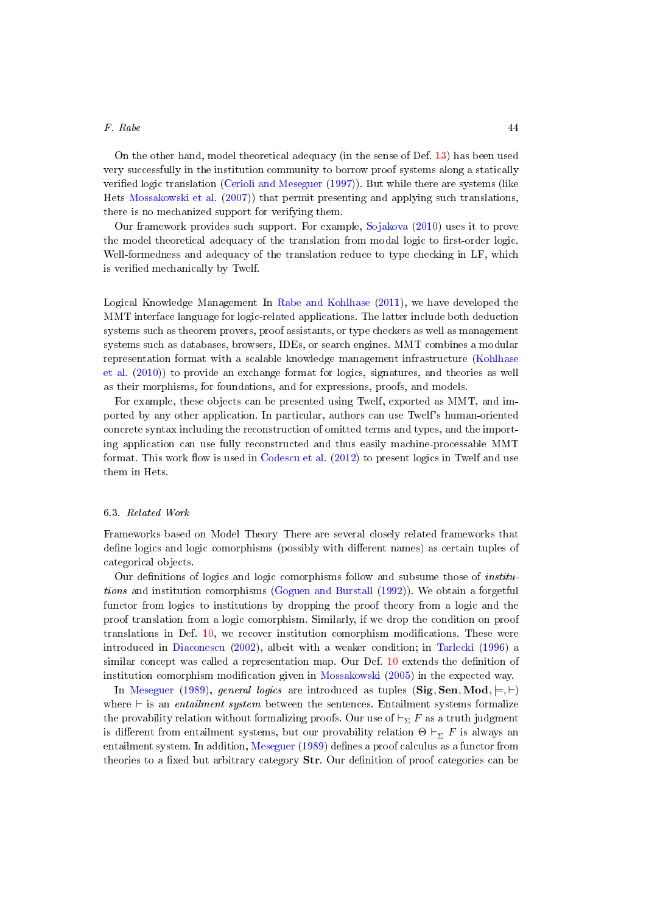On the other hand, model theoretical adequacy (in the sense of Def. 13) has been used very successfully in the institution community to borrow proof systems along a statically verified logic translation (Cerioli and Meseguer (1997)). But while there are systems (like Hets Mossakowski et al. (2007)) that permit presenting and applying such translations, there is no mechanized support for verifying them.

Our framework provides such support. For example, Sojakova (2010) uses it to prove the model theoretical adequacy of the translation from modal logic to first-order logic. Well-formedness and adequacy of the translation reduce to type checking in LF, which is verified mechanically by Twelf.

Logical Knowledge Management In Rabe and Kohlhase (2011), we have developed the MMT interface language for logic-related applications. The latter include both deduction systems such as theorem provers, proof assistants, or type checkers as well as management systems such as databases, browsers, IDEs, or search engines. MMT combines a modular representation format with a scalable knowledge management infrastructure (Kohlhase et al. (2010)) to provide an exchange format for logics, signatures, and theories as well as their morphisms, for foundations, and for expressions, proofs, and models.

For example, these objects can be presented using Twelf, exported as MMT, and imported by any other application. In particular, authors can use Twelf's human-oriented concrete syntax including the reconstruction of omitted terms and types, and the importing application can use fully reconstructed and thus easily machine-processable MMT format. This work flow is used in Codescu et al. (2012) to present logics in Twelf and use them in Hets.

### 6.3. *Related Work*

Frameworks based on Model Theory There are several closely related frameworks that define logics and logic comorphisms (possibly with different names) as certain tuples of categorical objects.

Our definitions of logics and logic comorphisms follow and subsume those of *institutions* and institution comorphisms (Goguen and Burstall (1992)). We obtain a forgetful functor from logics to institutions by dropping the proof theory from a logic and the proof translation from a logic comorphism. Similarly, if we drop the condition on proof translations in Def. 10, we recover institution comorphism modifications. These were introduced in Diaconescu (2002), albeit with a weaker condition; in Tarlecki (1996) a similar concept was called a representation map. Our Def. 10 extends the definition of institution comorphism modification given in Mossakowski (2005) in the expected way.

In Meseguer (1989), *general logics* are introduced as tuples $(\mathbf{Sig}, \mathbf{Sen}, \mathbf{Mod}, \models, \vdash)$ where $\vdash$ is an *entailment system* between the sentences. Entailment systems formalize the provability relation without formalizing proofs. Our use of $\vdash_\Sigma F$ as a truth judgment is different from entailment systems, but our provability relation $\Theta \vdash_\Sigma F$ is always an entailment system. In addition, Meseguer (1989) defines a proof calculus as a functor from theories to a fixed but arbitrary category $\mathbf{Str}$. Our definition of proof categories can be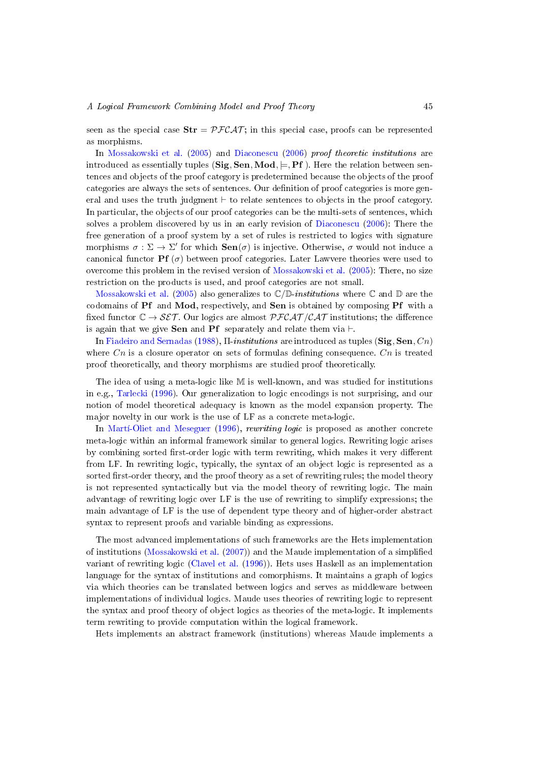seen as the special case $\mathbf{Str} = \mathcal{PFCAT}$; in this special case, proofs can be represented as morphisms.

In Mossakowski et al. (2005) and Diaconescu (2006) *proof theoretic institutions* are introduced as essentially tuples $(\mathbf{Sig}, \mathbf{Sen}, \mathbf{Mod}, \models, \mathbf{Pf})$. Here the relation between sentences and objects of the proof category is predetermined because the objects of the proof categories are always the sets of sentences. Our definition of proof categories is more general and uses the truth judgment $\vdash$ to relate sentences to objects in the proof category. In particular, the objects of our proof categories can be the multi-sets of sentences, which solves a problem discovered by us in an early revision of Diaconescu (2006): There the free generation of a proof system by a set of rules is restricted to logics with signature morphisms $\sigma : \Sigma \to \Sigma'$ for which $\mathbf{Sen}(\sigma)$ is injective. Otherwise, $\sigma$ would not induce a canonical functor $\mathbf{Pf}(\sigma)$ between proof categories. Later Lawvere theories were used to overcome this problem in the revised version of Mossakowski et al. (2005): There, no size restriction on the products is used, and proof categories are not small.

Mossakowski et al. (2005) also generalizes to $\mathbb{C}/\mathbb{D}$-*institutions* where $\mathbb{C}$ and $\mathbb{D}$ are the codomains of $\mathbf{Pf}$ and $\mathbf{Mod}$, respectively, and $\mathbf{Sen}$ is obtained by composing $\mathbf{Pf}$ with a fixed functor $\mathbb{C} \to \mathcal{SET}$. Our logics are almost $\mathcal{PFCAT}/\mathcal{CAT}$ institutions; the difference is again that we give $\mathbf{Sen}$ and $\mathbf{Pf}$ separately and relate them via $\vdash$.

In Fiadeiro and Sernadas (1988), $\Pi$-*institutions* are introduced as tuples $(\mathbf{Sig}, \mathbf{Sen}, Cn)$ where $Cn$ is a closure operator on sets of formulas defining consequence. $Cn$ is treated proof theoretically, and theory morphisms are studied proof theoretically.

The idea of using a meta-logic like $\mathbb{M}$ is well-known, and was studied for institutions in e.g., Tarlecki (1996). Our generalization to logic encodings is not surprising, and our notion of model theoretical adequacy is known as the model expansion property. The major novelty in our work is the use of LF as a concrete meta-logic.

In Martí-Oliet and Meseguer (1996), *rewriting logic* is proposed as another concrete meta-logic within an informal framework similar to general logics. Rewriting logic arises by combining sorted first-order logic with term rewriting, which makes it very different from LF. In rewriting logic, typically, the syntax of an object logic is represented as a sorted first-order theory, and the proof theory as a set of rewriting rules; the model theory is not represented syntactically but via the model theory of rewriting logic. The main advantage of rewriting logic over LF is the use of rewriting to simplify expressions; the main advantage of LF is the use of dependent type theory and of higher-order abstract syntax to represent proofs and variable binding as expressions.

The most advanced implementations of such frameworks are the Hets implementation of institutions (Mossakowski et al. (2007)) and the Maude implementation of a simplified variant of rewriting logic (Clavel et al. (1996)). Hets uses Haskell as an implementation language for the syntax of institutions and comorphisms. It maintains a graph of logics via which theories can be translated between logics and serves as middleware between implementations of individual logics. Maude uses theories of rewriting logic to represent the syntax and proof theory of object logics as theories of the meta-logic. It implements term rewriting to provide computation within the logical framework.

Hets implements an abstract framework (institutions) whereas Maude implements a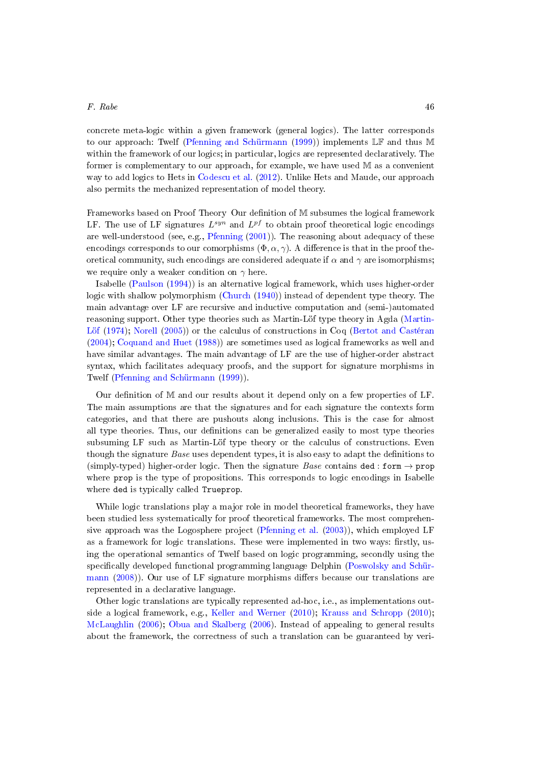concrete meta-logic within a given framework (general logics). The latter corresponds to our approach: Twelf (Pfenning and Schürmann (1999)) implements $\mathbb{LF}$ and thus $\mathbb{M}$ within the framework of our logics; in particular, logics are represented declaratively. The former is complementary to our approach, for example, we have used $\mathbb{M}$ as a convenient way to add logics to Hets in Codescu et al. (2012). Unlike Hets and Maude, our approach also permits the mechanized representation of model theory.

**Frameworks based on Proof Theory** Our definition of $\mathbb{M}$ subsumes the logical framework LF. The use of LF signatures $L^{syn}$ and $L^{pf}$ to obtain proof theoretical logic encodings are well-understood (see, e.g., Pfenning (2001)). The reasoning about adequacy of these encodings corresponds to our comorphisms $(\Phi, \alpha, \gamma)$. A difference is that in the proof theoretical community, such encodings are considered adequate if $\alpha$ and $\gamma$ are isomorphisms; we require only a weaker condition on $\gamma$ here.

Isabelle (Paulson (1994)) is an alternative logical framework, which uses higher-order logic with shallow polymorphism (Church (1940)) instead of dependent type theory. The main advantage over LF are recursive and inductive computation and (semi-)automated reasoning support. Other type theories such as Martin-Löf type theory in Agda (Martin-Löf (1974); Norell (2005)) or the calculus of constructions in Coq (Bertot and Castéran (2004); Coquand and Huet (1988)) are sometimes used as logical frameworks as well and have similar advantages. The main advantage of LF are the use of higher-order abstract syntax, which facilitates adequacy proofs, and the support for signature morphisms in Twelf (Pfenning and Schürmann (1999)).

Our definition of $\mathbb{M}$ and our results about it depend only on a few properties of LF. The main assumptions are that the signatures and for each signature the contexts form categories, and that there are pushouts along inclusions. This is the case for almost all type theories. Thus, our definitions can be generalized easily to most type theories subsuming LF such as Martin-Löf type theory or the calculus of constructions. Even though the signature *Base* uses dependent types, it is also easy to adapt the definitions to (simply-typed) higher-order logic. Then the signature *Base* contains $\texttt{ded} : \texttt{form} \rightarrow \texttt{prop}$ where `prop` is the type of propositions. This corresponds to logic encodings in Isabelle where `ded` is typically called `Trueprop`.

While logic translations play a major role in model theoretical frameworks, they have been studied less systematically for proof theoretical frameworks. The most comprehensive approach was the Logosphere project (Pfenning et al. (2003)), which employed LF as a framework for logic translations. These were implemented in two ways: firstly, using the operational semantics of Twelf based on logic programming, secondly using the specifically developed functional programming language Delphin (Poswolsky and Schürmann (2008)). Our use of LF signature morphisms differs because our translations are represented in a declarative language.

Other logic translations are typically represented ad-hoc, i.e., as implementations outside a logical framework, e.g., Keller and Werner (2010); Krauss and Schropp (2010); McLaughlin (2006); Obua and Skalberg (2006). Instead of appealing to general results about the framework, the correctness of such a translation can be guaranteed by veri-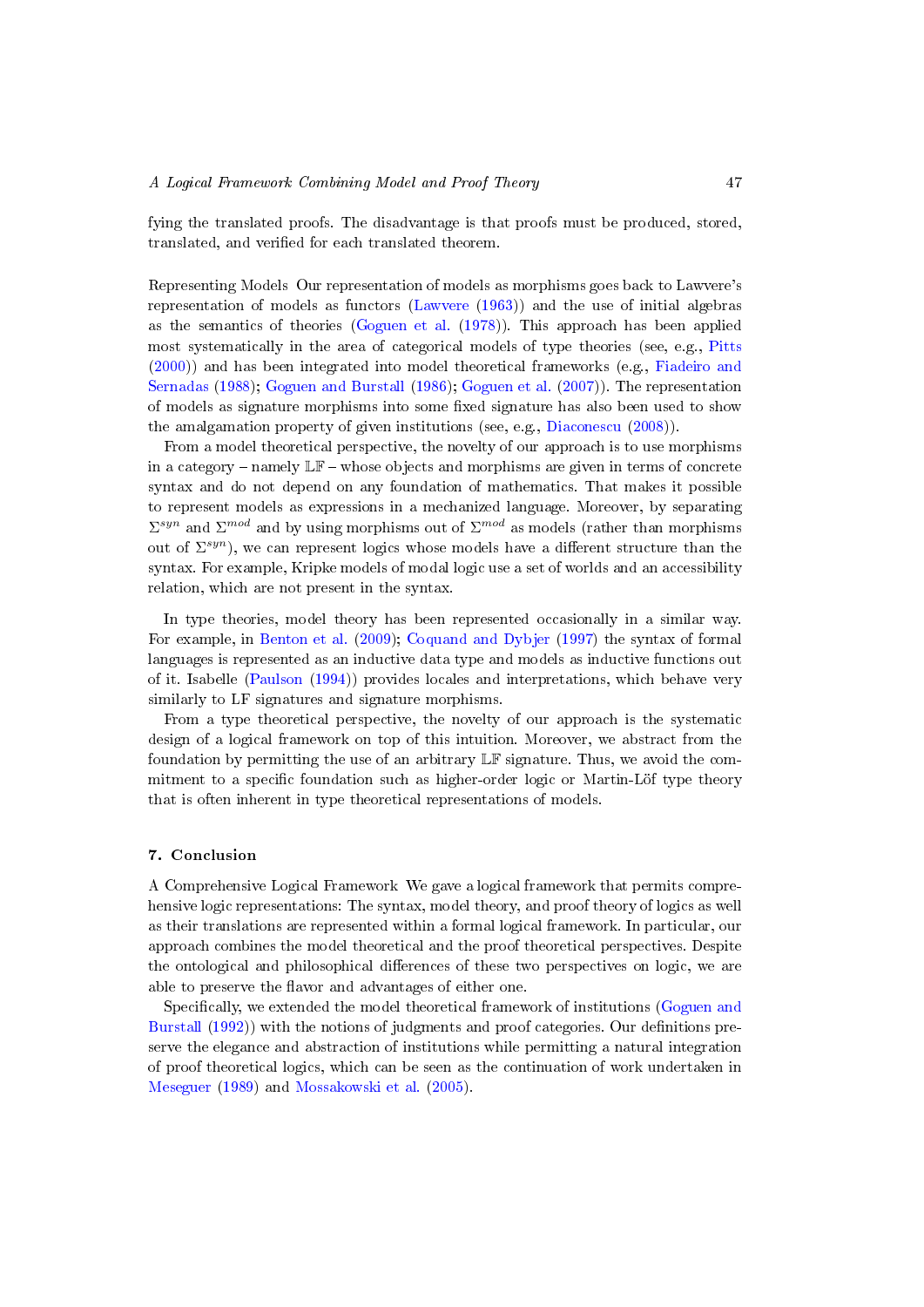fying the translated proofs. The disadvantage is that proofs must be produced, stored, translated, and verified for each translated theorem.

Representing Models Our representation of models as morphisms goes back to Lawvere's representation of models as functors (Lawvere (1963)) and the use of initial algebras as the semantics of theories (Goguen et al. (1978)). This approach has been applied most systematically in the area of categorical models of type theories (see, e.g., Pitts (2000)) and has been integrated into model theoretical frameworks (e.g., Fiadeiro and Sernadas (1988); Goguen and Burstall (1986); Goguen et al. (2007)). The representation of models as signature morphisms into some fixed signature has also been used to show the amalgamation property of given institutions (see, e.g., Diaconescu (2008)).

From a model theoretical perspective, the novelty of our approach is to use morphisms in a category – namely $\mathbb{LF}$ – whose objects and morphisms are given in terms of concrete syntax and do not depend on any foundation of mathematics. That makes it possible to represent models as expressions in a mechanized language. Moreover, by separating $\Sigma^{syn}$ and $\Sigma^{mod}$ and by using morphisms out of $\Sigma^{mod}$ as models (rather than morphisms out of $\Sigma^{syn}$), we can represent logics whose models have a different structure than the syntax. For example, Kripke models of modal logic use a set of worlds and an accessibility relation, which are not present in the syntax.

In type theories, model theory has been represented occasionally in a similar way. For example, in Benton et al. (2009); Coquand and Dybjer (1997) the syntax of formal languages is represented as an inductive data type and models as inductive functions out of it. Isabelle (Paulson (1994)) provides locales and interpretations, which behave very similarly to LF signatures and signature morphisms.

From a type theoretical perspective, the novelty of our approach is the systematic design of a logical framework on top of this intuition. Moreover, we abstract from the foundation by permitting the use of an arbitrary $\mathbb{LF}$ signature. Thus, we avoid the commitment to a specific foundation such as higher-order logic or Martin-Löf type theory that is often inherent in type theoretical representations of models.

## 7. Conclusion

A Comprehensive Logical Framework We gave a logical framework that permits comprehensive logic representations: The syntax, model theory, and proof theory of logics as well as their translations are represented within a formal logical framework. In particular, our approach combines the model theoretical and the proof theoretical perspectives. Despite the ontological and philosophical differences of these two perspectives on logic, we are able to preserve the flavor and advantages of either one.

Specifically, we extended the model theoretical framework of institutions (Goguen and Burstall (1992)) with the notions of judgments and proof categories. Our definitions preserve the elegance and abstraction of institutions while permitting a natural integration of proof theoretical logics, which can be seen as the continuation of work undertaken in Meseguer (1989) and Mossakowski et al. (2005).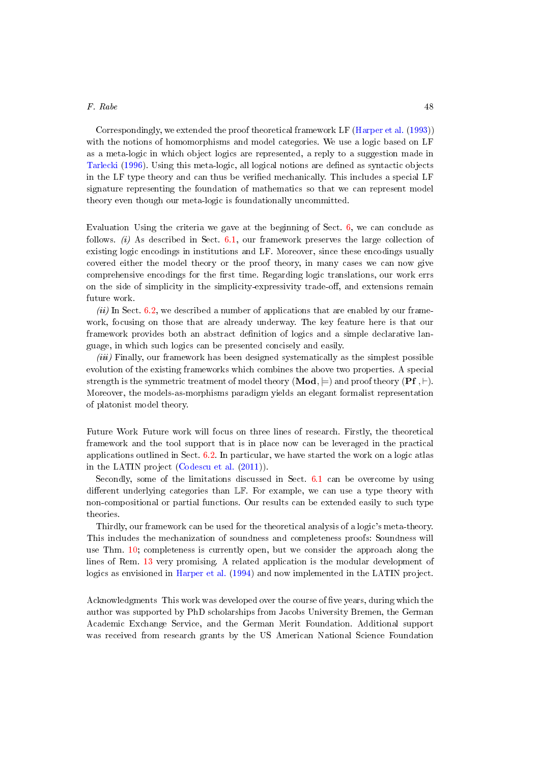Correspondingly, we extended the proof theoretical framework LF (Harper et al. (1993)) with the notions of homomorphisms and model categories. We use a logic based on LF as a meta-logic in which object logics are represented, a reply to a suggestion made in Tarlecki (1996). Using this meta-logic, all logical notions are defined as syntactic objects in the LF type theory and can thus be verified mechanically. This includes a special LF signature representing the foundation of mathematics so that we can represent model theory even though our meta-logic is foundationally uncommitted.

**Evaluation** Using the criteria we gave at the beginning of Sect. 6, we can conclude as follows. *(i)* As described in Sect. 6.1, our framework preserves the large collection of existing logic encodings in institutions and LF. Moreover, since these encodings usually covered either the model theory or the proof theory, in many cases we can now give comprehensive encodings for the first time. Regarding logic translations, our work errs on the side of simplicity in the simplicity-expressivity trade-off, and extensions remain future work.

*(ii)* In Sect. 6.2, we described a number of applications that are enabled by our framework, focusing on those that are already underway. The key feature here is that our framework provides both an abstract definition of logics and a simple declarative language, in which such logics can be presented concisely and easily.

*(iii)* Finally, our framework has been designed systematically as the simplest possible evolution of the existing frameworks which combines the above two properties. A special strength is the symmetric treatment of model theory $(\mathbf{Mod}, \models)$ and proof theory $(\mathbf{Pf}, \vdash)$. Moreover, the models-as-morphisms paradigm yields an elegant formalist representation of platonist model theory.

**Future Work** Future work will focus on three lines of research. Firstly, the theoretical framework and the tool support that is in place now can be leveraged in the practical applications outlined in Sect. 6.2. In particular, we have started the work on a logic atlas in the LATIN project (Codescu et al. (2011)).

Secondly, some of the limitations discussed in Sect. 6.1 can be overcome by using different underlying categories than $\mathbb{LF}$. For example, we can use a type theory with non-compositional or partial functions. Our results can be extended easily to such type theories.

Thirdly, our framework can be used for the theoretical analysis of a logic's meta-theory. This includes the mechanization of soundness and completeness proofs: Soundness will use Thm. 10; completeness is currently open, but we consider the approach along the lines of Rem. 13 very promising. A related application is the modular development of logics as envisioned in Harper et al. (1994) and now implemented in the LATIN project.

**Acknowledgments** This work was developed over the course of five years, during which the author was supported by PhD scholarships from Jacobs University Bremen, the German Academic Exchange Service, and the German Merit Foundation. Additional support was received from research grants by the US American National Science Foundation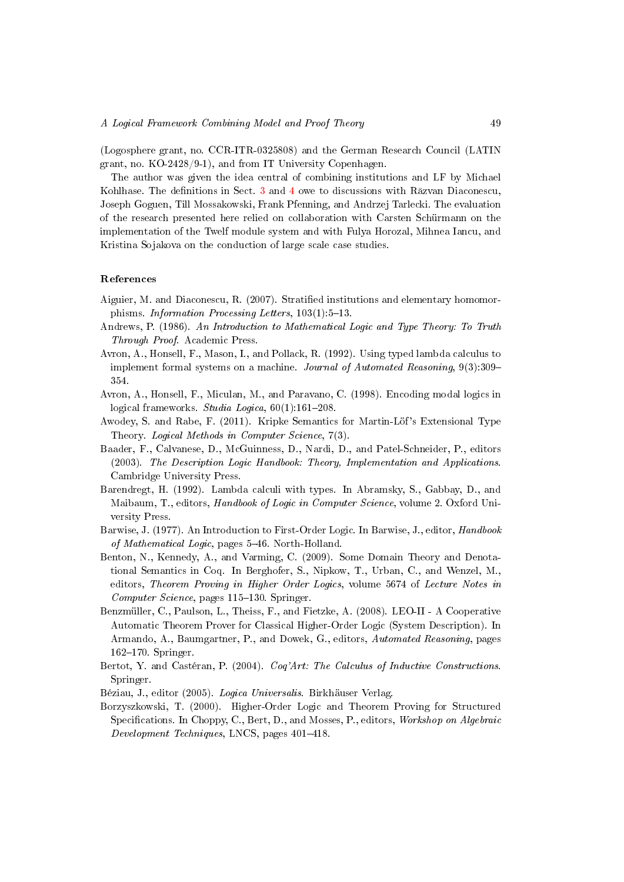(Logosphere grant, no. CCR-ITR-0325808) and the German Research Council (LATIN grant, no. KO-2428/9-1), and from IT University Copenhagen.

The author was given the idea central of combining institutions and LF by Michael Kohlhase. The definitions in Sect. 3 and 4 owe to discussions with Răzvan Diaconescu, Joseph Goguen, Till Mossakowski, Frank Pfenning, and Andrzej Tarlecki. The evaluation of the research presented here relied on collaboration with Carsten Schürmann on the implementation of the Twelf module system and with Fulya Horozal, Mihnea Iancu, and Kristina Sojakova on the conduction of large scale case studies.

## References

Aiguier, M. and Diaconescu, R. (2007). Stratified institutions and elementary homomorphisms. *Information Processing Letters*, 103(1):5–13.

Andrews, P. (1986). *An Introduction to Mathematical Logic and Type Theory: To Truth Through Proof*. Academic Press.

Avron, A., Honsell, F., Mason, I., and Pollack, R. (1992). Using typed lambda calculus to implement formal systems on a machine. *Journal of Automated Reasoning*, 9(3):309–354.

Avron, A., Honsell, F., Miculan, M., and Paravano, C. (1998). Encoding modal logics in logical frameworks. *Studia Logica*, 60(1):161–208.

Awodey, S. and Rabe, F. (2011). Kripke Semantics for Martin-Löf's Extensional Type Theory. *Logical Methods in Computer Science*, 7(3).

Baader, F., Calvanese, D., McGuinness, D., Nardi, D., and Patel-Schneider, P., editors (2003). *The Description Logic Handbook: Theory, Implementation and Applications*. Cambridge University Press.

Barendregt, H. (1992). Lambda calculi with types. In Abramsky, S., Gabbay, D., and Maibaum, T., editors, *Handbook of Logic in Computer Science*, volume 2. Oxford University Press.

Barwise, J. (1977). An Introduction to First-Order Logic. In Barwise, J., editor, *Handbook of Mathematical Logic*, pages 5–46. North-Holland.

Benton, N., Kennedy, A., and Varming, C. (2009). Some Domain Theory and Denotational Semantics in Coq. In Berghofer, S., Nipkow, T., Urban, C., and Wenzel, M., editors, *Theorem Proving in Higher Order Logics*, volume 5674 of *Lecture Notes in Computer Science*, pages 115–130. Springer.

Benzmüller, C., Paulson, L., Theiss, F., and Fietzke, A. (2008). LEO-II - A Cooperative Automatic Theorem Prover for Classical Higher-Order Logic (System Description). In Armando, A., Baumgartner, P., and Dowek, G., editors, *Automated Reasoning*, pages 162–170. Springer.

Bertot, Y. and Castéran, P. (2004). *Coq'Art: The Calculus of Inductive Constructions*. Springer.

Béziau, J., editor (2005). *Logica Universalis*. Birkhäuser Verlag.

Borzyszkowski, T. (2000). Higher-Order Logic and Theorem Proving for Structured Specifications. In Choppy, C., Bert, D., and Mosses, P., editors, *Workshop on Algebraic Development Techniques*, LNCS, pages 401–418.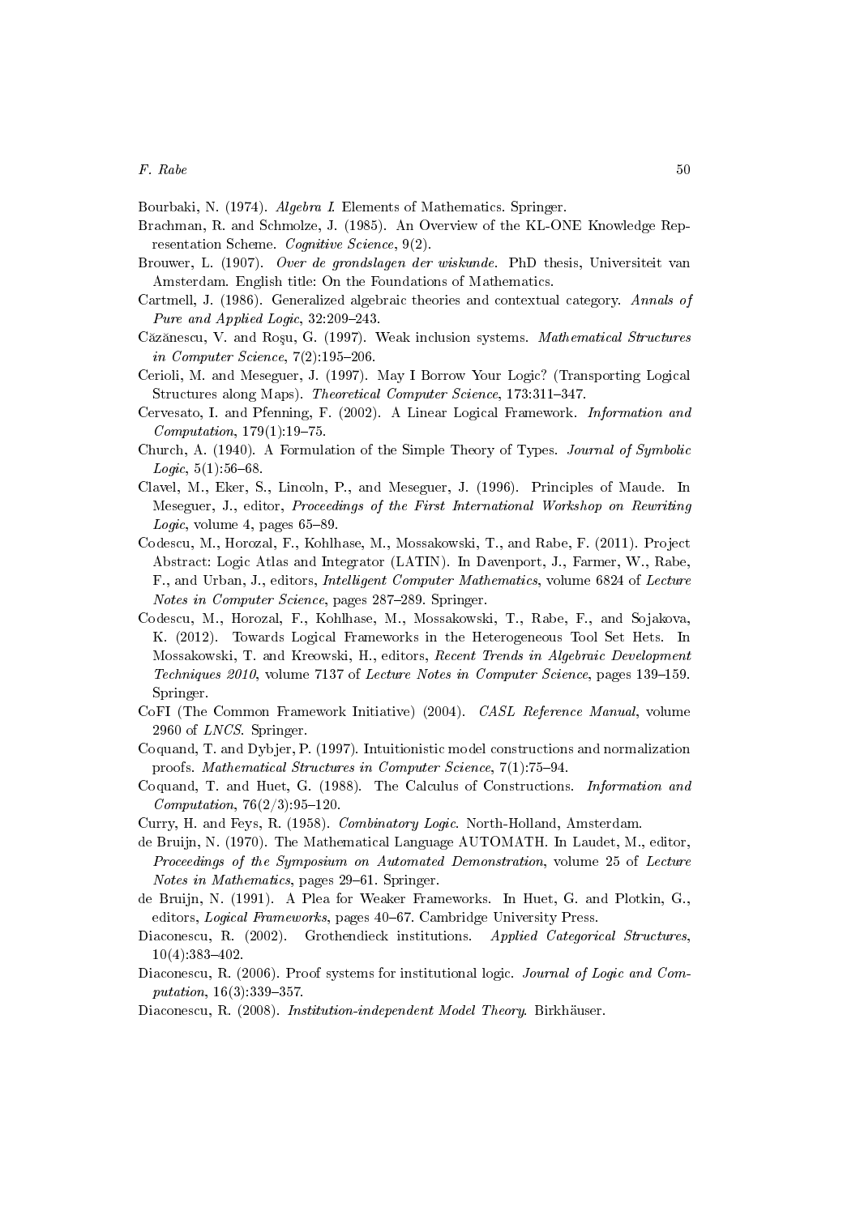Bourbaki, N. (1974). *Algebra I*. Elements of Mathematics. Springer.

Brachman, R. and Schmolze, J. (1985). An Overview of the KL-ONE Knowledge Representation Scheme. *Cognitive Science*, 9(2).

Brouwer, L. (1907). *Over de grondslagen der wiskunde*. PhD thesis, Universiteit van Amsterdam. English title: On the Foundations of Mathematics.

Cartmell, J. (1986). Generalized algebraic theories and contextual category. *Annals of Pure and Applied Logic*, 32:209–243.

Căzănescu, V. and Roşu, G. (1997). Weak inclusion systems. *Mathematical Structures in Computer Science*, 7(2):195–206.

Cerioli, M. and Meseguer, J. (1997). May I Borrow Your Logic? (Transporting Logical Structures along Maps). *Theoretical Computer Science*, 173:311–347.

Cervesato, I. and Pfenning, F. (2002). A Linear Logical Framework. *Information and Computation*, 179(1):19–75.

Church, A. (1940). A Formulation of the Simple Theory of Types. *Journal of Symbolic Logic*, 5(1):56–68.

Clavel, M., Eker, S., Lincoln, P., and Meseguer, J. (1996). Principles of Maude. In Meseguer, J., editor, *Proceedings of the First International Workshop on Rewriting Logic*, volume 4, pages 65–89.

Codescu, M., Horozal, F., Kohlhase, M., Mossakowski, T., and Rabe, F. (2011). Project Abstract: Logic Atlas and Integrator (LATIN). In Davenport, J., Farmer, W., Rabe, F., and Urban, J., editors, *Intelligent Computer Mathematics*, volume 6824 of *Lecture Notes in Computer Science*, pages 287–289. Springer.

Codescu, M., Horozal, F., Kohlhase, M., Mossakowski, T., Rabe, F., and Sojakova, K. (2012). Towards Logical Frameworks in the Heterogeneous Tool Set Hets. In Mossakowski, T. and Kreowski, H., editors, *Recent Trends in Algebraic Development Techniques 2010*, volume 7137 of *Lecture Notes in Computer Science*, pages 139–159. Springer.

CoFI (The Common Framework Initiative) (2004). *CASL Reference Manual*, volume 2960 of *LNCS*. Springer.

Coquand, T. and Dybjer, P. (1997). Intuitionistic model constructions and normalization proofs. *Mathematical Structures in Computer Science*, 7(1):75–94.

Coquand, T. and Huet, G. (1988). The Calculus of Constructions. *Information and Computation*, 76(2/3):95–120.

Curry, H. and Feys, R. (1958). *Combinatory Logic*. North-Holland, Amsterdam.

de Bruijn, N. (1970). The Mathematical Language AUTOMATH. In Laudet, M., editor, *Proceedings of the Symposium on Automated Demonstration*, volume 25 of *Lecture Notes in Mathematics*, pages 29–61. Springer.

de Bruijn, N. (1991). A Plea for Weaker Frameworks. In Huet, G. and Plotkin, G., editors, *Logical Frameworks*, pages 40–67. Cambridge University Press.

Diaconescu, R. (2002). Grothendieck institutions. *Applied Categorical Structures*, 10(4):383–402.

Diaconescu, R. (2006). Proof systems for institutional logic. *Journal of Logic and Computation*, 16(3):339–357.

Diaconescu, R. (2008). *Institution-independent Model Theory*. Birkhäuser.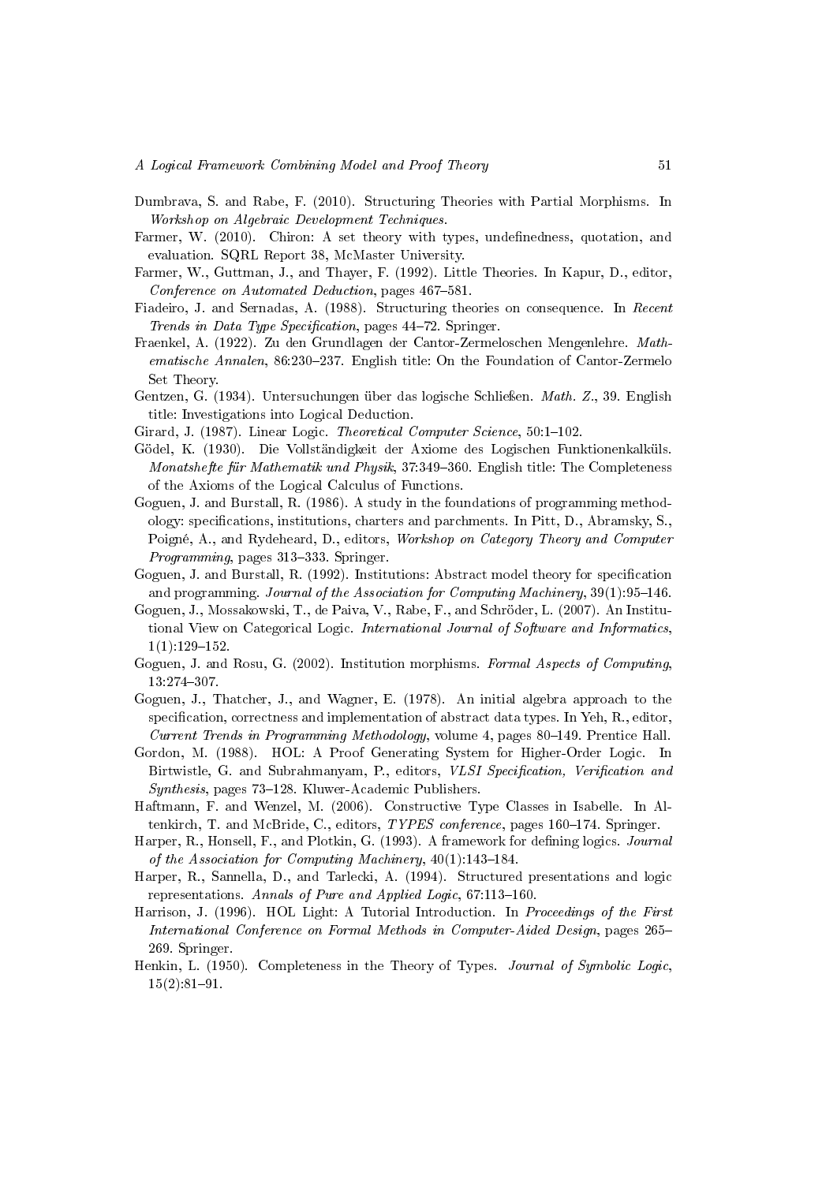Dumbrava, S. and Rabe, F. (2010). Structuring Theories with Partial Morphisms. In *Workshop on Algebraic Development Techniques*.

Farmer, W. (2010). Chiron: A set theory with types, undefinedness, quotation, and evaluation. SQRL Report 38, McMaster University.

Farmer, W., Guttman, J., and Thayer, F. (1992). Little Theories. In Kapur, D., editor, *Conference on Automated Deduction*, pages 467–581.

Fiadeiro, J. and Sernadas, A. (1988). Structuring theories on consequence. In *Recent Trends in Data Type Specification*, pages 44–72. Springer.

Fraenkel, A. (1922). Zu den Grundlagen der Cantor-Zermeloschen Mengenlehre. *Mathematische Annalen*, 86:230–237. English title: On the Foundation of Cantor-Zermelo Set Theory.

Gentzen, G. (1934). Untersuchungen über das logische Schließen. *Math. Z.*, 39. English title: Investigations into Logical Deduction.

Girard, J. (1987). Linear Logic. *Theoretical Computer Science*, 50:1–102.

Gödel, K. (1930). Die Vollständigkeit der Axiome des Logischen Funktionenkalküls. *Monatshefte für Mathematik und Physik*, 37:349–360. English title: The Completeness of the Axioms of the Logical Calculus of Functions.

Goguen, J. and Burstall, R. (1986). A study in the foundations of programming methodology: specifications, institutions, charters and parchments. In Pitt, D., Abramsky, S., Poigné, A., and Rydeheard, D., editors, *Workshop on Category Theory and Computer Programming*, pages 313–333. Springer.

Goguen, J. and Burstall, R. (1992). Institutions: Abstract model theory for specification and programming. *Journal of the Association for Computing Machinery*, 39(1):95–146.

Goguen, J., Mossakowski, T., de Paiva, V., Rabe, F., and Schröder, L. (2007). An Institutional View on Categorical Logic. *International Journal of Software and Informatics*, 1(1):129–152.

Goguen, J. and Rosu, G. (2002). Institution morphisms. *Formal Aspects of Computing*, 13:274–307.

Goguen, J., Thatcher, J., and Wagner, E. (1978). An initial algebra approach to the specification, correctness and implementation of abstract data types. In Yeh, R., editor, *Current Trends in Programming Methodology*, volume 4, pages 80–149. Prentice Hall.

Gordon, M. (1988). HOL: A Proof Generating System for Higher-Order Logic. In Birtwistle, G. and Subrahmanyam, P., editors, *VLSI Specification, Verification and Synthesis*, pages 73–128. Kluwer-Academic Publishers.

Haftmann, F. and Wenzel, M. (2006). Constructive Type Classes in Isabelle. In Altenkirch, T. and McBride, C., editors, *TYPES conference*, pages 160–174. Springer.

Harper, R., Honsell, F., and Plotkin, G. (1993). A framework for defining logics. *Journal of the Association for Computing Machinery*, 40(1):143–184.

Harper, R., Sannella, D., and Tarlecki, A. (1994). Structured presentations and logic representations. *Annals of Pure and Applied Logic*, 67:113–160.

Harrison, J. (1996). HOL Light: A Tutorial Introduction. In *Proceedings of the First International Conference on Formal Methods in Computer-Aided Design*, pages 265–269. Springer.

Henkin, L. (1950). Completeness in the Theory of Types. *Journal of Symbolic Logic*, 15(2):81–91.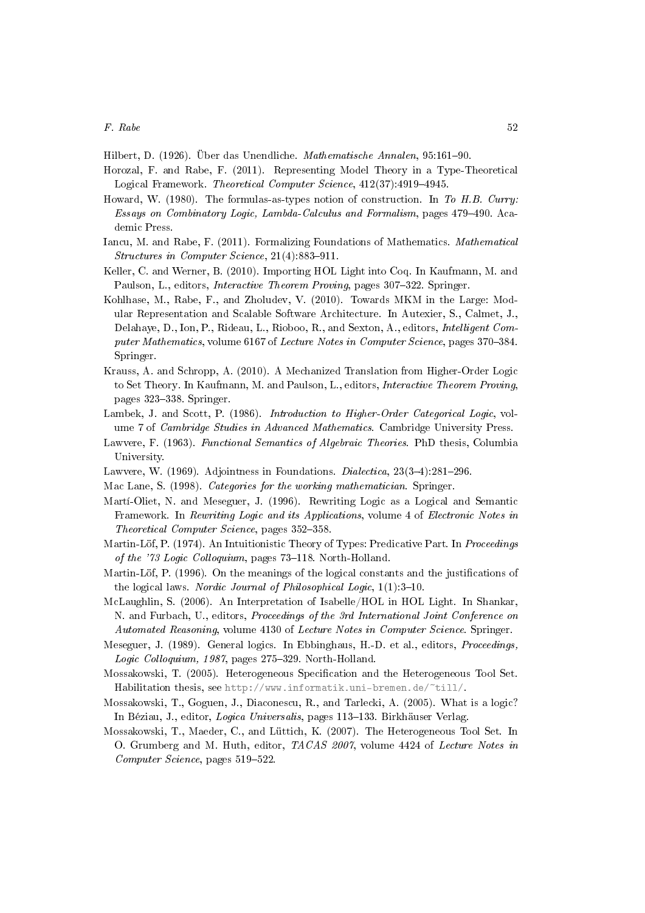Hilbert, D. (1926). Über das Unendliche. *Mathematische Annalen*, 95:161–90.

Horozal, F. and Rabe, F. (2011). Representing Model Theory in a Type-Theoretical Logical Framework. *Theoretical Computer Science*, 412(37):4919–4945.

Howard, W. (1980). The formulas-as-types notion of construction. In *To H.B. Curry: Essays on Combinatory Logic, Lambda-Calculus and Formalism*, pages 479–490. Academic Press.

Iancu, M. and Rabe, F. (2011). Formalizing Foundations of Mathematics. *Mathematical Structures in Computer Science*, 21(4):883–911.

Keller, C. and Werner, B. (2010). Importing HOL Light into Coq. In Kaufmann, M. and Paulson, L., editors, *Interactive Theorem Proving*, pages 307–322. Springer.

Kohlhase, M., Rabe, F., and Zholudev, V. (2010). Towards MKM in the Large: Modular Representation and Scalable Software Architecture. In Autexier, S., Calmet, J., Delahaye, D., Ion, P., Rideau, L., Rioboo, R., and Sexton, A., editors, *Intelligent Computer Mathematics*, volume 6167 of *Lecture Notes in Computer Science*, pages 370–384. Springer.

Krauss, A. and Schropp, A. (2010). A Mechanized Translation from Higher-Order Logic to Set Theory. In Kaufmann, M. and Paulson, L., editors, *Interactive Theorem Proving*, pages 323–338. Springer.

Lambek, J. and Scott, P. (1986). *Introduction to Higher-Order Categorical Logic*, volume 7 of *Cambridge Studies in Advanced Mathematics*. Cambridge University Press.

Lawvere, F. (1963). *Functional Semantics of Algebraic Theories*. PhD thesis, Columbia University.

Lawvere, W. (1969). Adjointness in Foundations. *Dialectica*, 23(3–4):281–296.

Mac Lane, S. (1998). *Categories for the working mathematician*. Springer.

Martí-Oliet, N. and Meseguer, J. (1996). Rewriting Logic as a Logical and Semantic Framework. In *Rewriting Logic and its Applications*, volume 4 of *Electronic Notes in Theoretical Computer Science*, pages 352–358.

Martin-Löf, P. (1974). An Intuitionistic Theory of Types: Predicative Part. In *Proceedings of the '73 Logic Colloquium*, pages 73–118. North-Holland.

Martin-Löf, P. (1996). On the meanings of the logical constants and the justifications of the logical laws. *Nordic Journal of Philosophical Logic*, 1(1):3–10.

McLaughlin, S. (2006). An Interpretation of Isabelle/HOL in HOL Light. In Shankar, N. and Furbach, U., editors, *Proceedings of the 3rd International Joint Conference on Automated Reasoning*, volume 4130 of *Lecture Notes in Computer Science*. Springer.

Meseguer, J. (1989). General logics. In Ebbinghaus, H.-D. et al., editors, *Proceedings, Logic Colloquium, 1987*, pages 275–329. North-Holland.

Mossakowski, T. (2005). Heterogeneous Specification and the Heterogeneous Tool Set. Habilitation thesis, see http://www.informatik.uni-bremen.de/~till/.

Mossakowski, T., Goguen, J., Diaconescu, R., and Tarlecki, A. (2005). What is a logic? In Béziau, J., editor, *Logica Universalis*, pages 113–133. Birkhäuser Verlag.

Mossakowski, T., Maeder, C., and Lüttich, K. (2007). The Heterogeneous Tool Set. In O. Grumberg and M. Huth, editor, *TACAS 2007*, volume 4424 of *Lecture Notes in Computer Science*, pages 519–522.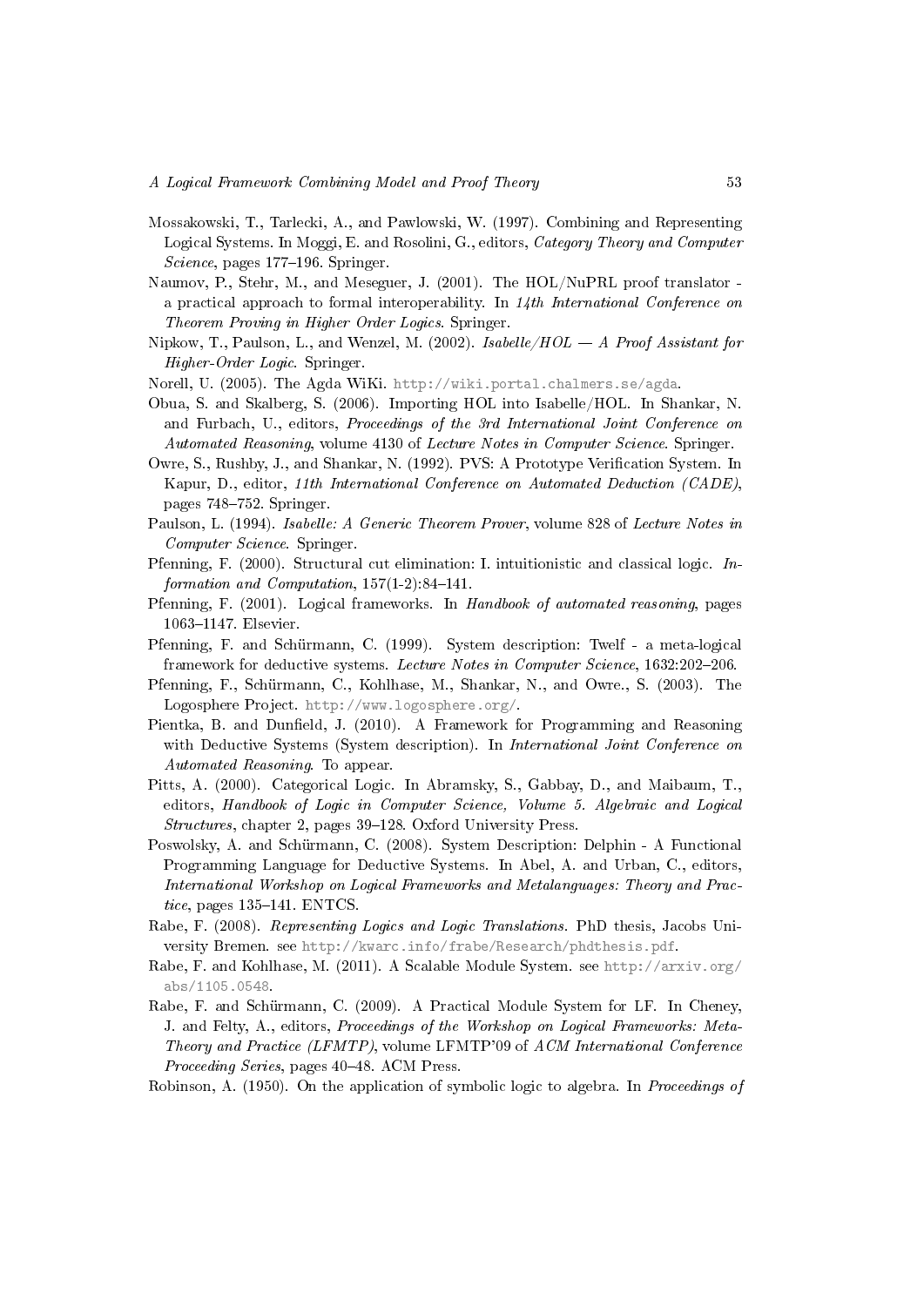Mossakowski, T., Tarlecki, A., and Pawlowski, W. (1997). Combining and Representing Logical Systems. In Moggi, E. and Rosolini, G., editors, *Category Theory and Computer Science*, pages 177–196. Springer.

Naumov, P., Stehr, M., and Meseguer, J. (2001). The HOL/NuPRL proof translator - a practical approach to formal interoperability. In *14th International Conference on Theorem Proving in Higher Order Logics*. Springer.

Nipkow, T., Paulson, L., and Wenzel, M. (2002). *Isabelle/HOL — A Proof Assistant for Higher-Order Logic*. Springer.

Norell, U. (2005). The Agda WiKi. http://wiki.portal.chalmers.se/agda.

Obua, S. and Skalberg, S. (2006). Importing HOL into Isabelle/HOL. In Shankar, N. and Furbach, U., editors, *Proceedings of the 3rd International Joint Conference on Automated Reasoning*, volume 4130 of *Lecture Notes in Computer Science*. Springer.

Owre, S., Rushby, J., and Shankar, N. (1992). PVS: A Prototype Verification System. In Kapur, D., editor, *11th International Conference on Automated Deduction (CADE)*, pages 748–752. Springer.

Paulson, L. (1994). *Isabelle: A Generic Theorem Prover*, volume 828 of *Lecture Notes in Computer Science*. Springer.

Pfenning, F. (2000). Structural cut elimination: I. intuitionistic and classical logic. *Information and Computation*, 157(1-2):84–141.

Pfenning, F. (2001). Logical frameworks. In *Handbook of automated reasoning*, pages 1063–1147. Elsevier.

Pfenning, F. and Schürmann, C. (1999). System description: Twelf - a meta-logical framework for deductive systems. *Lecture Notes in Computer Science*, 1632:202–206.

Pfenning, F., Schürmann, C., Kohlhase, M., Shankar, N., and Owre., S. (2003). The Logosphere Project. http://www.logosphere.org/.

Pientka, B. and Dunfield, J. (2010). A Framework for Programming and Reasoning with Deductive Systems (System description). In *International Joint Conference on Automated Reasoning*. To appear.

Pitts, A. (2000). Categorical Logic. In Abramsky, S., Gabbay, D., and Maibaum, T., editors, *Handbook of Logic in Computer Science, Volume 5. Algebraic and Logical Structures*, chapter 2, pages 39–128. Oxford University Press.

Poswolsky, A. and Schürmann, C. (2008). System Description: Delphin - A Functional Programming Language for Deductive Systems. In Abel, A. and Urban, C., editors, *International Workshop on Logical Frameworks and Metalanguages: Theory and Practice*, pages 135–141. ENTCS.

Rabe, F. (2008). *Representing Logics and Logic Translations*. PhD thesis, Jacobs University Bremen. see http://kwarc.info/frabe/Research/phdthesis.pdf.

Rabe, F. and Kohlhase, M. (2011). A Scalable Module System. see http://arxiv.org/abs/1105.0548.

Rabe, F. and Schürmann, C. (2009). A Practical Module System for LF. In Cheney, J. and Felty, A., editors, *Proceedings of the Workshop on Logical Frameworks: Meta-Theory and Practice (LFMTP)*, volume LFMTP'09 of *ACM International Conference Proceeding Series*, pages 40–48. ACM Press.

Robinson, A. (1950). On the application of symbolic logic to algebra. In *Proceedings of*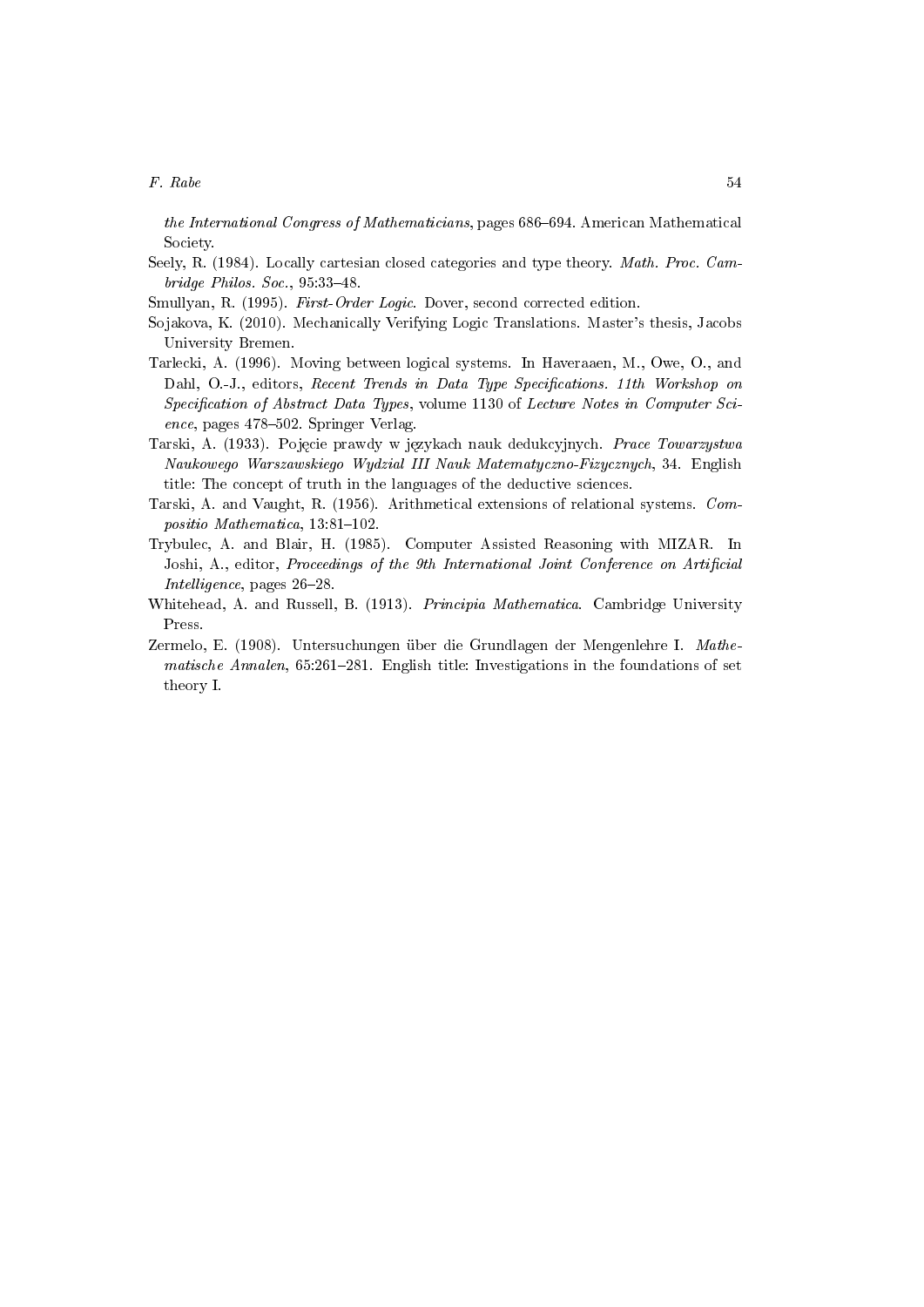*the International Congress of Mathematicians*, pages 686–694. American Mathematical Society.

Seely, R. (1984). Locally cartesian closed categories and type theory. *Math. Proc. Cambridge Philos. Soc.*, 95:33–48.

Smullyan, R. (1995). *First-Order Logic*. Dover, second corrected edition.

Sojakova, K. (2010). Mechanically Verifying Logic Translations. Master's thesis, Jacobs University Bremen.

Tarlecki, A. (1996). Moving between logical systems. In Haveraaen, M., Owe, O., and Dahl, O.-J., editors, *Recent Trends in Data Type Specifications. 11th Workshop on Specification of Abstract Data Types*, volume 1130 of *Lecture Notes in Computer Science*, pages 478–502. Springer Verlag.

Tarski, A. (1933). Pojęcie prawdy w językach nauk dedukcyjnych. *Prace Towarzystwa Naukowego Warszawskiego Wydzial III Nauk Matematyczno-Fizycznych*, 34. English title: The concept of truth in the languages of the deductive sciences.

Tarski, A. and Vaught, R. (1956). Arithmetical extensions of relational systems. *Compositio Mathematica*, 13:81–102.

Trybulec, A. and Blair, H. (1985). Computer Assisted Reasoning with MIZAR. In Joshi, A., editor, *Proceedings of the 9th International Joint Conference on Artificial Intelligence*, pages 26–28.

Whitehead, A. and Russell, B. (1913). *Principia Mathematica*. Cambridge University Press.

Zermelo, E. (1908). Untersuchungen über die Grundlagen der Mengenlehre I. *Mathematische Annalen*, 65:261–281. English title: Investigations in the foundations of set theory I.